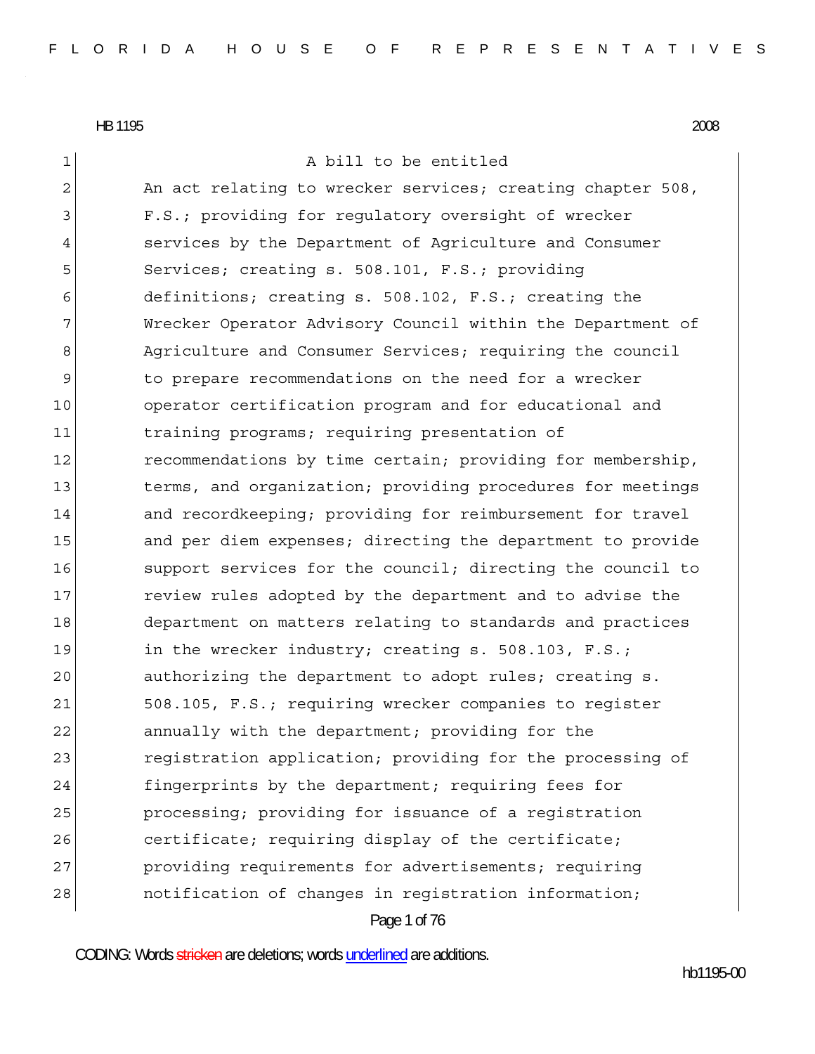HB 1195 2008

A bill to be entitled

An act relating to wrecker services; creating chapter 508, F.S.; providing for regulatory oversight of wrecker services by the Department of Agriculture and Consumer Services; creating s. 508.101, F.S.; providing definitions; creating s. 508.102, F.S.; creating the Wrecker Operator Advisory Council within the Department of Agriculture and Consumer Services; requiring the council to prepare recommendations on the need for a wrecker operator certification program and for educational and training programs; requiring presentation of recommendations by time certain; providing for membership, terms, and organization; providing procedures for meetings and recordkeeping; providing for reimbursement for travel and per diem expenses; directing the department to provide support services for the council; directing the council to review rules adopted by the department and to advise the department on matters relating to standards and practices in the wrecker industry; creating s. 508.103, F.S.; authorizing the department to adopt rules; creating s. 508.105, F.S.; requiring wrecker companies to register annually with the department; providing for the registration application; providing for the processing of fingerprints by the department; requiring fees for processing; providing for issuance of a registration certificate; requiring display of the certificate; providing requirements for advertisements; requiring notification of changes in registration information;

CODING: Words stricken are deletions; words underlined are additions.

hb1195-00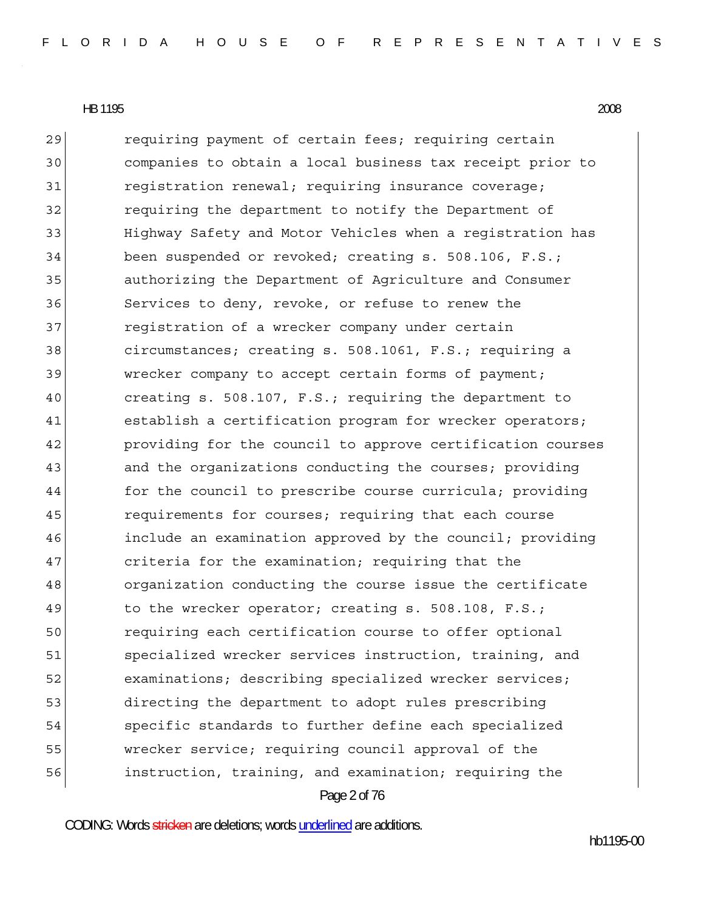requiring payment of certain fees; requiring certain companies to obtain a local business tax receipt prior to registration renewal; requiring insurance coverage; requiring the department to notify the Department of Highway Safety and Motor Vehicles when a registration has been suspended or revoked; creating s. 508.106, F.S.; authorizing the Department of Agriculture and Consumer Services to deny, revoke, or refuse to renew the registration of a wrecker company under certain circumstances; creating s. 508.1061, F.S.; requiring a wrecker company to accept certain forms of payment; creating s. 508.107, F.S.; requiring the department to establish a certification program for wrecker operators; providing for the council to approve certification courses and the organizations conducting the courses; providing for the council to prescribe course curricula; providing requirements for courses; requiring that each course include an examination approved by the council; providing criteria for the examination; requiring that the organization conducting the course issue the certificate to the wrecker operator; creating s. 508.108, F.S.; requiring each certification course to offer optional specialized wrecker services instruction, training, and examinations; describing specialized wrecker services; directing the department to adopt rules prescribing specific standards to further define each specialized wrecker service; requiring council approval of the instruction, training, and examination; requiring the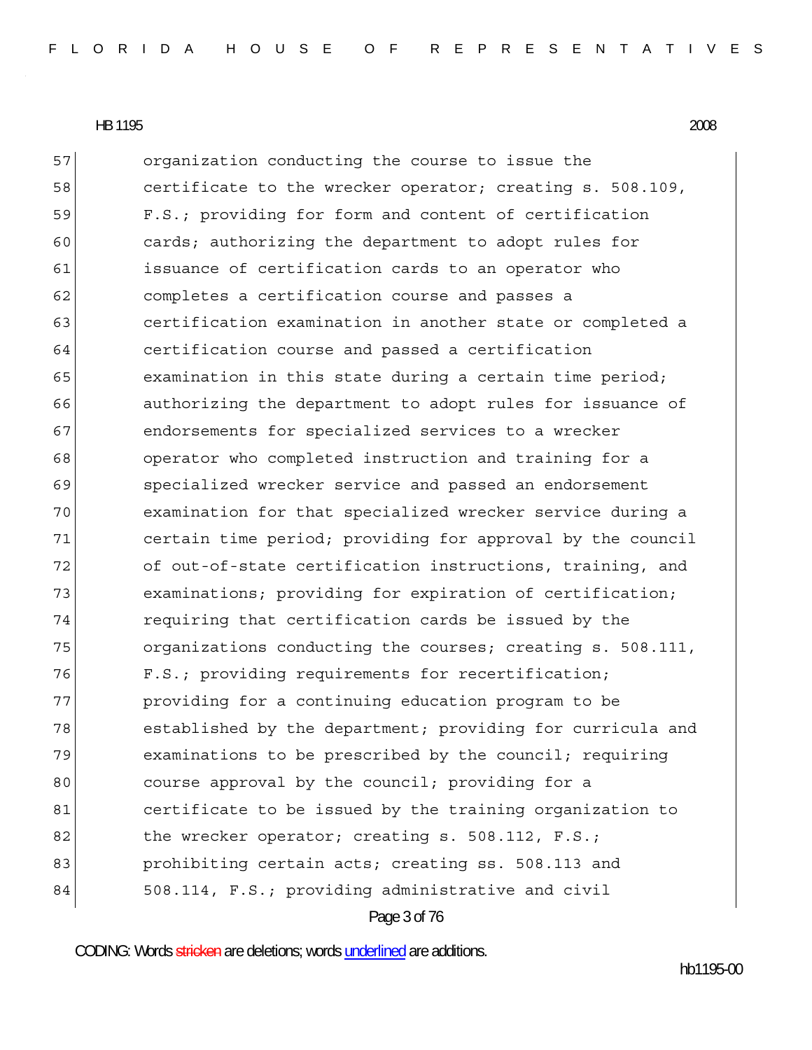organization conducting the course to issue the certificate to the wrecker operator; creating s. 508.109, F.S.; providing for form and content of certification cards; authorizing the department to adopt rules for issuance of certification cards to an operator who completes a certification course and passes a certification examination in another state or completed a certification course and passed a certification examination in this state during a certain time period; authorizing the department to adopt rules for issuance of endorsements for specialized services to a wrecker operator who completed instruction and training for a specialized wrecker service and passed an endorsement examination for that specialized wrecker service during a certain time period; providing for approval by the council of out-of-state certification instructions, training, and examinations; providing for expiration of certification; requiring that certification cards be issued by the organizations conducting the courses; creating s. 508.111, F.S.; providing requirements for recertification; providing for a continuing education program to be established by the department; providing for curricula and examinations to be prescribed by the council; requiring course approval by the council; providing for a certificate to be issued by the training organization to the wrecker operator; creating s. 508.112, F.S.; prohibiting certain acts; creating ss. 508.113 and 508.114, F.S.; providing administrative and civil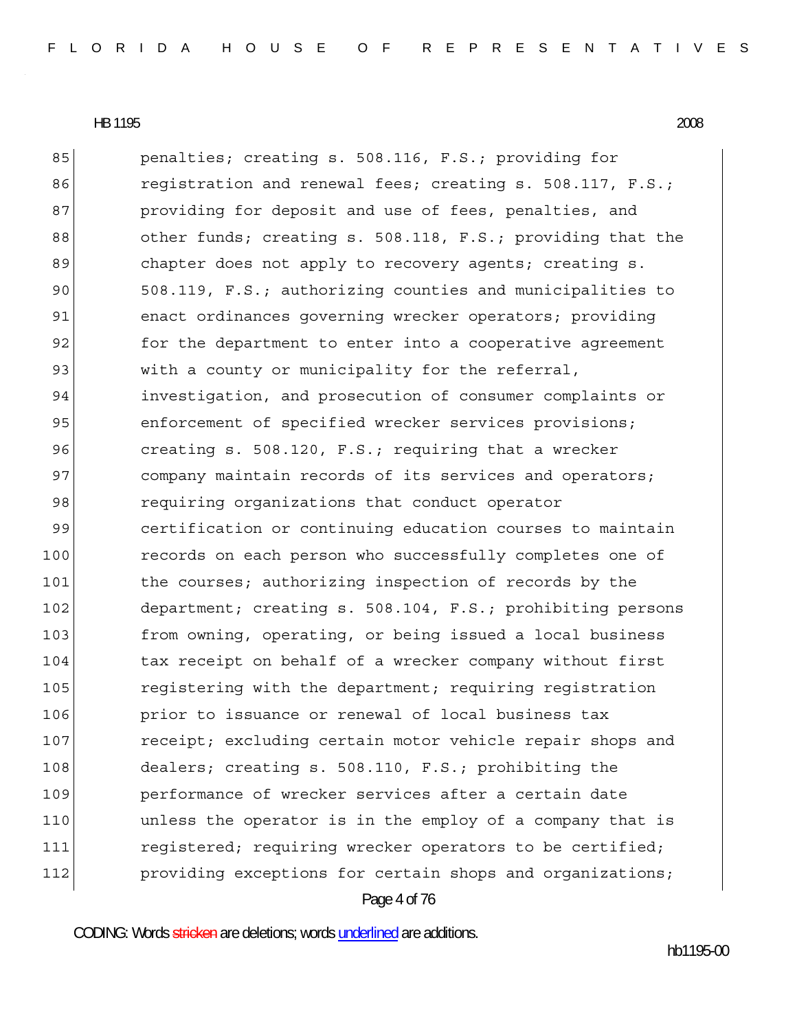85 penalties; creating s. 508.116, F.S.; providing for
86 registration and renewal fees; creating s. 508.117, F.S.;
87 providing for deposit and use of fees, penalties, and
88 other funds; creating s. 508.118, F.S.; providing that the
89 chapter does not apply to recovery agents; creating s.
90 508.119, F.S.; authorizing counties and municipalities to
91 enact ordinances governing wrecker operators; providing
92 for the department to enter into a cooperative agreement
93 with a county or municipality for the referral,
94 investigation, and prosecution of consumer complaints or
95 enforcement of specified wrecker services provisions;
96 creating s. 508.120, F.S.; requiring that a wrecker
97 company maintain records of its services and operators;
98 requiring organizations that conduct operator
99 certification or continuing education courses to maintain
100 records on each person who successfully completes one of
101 the courses; authorizing inspection of records by the
102 department; creating s. 508.104, F.S.; prohibiting persons
103 from owning, operating, or being issued a local business
104 tax receipt on behalf of a wrecker company without first
105 registering with the department; requiring registration
106 prior to issuance or renewal of local business tax
107 receipt; excluding certain motor vehicle repair shops and
108 dealers; creating s. 508.110, F.S.; prohibiting the
109 performance of wrecker services after a certain date
110 unless the operator is in the employ of a company that is
111 registered; requiring wrecker operators to be certified;
112 providing exceptions for certain shops and organizations;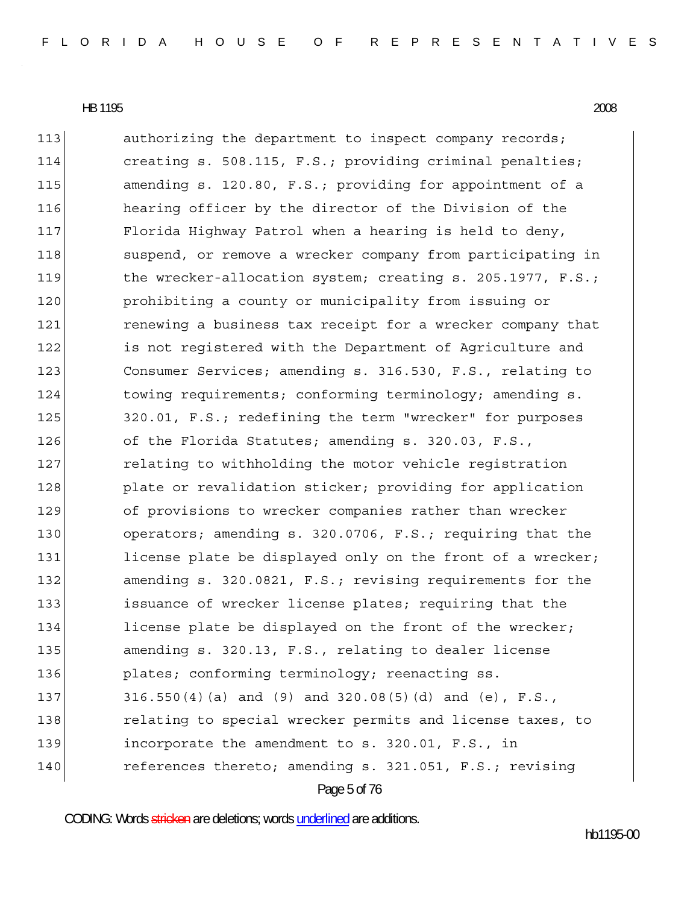113 authorizing the department to inspect company records;
114 creating s. 508.115, F.S.; providing criminal penalties;
115 amending s. 120.80, F.S.; providing for appointment of a
116 hearing officer by the director of the Division of the
117 Florida Highway Patrol when a hearing is held to deny,
118 suspend, or remove a wrecker company from participating in
119 the wrecker-allocation system; creating s. 205.1977, F.S.;
120 prohibiting a county or municipality from issuing or
121 renewing a business tax receipt for a wrecker company that
122 is not registered with the Department of Agriculture and
123 Consumer Services; amending s. 316.530, F.S., relating to
124 towing requirements; conforming terminology; amending s.
125 320.01, F.S.; redefining the term "wrecker" for purposes
126 of the Florida Statutes; amending s. 320.03, F.S.,
127 relating to withholding the motor vehicle registration
128 plate or revalidation sticker; providing for application
129 of provisions to wrecker companies rather than wrecker
130 operators; amending s. 320.0706, F.S.; requiring that the
131 license plate be displayed only on the front of a wrecker;
132 amending s. 320.0821, F.S.; revising requirements for the
133 issuance of wrecker license plates; requiring that the
134 license plate be displayed on the front of the wrecker;
135 amending s. 320.13, F.S., relating to dealer license
136 plates; conforming terminology; reenacting ss.
137 316.550(4)(a) and (9) and 320.08(5)(d) and (e), F.S.,
138 relating to special wrecker permits and license taxes, to
139 incorporate the amendment to s. 320.01, F.S., in
140 references thereto; amending s. 321.051, F.S.; revising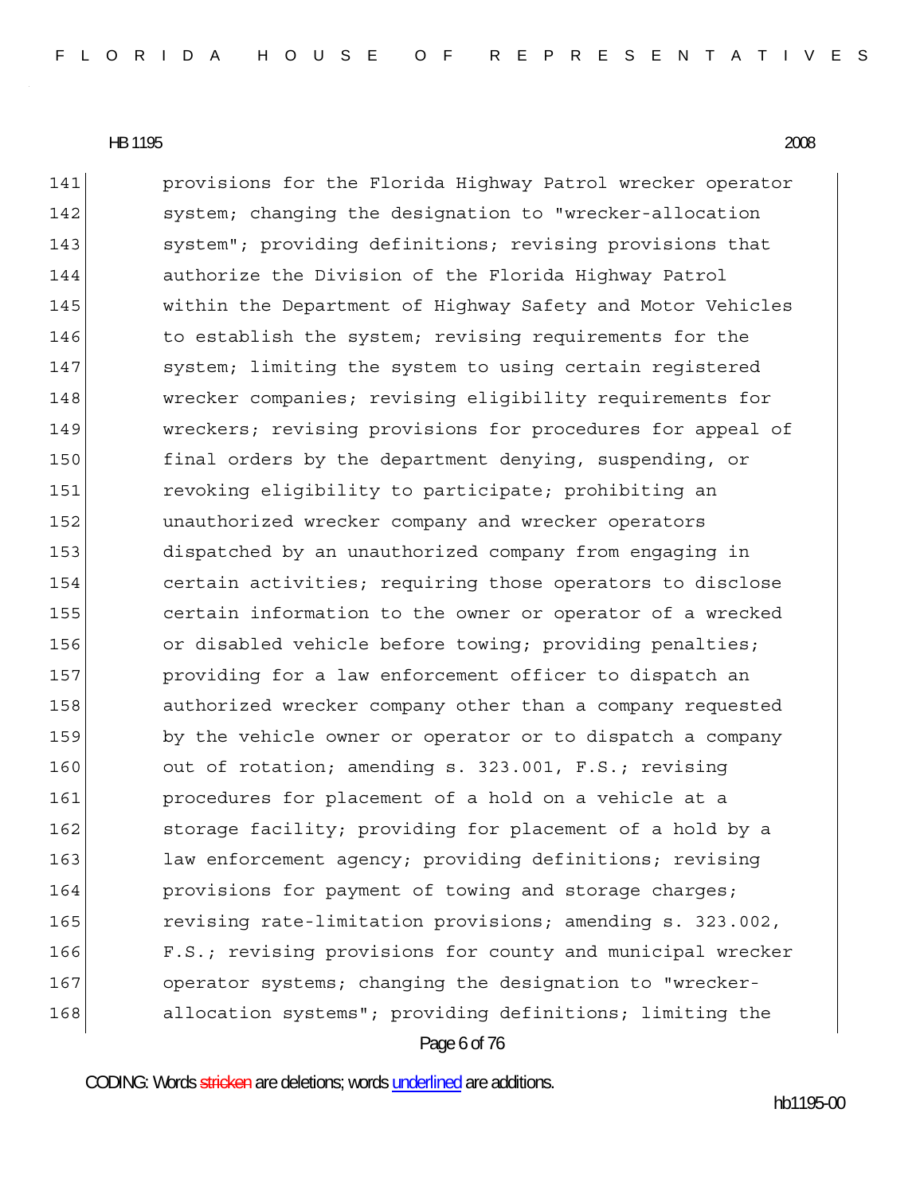provisions for the Florida Highway Patrol wrecker operator system; changing the designation to "wrecker-allocation system"; providing definitions; revising provisions that authorize the Division of the Florida Highway Patrol within the Department of Highway Safety and Motor Vehicles to establish the system; revising requirements for the system; limiting the system to using certain registered wrecker companies; revising eligibility requirements for wreckers; revising provisions for procedures for appeal of final orders by the department denying, suspending, or revoking eligibility to participate; prohibiting an unauthorized wrecker company and wrecker operators dispatched by an unauthorized company from engaging in certain activities; requiring those operators to disclose certain information to the owner or operator of a wrecked or disabled vehicle before towing; providing penalties; providing for a law enforcement officer to dispatch an authorized wrecker company other than a company requested by the vehicle owner or operator or to dispatch a company out of rotation; amending s. 323.001, F.S.; revising procedures for placement of a hold on a vehicle at a storage facility; providing for placement of a hold by a law enforcement agency; providing definitions; revising provisions for payment of towing and storage charges; revising rate-limitation provisions; amending s. 323.002, F.S.; revising provisions for county and municipal wrecker operator systems; changing the designation to "wrecker-allocation systems"; providing definitions; limiting the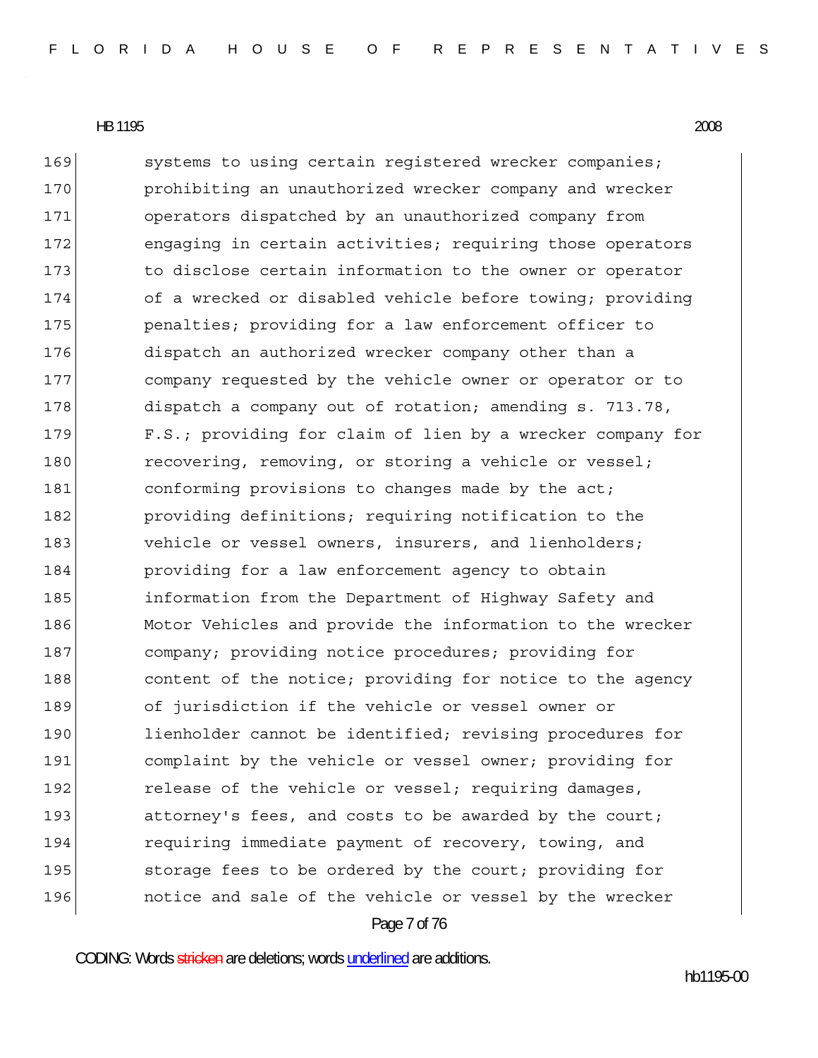169 systems to using certain registered wrecker companies;
170 prohibiting an unauthorized wrecker company and wrecker
171 operators dispatched by an unauthorized company from
172 engaging in certain activities; requiring those operators
173 to disclose certain information to the owner or operator
174 of a wrecked or disabled vehicle before towing; providing
175 penalties; providing for a law enforcement officer to
176 dispatch an authorized wrecker company other than a
177 company requested by the vehicle owner or operator or to
178 dispatch a company out of rotation; amending s. 713.78,
179 F.S.; providing for claim of lien by a wrecker company for
180 recovering, removing, or storing a vehicle or vessel;
181 conforming provisions to changes made by the act;
182 providing definitions; requiring notification to the
183 vehicle or vessel owners, insurers, and lienholders;
184 providing for a law enforcement agency to obtain
185 information from the Department of Highway Safety and
186 Motor Vehicles and provide the information to the wrecker
187 company; providing notice procedures; providing for
188 content of the notice; providing for notice to the agency
189 of jurisdiction if the vehicle or vessel owner or
190 lienholder cannot be identified; revising procedures for
191 complaint by the vehicle or vessel owner; providing for
192 release of the vehicle or vessel; requiring damages,
193 attorney's fees, and costs to be awarded by the court;
194 requiring immediate payment of recovery, towing, and
195 storage fees to be ordered by the court; providing for
196 notice and sale of the vehicle or vessel by the wrecker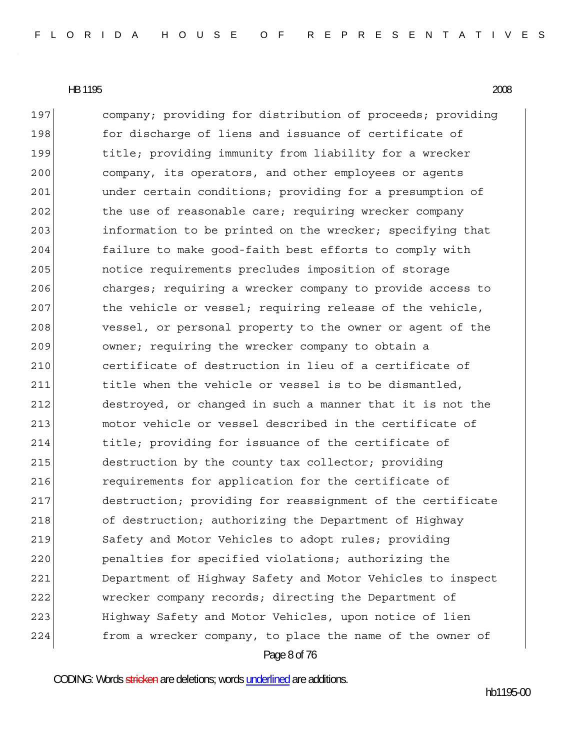company; providing for distribution of proceeds; providing for discharge of liens and issuance of certificate of title; providing immunity from liability for a wrecker company, its operators, and other employees or agents under certain conditions; providing for a presumption of the use of reasonable care; requiring wrecker company information to be printed on the wrecker; specifying that failure to make good-faith best efforts to comply with notice requirements precludes imposition of storage charges; requiring a wrecker company to provide access to the vehicle or vessel; requiring release of the vehicle, vessel, or personal property to the owner or agent of the owner; requiring the wrecker company to obtain a certificate of destruction in lieu of a certificate of title when the vehicle or vessel is to be dismantled, destroyed, or changed in such a manner that it is not the motor vehicle or vessel described in the certificate of title; providing for issuance of the certificate of destruction by the county tax collector; providing requirements for application for the certificate of destruction; providing for reassignment of the certificate of destruction; authorizing the Department of Highway Safety and Motor Vehicles to adopt rules; providing penalties for specified violations; authorizing the Department of Highway Safety and Motor Vehicles to inspect wrecker company records; directing the Department of Highway Safety and Motor Vehicles, upon notice of lien from a wrecker company, to place the name of the owner of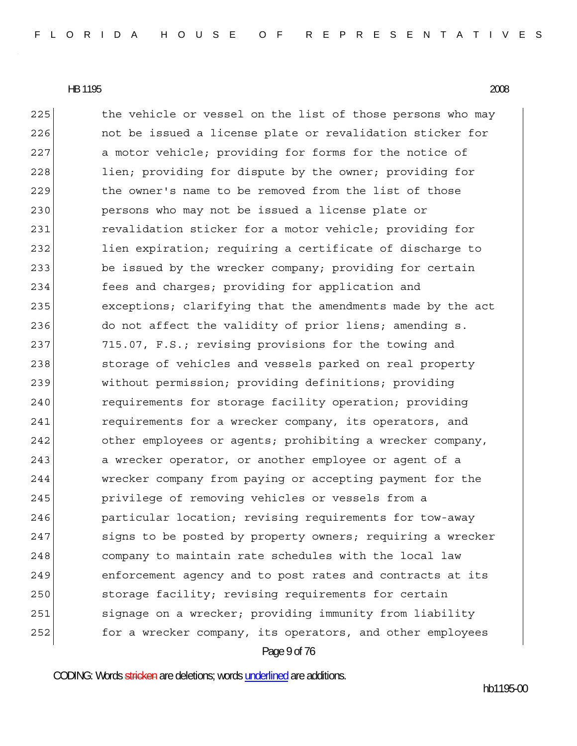225 the vehicle or vessel on the list of those persons who may
226 not be issued a license plate or revalidation sticker for
227 a motor vehicle; providing for forms for the notice of
228 lien; providing for dispute by the owner; providing for
229 the owner's name to be removed from the list of those
230 persons who may not be issued a license plate or
231 revalidation sticker for a motor vehicle; providing for
232 lien expiration; requiring a certificate of discharge to
233 be issued by the wrecker company; providing for certain
234 fees and charges; providing for application and
235 exceptions; clarifying that the amendments made by the act
236 do not affect the validity of prior liens; amending s.
237 715.07, F.S.; revising provisions for the towing and
238 storage of vehicles and vessels parked on real property
239 without permission; providing definitions; providing
240 requirements for storage facility operation; providing
241 requirements for a wrecker company, its operators, and
242 other employees or agents; prohibiting a wrecker company,
243 a wrecker operator, or another employee or agent of a
244 wrecker company from paying or accepting payment for the
245 privilege of removing vehicles or vessels from a
246 particular location; revising requirements for tow-away
247 signs to be posted by property owners; requiring a wrecker
248 company to maintain rate schedules with the local law
249 enforcement agency and to post rates and contracts at its
250 storage facility; revising requirements for certain
251 signage on a wrecker; providing immunity from liability
252 for a wrecker company, its operators, and other employees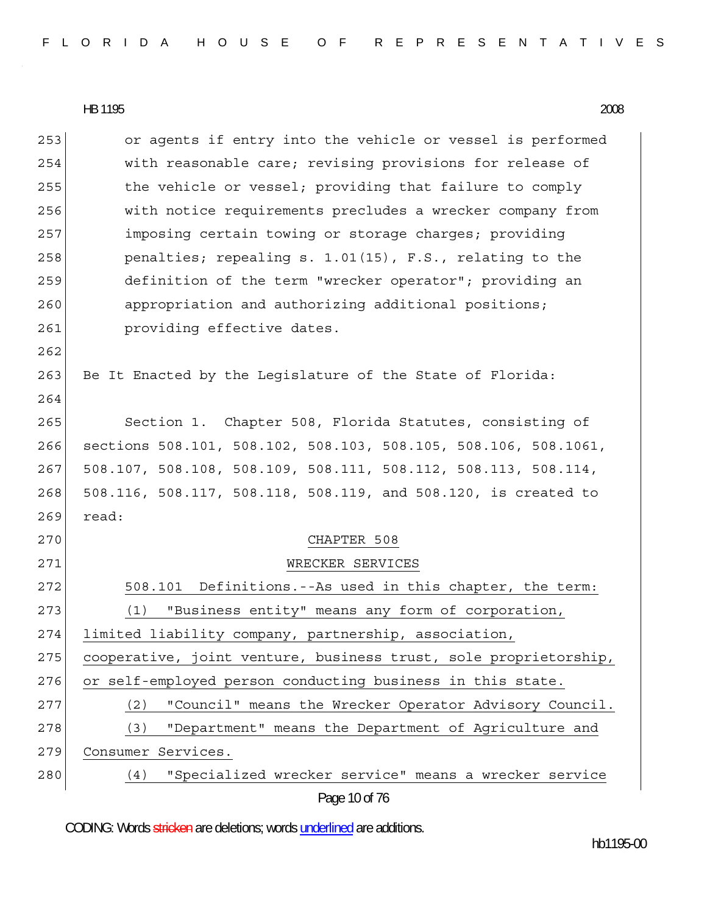or agents if entry into the vehicle or vessel is performed with reasonable care; revising provisions for release of the vehicle or vessel; providing that failure to comply with notice requirements precludes a wrecker company from imposing certain towing or storage charges; providing penalties; repealing s. 1.01(15), F.S., relating to the definition of the term "wrecker operator"; providing an appropriation and authorizing additional positions; providing effective dates.

Be It Enacted by the Legislature of the State of Florida:

Section 1. Chapter 508, Florida Statutes, consisting of sections 508.101, 508.102, 508.103, 508.105, 508.106, 508.1061, 508.107, 508.108, 508.109, 508.111, 508.112, 508.113, 508.114, 508.116, 508.117, 508.118, 508.119, and 508.120, is created to read:

CHAPTER 508

WRECKER SERVICES

508.101 Definitions.--As used in this chapter, the term:

(1) "Business entity" means any form of corporation, limited liability company, partnership, association, cooperative, joint venture, business trust, sole proprietorship, or self-employed person conducting business in this state.

(2) "Council" means the Wrecker Operator Advisory Council.

(3) "Department" means the Department of Agriculture and Consumer Services.

(4) "Specialized wrecker service" means a wrecker service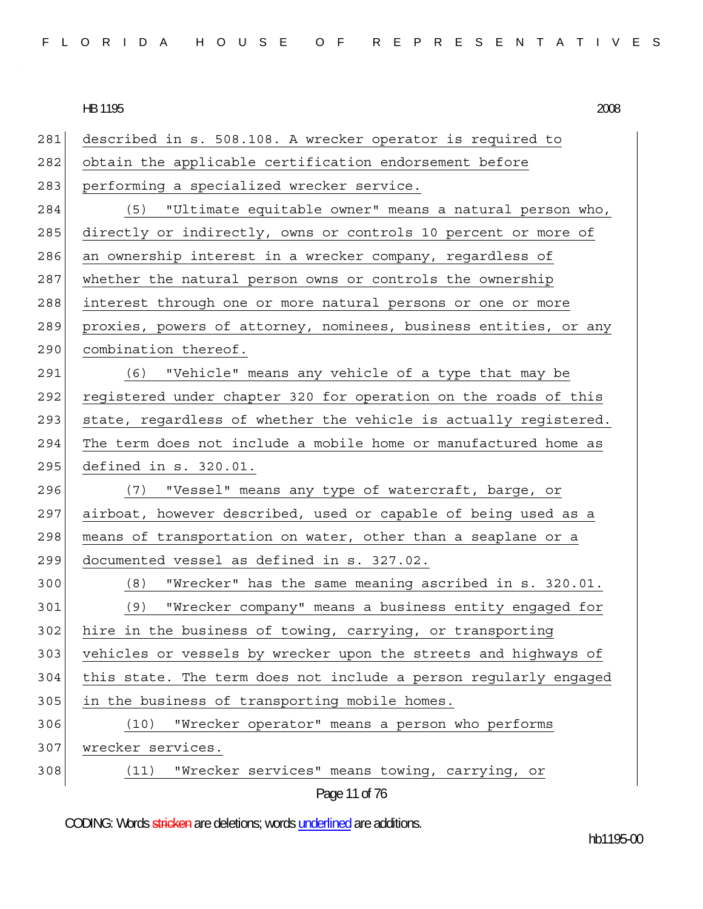described in s. 508.108. A wrecker operator is required to obtain the applicable certification endorsement before performing a specialized wrecker service.

(5) "Ultimate equitable owner" means a natural person who, directly or indirectly, owns or controls 10 percent or more of an ownership interest in a wrecker company, regardless of whether the natural person owns or controls the ownership interest through one or more natural persons or one or more proxies, powers of attorney, nominees, business entities, or any combination thereof.

(6) "Vehicle" means any vehicle of a type that may be registered under chapter 320 for operation on the roads of this state, regardless of whether the vehicle is actually registered. The term does not include a mobile home or manufactured home as defined in s. 320.01.

(7) "Vessel" means any type of watercraft, barge, or airboat, however described, used or capable of being used as a means of transportation on water, other than a seaplane or a documented vessel as defined in s. 327.02.

(8) "Wrecker" has the same meaning ascribed in s. 320.01.

(9) "Wrecker company" means a business entity engaged for hire in the business of towing, carrying, or transporting vehicles or vessels by wrecker upon the streets and highways of this state. The term does not include a person regularly engaged in the business of transporting mobile homes.

(10) "Wrecker operator" means a person who performs wrecker services.

(11) "Wrecker services" means towing, carrying, or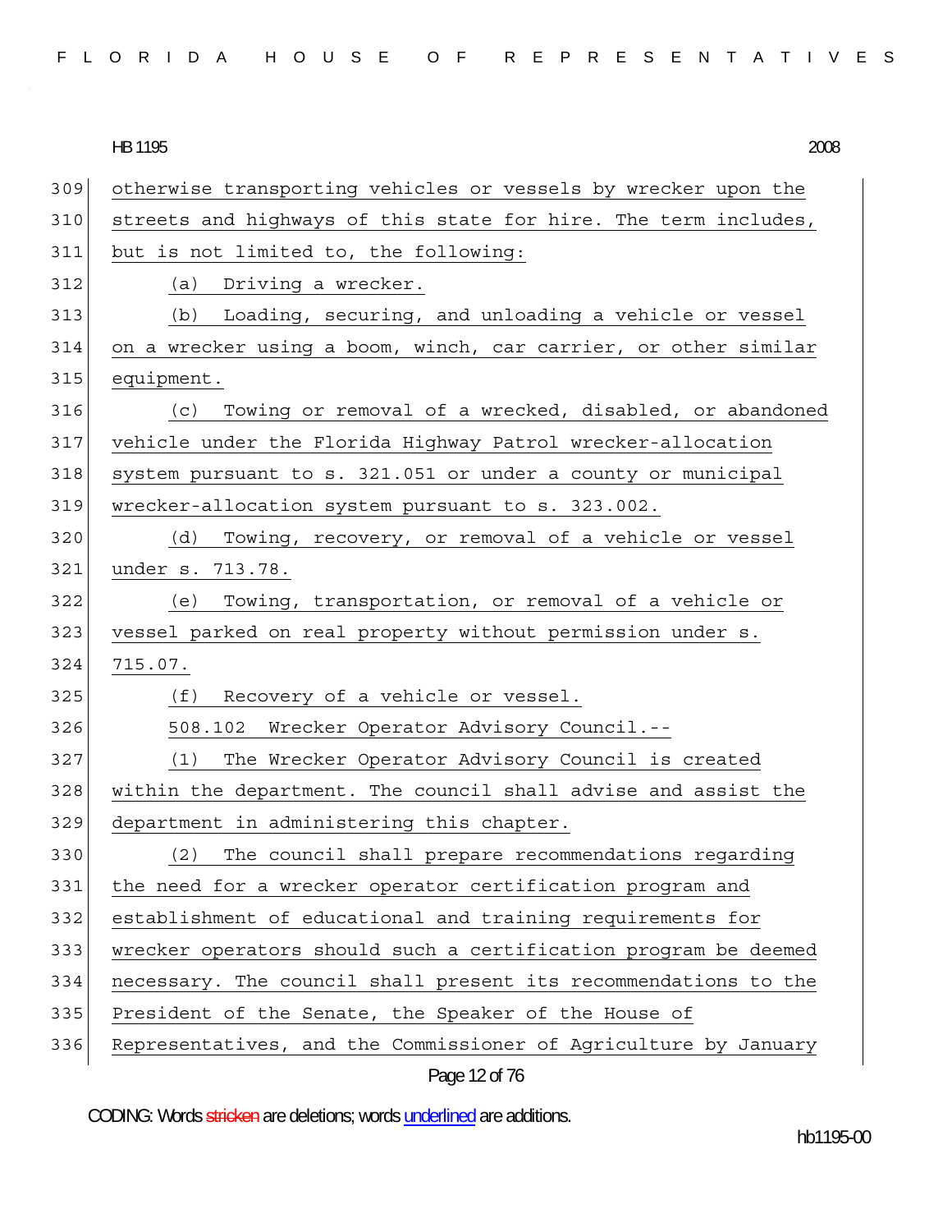otherwise transporting vehicles or vessels by wrecker upon the streets and highways of this state for hire. The term includes, but is not limited to, the following:

(a) Driving a wrecker.

(b) Loading, securing, and unloading a vehicle or vessel on a wrecker using a boom, winch, car carrier, or other similar equipment.

(c) Towing or removal of a wrecked, disabled, or abandoned vehicle under the Florida Highway Patrol wrecker-allocation system pursuant to s. 321.051 or under a county or municipal wrecker-allocation system pursuant to s. 323.002.

(d) Towing, recovery, or removal of a vehicle or vessel under s. 713.78.

(e) Towing, transportation, or removal of a vehicle or vessel parked on real property without permission under s. 715.07.

(f) Recovery of a vehicle or vessel.

508.102 Wrecker Operator Advisory Council.--

(1) The Wrecker Operator Advisory Council is created within the department. The council shall advise and assist the department in administering this chapter.

(2) The council shall prepare recommendations regarding the need for a wrecker operator certification program and establishment of educational and training requirements for wrecker operators should such a certification program be deemed necessary. The council shall present its recommendations to the President of the Senate, the Speaker of the House of Representatives, and the Commissioner of Agriculture by January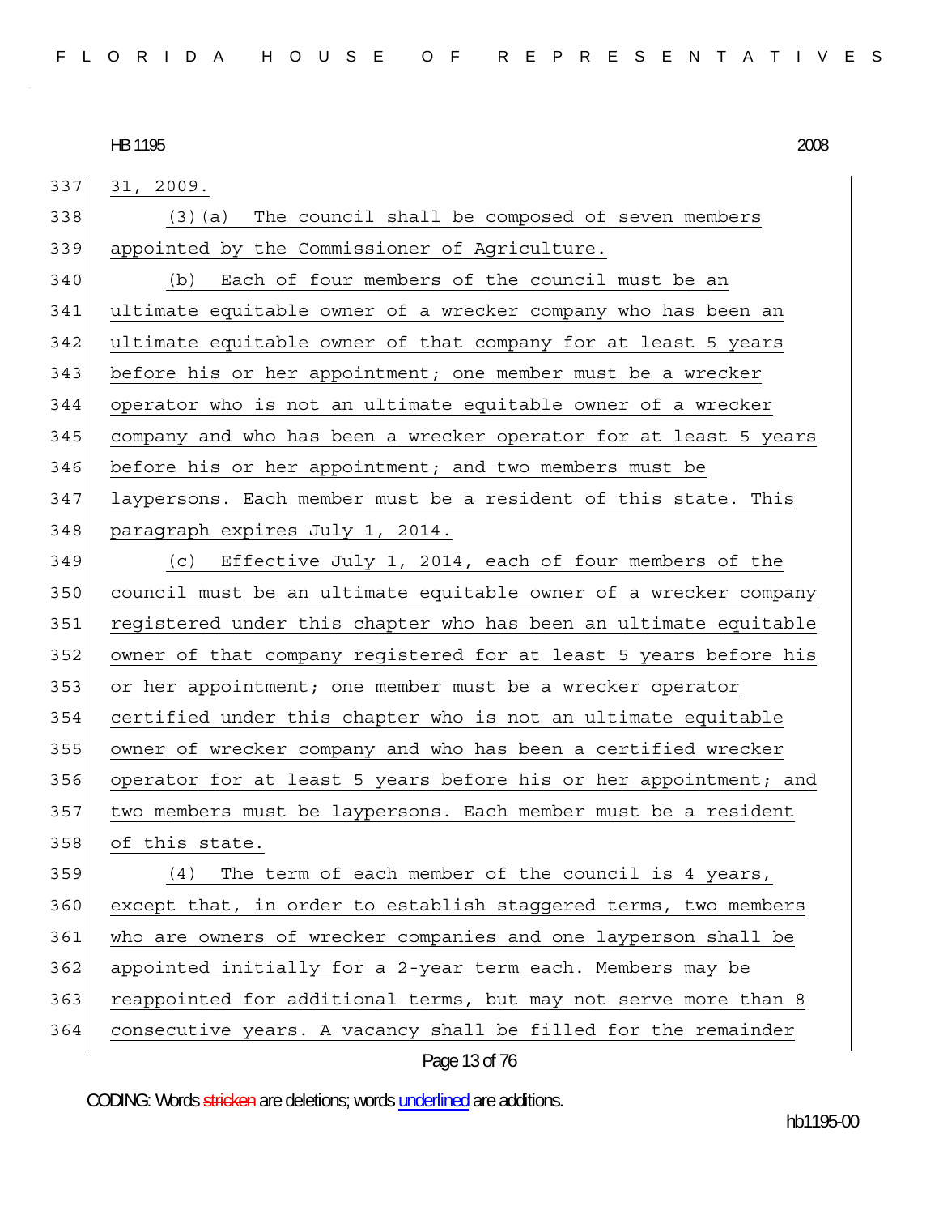31, 2009.

(3)(a) The council shall be composed of seven members appointed by the Commissioner of Agriculture.

(b) Each of four members of the council must be an ultimate equitable owner of a wrecker company who has been an ultimate equitable owner of that company for at least 5 years before his or her appointment; one member must be a wrecker operator who is not an ultimate equitable owner of a wrecker company and who has been a wrecker operator for at least 5 years before his or her appointment; and two members must be laypersons. Each member must be a resident of this state. This paragraph expires July 1, 2014.

(c) Effective July 1, 2014, each of four members of the council must be an ultimate equitable owner of a wrecker company registered under this chapter who has been an ultimate equitable owner of that company registered for at least 5 years before his or her appointment; one member must be a wrecker operator certified under this chapter who is not an ultimate equitable owner of wrecker company and who has been a certified wrecker operator for at least 5 years before his or her appointment; and two members must be laypersons. Each member must be a resident of this state.

(4) The term of each member of the council is 4 years, except that, in order to establish staggered terms, two members who are owners of wrecker companies and one layperson shall be appointed initially for a 2-year term each. Members may be reappointed for additional terms, but may not serve more than 8 consecutive years. A vacancy shall be filled for the remainder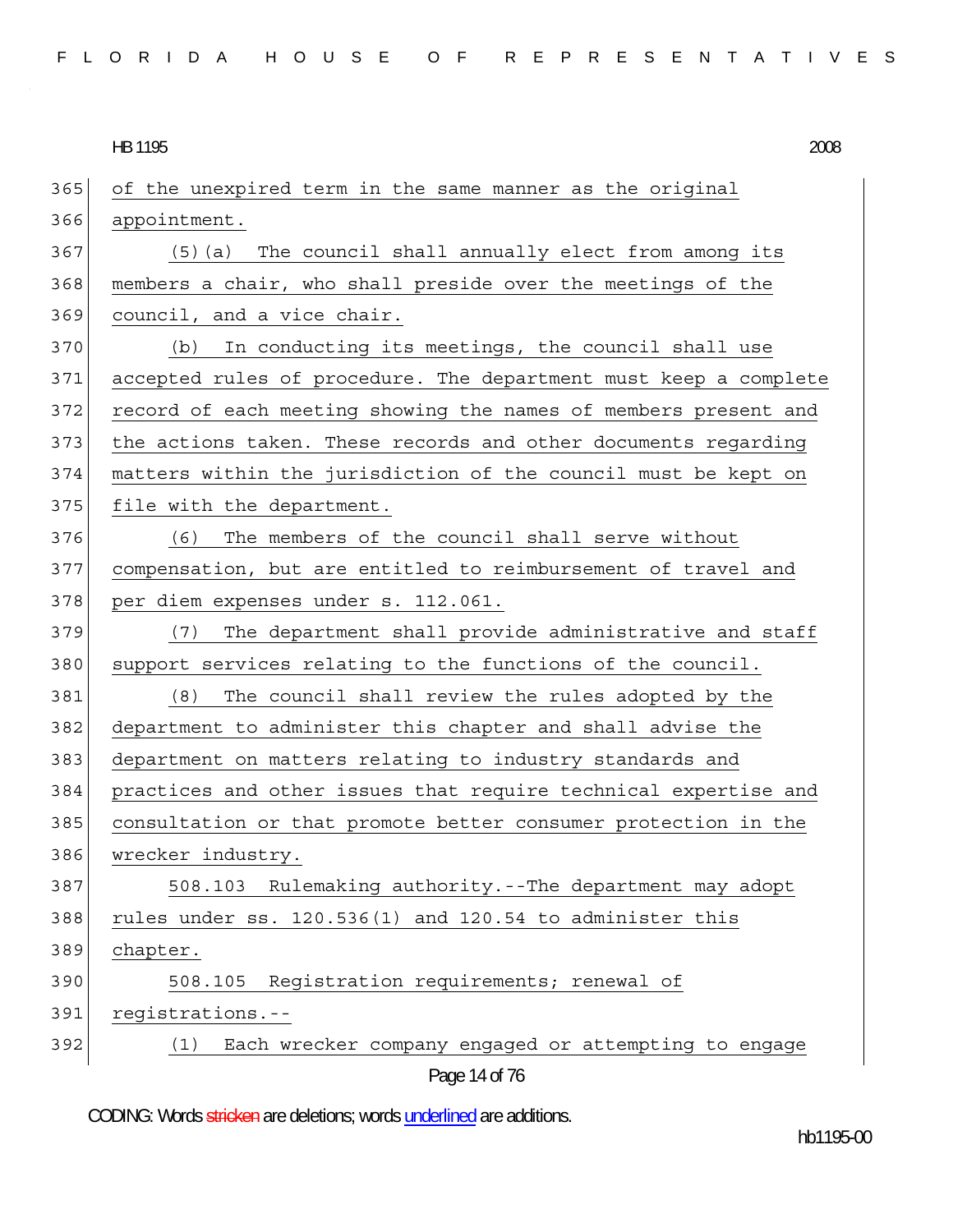of the unexpired term in the same manner as the original appointment.

(5)(a) The council shall annually elect from among its members a chair, who shall preside over the meetings of the council, and a vice chair.

(b) In conducting its meetings, the council shall use accepted rules of procedure. The department must keep a complete record of each meeting showing the names of members present and the actions taken. These records and other documents regarding matters within the jurisdiction of the council must be kept on file with the department.

(6) The members of the council shall serve without compensation, but are entitled to reimbursement of travel and per diem expenses under s. 112.061.

(7) The department shall provide administrative and staff support services relating to the functions of the council.

(8) The council shall review the rules adopted by the department to administer this chapter and shall advise the department on matters relating to industry standards and practices and other issues that require technical expertise and consultation or that promote better consumer protection in the wrecker industry.

508.103 Rulemaking authority.--The department may adopt rules under ss. 120.536(1) and 120.54 to administer this chapter.

508.105 Registration requirements; renewal of registrations.--

(1) Each wrecker company engaged or attempting to engage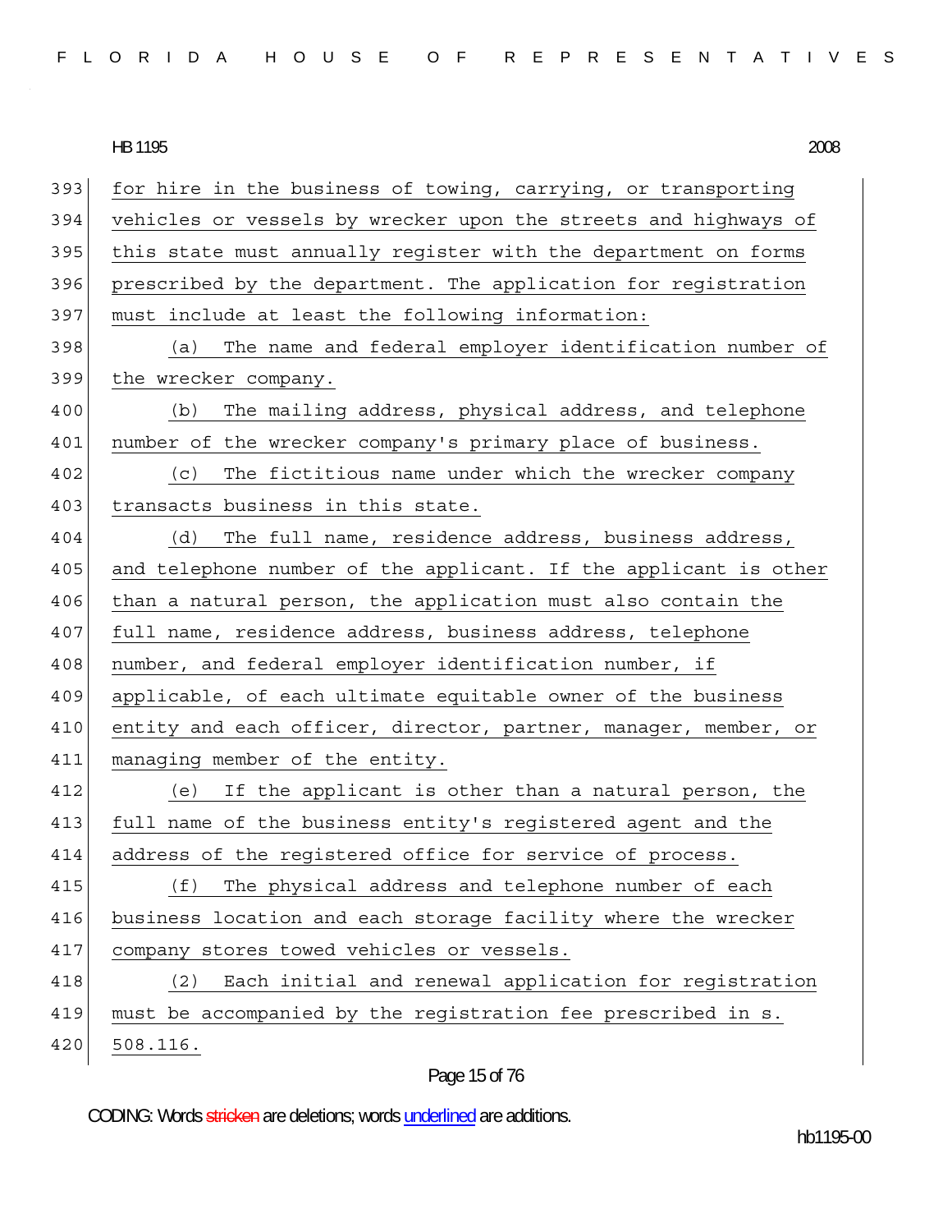for hire in the business of towing, carrying, or transporting vehicles or vessels by wrecker upon the streets and highways of this state must annually register with the department on forms prescribed by the department. The application for registration must include at least the following information:

(a) The name and federal employer identification number of the wrecker company.

(b) The mailing address, physical address, and telephone number of the wrecker company's primary place of business.

(c) The fictitious name under which the wrecker company transacts business in this state.

(d) The full name, residence address, business address, and telephone number of the applicant. If the applicant is other than a natural person, the application must also contain the full name, residence address, business address, telephone number, and federal employer identification number, if applicable, of each ultimate equitable owner of the business entity and each officer, director, partner, manager, member, or managing member of the entity.

(e) If the applicant is other than a natural person, the full name of the business entity's registered agent and the address of the registered office for service of process.

(f) The physical address and telephone number of each business location and each storage facility where the wrecker company stores towed vehicles or vessels.

(2) Each initial and renewal application for registration must be accompanied by the registration fee prescribed in s. 508.116.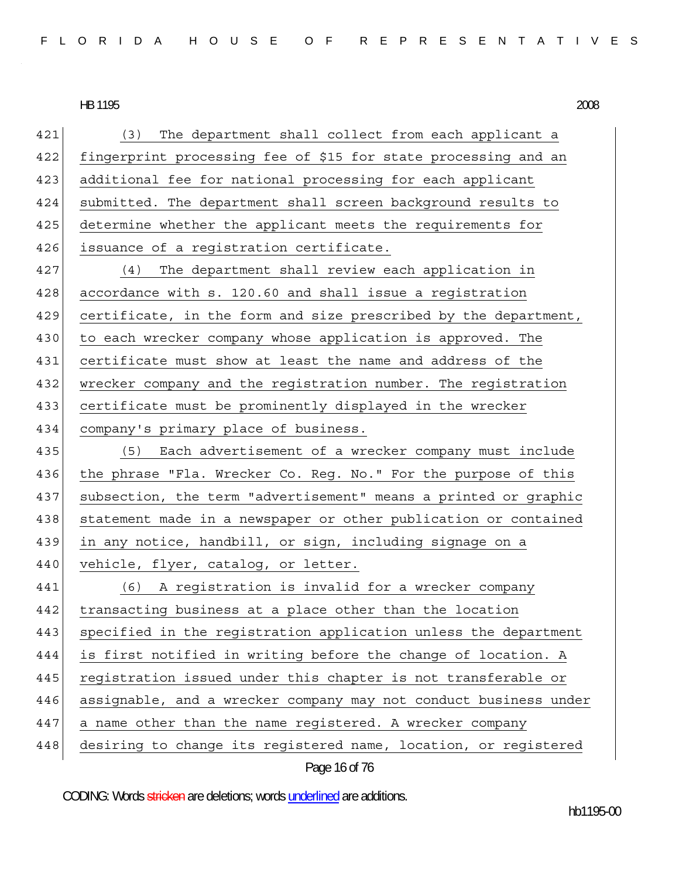(3) The department shall collect from each applicant a fingerprint processing fee of $15 for state processing and an additional fee for national processing for each applicant submitted. The department shall screen background results to determine whether the applicant meets the requirements for issuance of a registration certificate.

(4) The department shall review each application in accordance with s. 120.60 and shall issue a registration certificate, in the form and size prescribed by the department, to each wrecker company whose application is approved. The certificate must show at least the name and address of the wrecker company and the registration number. The registration certificate must be prominently displayed in the wrecker company's primary place of business.

(5) Each advertisement of a wrecker company must include the phrase "Fla. Wrecker Co. Reg. No." For the purpose of this subsection, the term "advertisement" means a printed or graphic statement made in a newspaper or other publication or contained in any notice, handbill, or sign, including signage on a vehicle, flyer, catalog, or letter.

(6) A registration is invalid for a wrecker company transacting business at a place other than the location specified in the registration application unless the department is first notified in writing before the change of location. A registration issued under this chapter is not transferable or assignable, and a wrecker company may not conduct business under a name other than the name registered. A wrecker company desiring to change its registered name, location, or registered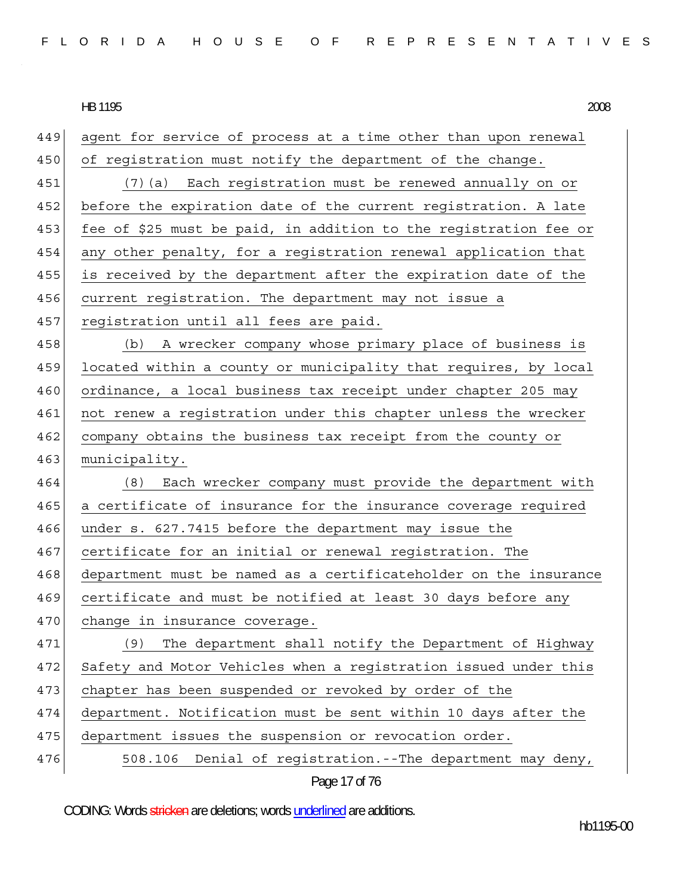agent for service of process at a time other than upon renewal of registration must notify the department of the change.

(7)(a) Each registration must be renewed annually on or before the expiration date of the current registration. A late fee of $25 must be paid, in addition to the registration fee or any other penalty, for a registration renewal application that is received by the department after the expiration date of the current registration. The department may not issue a registration until all fees are paid.

(b) A wrecker company whose primary place of business is located within a county or municipality that requires, by local ordinance, a local business tax receipt under chapter 205 may not renew a registration under this chapter unless the wrecker company obtains the business tax receipt from the county or municipality.

(8) Each wrecker company must provide the department with a certificate of insurance for the insurance coverage required under s. 627.7415 before the department may issue the certificate for an initial or renewal registration. The department must be named as a certificateholder on the insurance certificate and must be notified at least 30 days before any change in insurance coverage.

(9) The department shall notify the Department of Highway Safety and Motor Vehicles when a registration issued under this chapter has been suspended or revoked by order of the department. Notification must be sent within 10 days after the department issues the suspension or revocation order.

508.106 Denial of registration.--The department may deny,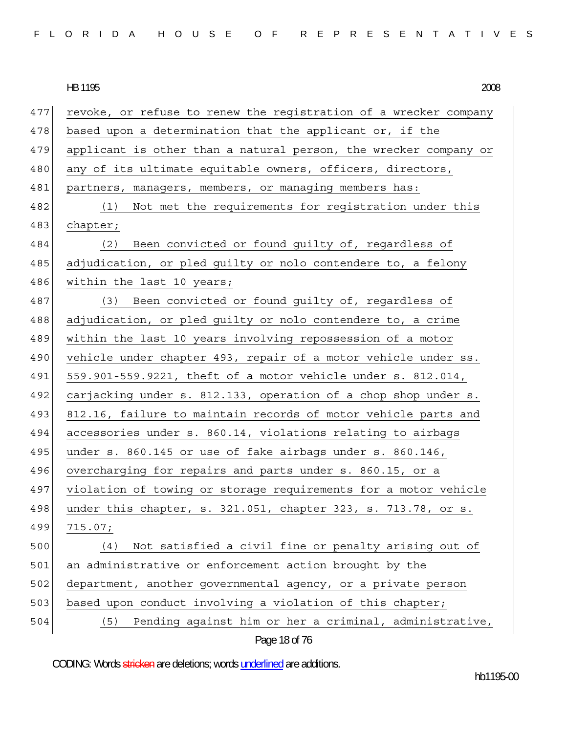revoke, or refuse to renew the registration of a wrecker company based upon a determination that the applicant or, if the applicant is other than a natural person, the wrecker company or any of its ultimate equitable owners, officers, directors, partners, managers, members, or managing members has:

(1) Not met the requirements for registration under this chapter;

(2) Been convicted or found guilty of, regardless of adjudication, or pled guilty or nolo contendere to, a felony within the last 10 years;

(3) Been convicted or found guilty of, regardless of adjudication, or pled guilty or nolo contendere to, a crime within the last 10 years involving repossession of a motor vehicle under chapter 493, repair of a motor vehicle under ss. 559.901-559.9221, theft of a motor vehicle under s. 812.014, carjacking under s. 812.133, operation of a chop shop under s. 812.16, failure to maintain records of motor vehicle parts and accessories under s. 860.14, violations relating to airbags under s. 860.145 or use of fake airbags under s. 860.146, overcharging for repairs and parts under s. 860.15, or a violation of towing or storage requirements for a motor vehicle under this chapter, s. 321.051, chapter 323, s. 713.78, or s. 715.07;

(4) Not satisfied a civil fine or penalty arising out of an administrative or enforcement action brought by the department, another governmental agency, or a private person based upon conduct involving a violation of this chapter;

(5) Pending against him or her a criminal, administrative,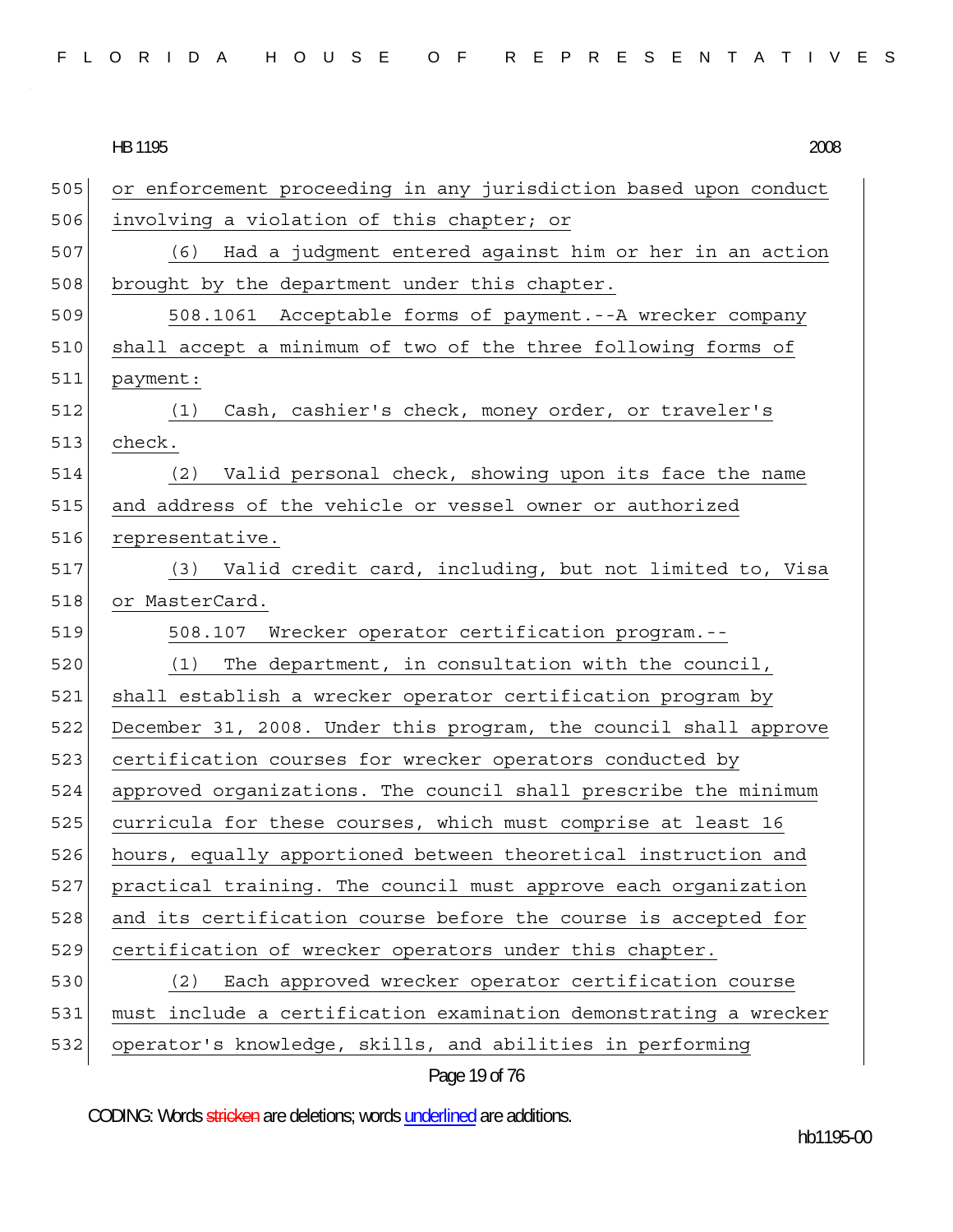or enforcement proceeding in any jurisdiction based upon conduct involving a violation of this chapter; or

(6) Had a judgment entered against him or her in an action brought by the department under this chapter.

508.1061 Acceptable forms of payment.--A wrecker company shall accept a minimum of two of the three following forms of payment:

(1) Cash, cashier's check, money order, or traveler's check.

(2) Valid personal check, showing upon its face the name and address of the vehicle or vessel owner or authorized representative.

(3) Valid credit card, including, but not limited to, Visa or MasterCard.

508.107 Wrecker operator certification program.--

(1) The department, in consultation with the council, shall establish a wrecker operator certification program by December 31, 2008. Under this program, the council shall approve certification courses for wrecker operators conducted by approved organizations. The council shall prescribe the minimum curricula for these courses, which must comprise at least 16 hours, equally apportioned between theoretical instruction and practical training. The council must approve each organization and its certification course before the course is accepted for certification of wrecker operators under this chapter.

(2) Each approved wrecker operator certification course must include a certification examination demonstrating a wrecker operator's knowledge, skills, and abilities in performing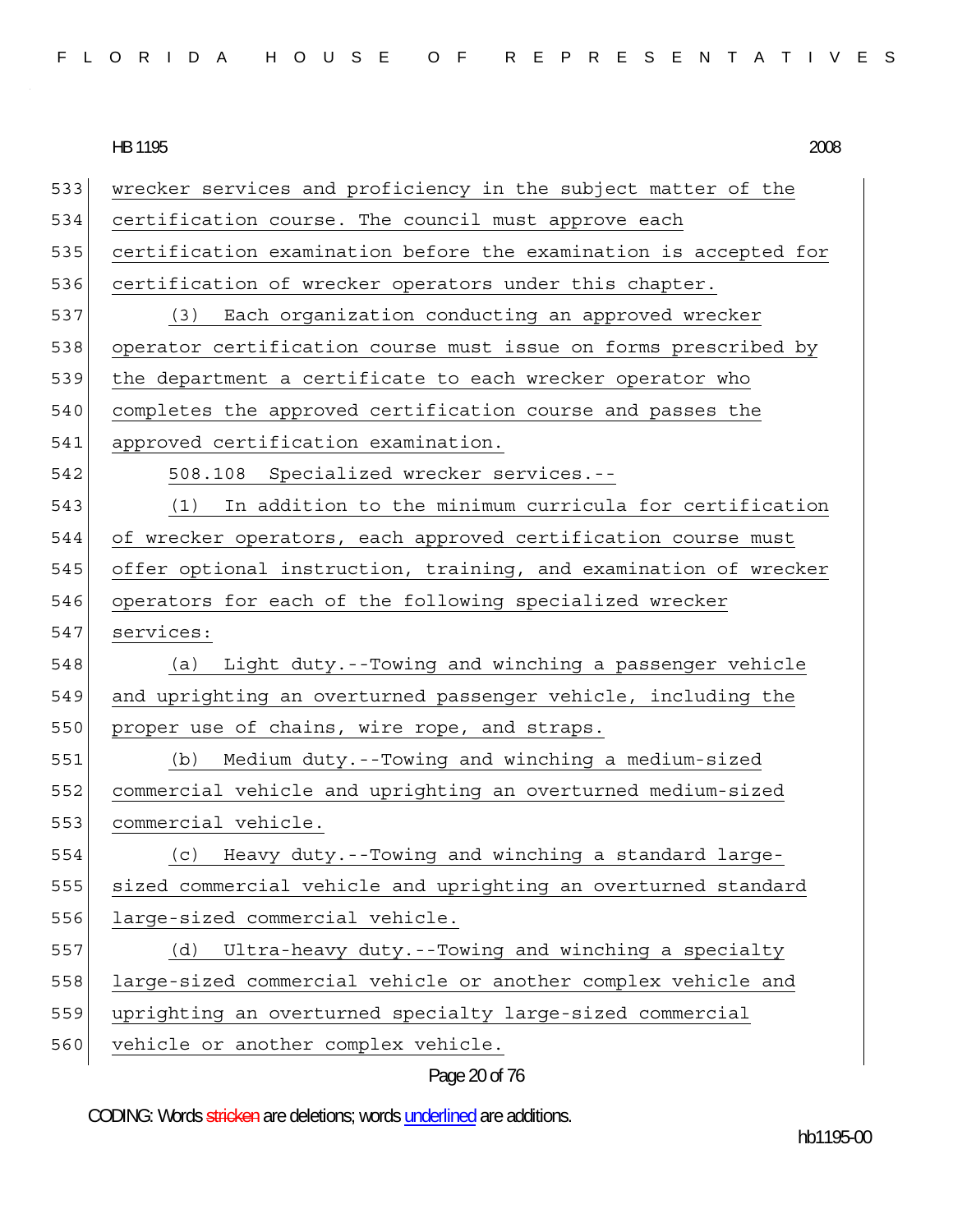wrecker services and proficiency in the subject matter of the certification course. The council must approve each certification examination before the examination is accepted for certification of wrecker operators under this chapter.

(3) Each organization conducting an approved wrecker operator certification course must issue on forms prescribed by the department a certificate to each wrecker operator who completes the approved certification course and passes the approved certification examination.

508.108 Specialized wrecker services.--

(1) In addition to the minimum curricula for certification of wrecker operators, each approved certification course must offer optional instruction, training, and examination of wrecker operators for each of the following specialized wrecker services:

(a) Light duty.--Towing and winching a passenger vehicle and uprighting an overturned passenger vehicle, including the proper use of chains, wire rope, and straps.

(b) Medium duty.--Towing and winching a medium-sized commercial vehicle and uprighting an overturned medium-sized commercial vehicle.

(c) Heavy duty.--Towing and winching a standard large-sized commercial vehicle and uprighting an overturned standard large-sized commercial vehicle.

(d) Ultra-heavy duty.--Towing and winching a specialty large-sized commercial vehicle or another complex vehicle and uprighting an overturned specialty large-sized commercial vehicle or another complex vehicle.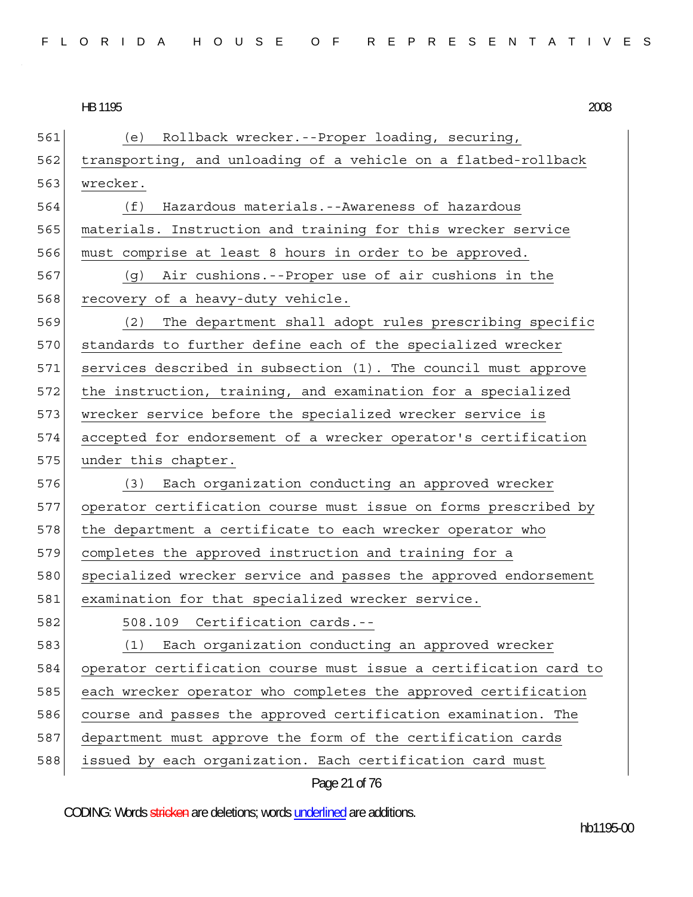(e) Rollback wrecker.--Proper loading, securing, transporting, and unloading of a vehicle on a flatbed-rollback wrecker.

(f) Hazardous materials.--Awareness of hazardous materials. Instruction and training for this wrecker service must comprise at least 8 hours in order to be approved.

(g) Air cushions.--Proper use of air cushions in the recovery of a heavy-duty vehicle.

(2) The department shall adopt rules prescribing specific standards to further define each of the specialized wrecker services described in subsection (1). The council must approve the instruction, training, and examination for a specialized wrecker service before the specialized wrecker service is accepted for endorsement of a wrecker operator's certification under this chapter.

(3) Each organization conducting an approved wrecker operator certification course must issue on forms prescribed by the department a certificate to each wrecker operator who completes the approved instruction and training for a specialized wrecker service and passes the approved endorsement examination for that specialized wrecker service.

508.109 Certification cards.--

(1) Each organization conducting an approved wrecker operator certification course must issue a certification card to each wrecker operator who completes the approved certification course and passes the approved certification examination. The department must approve the form of the certification cards issued by each organization. Each certification card must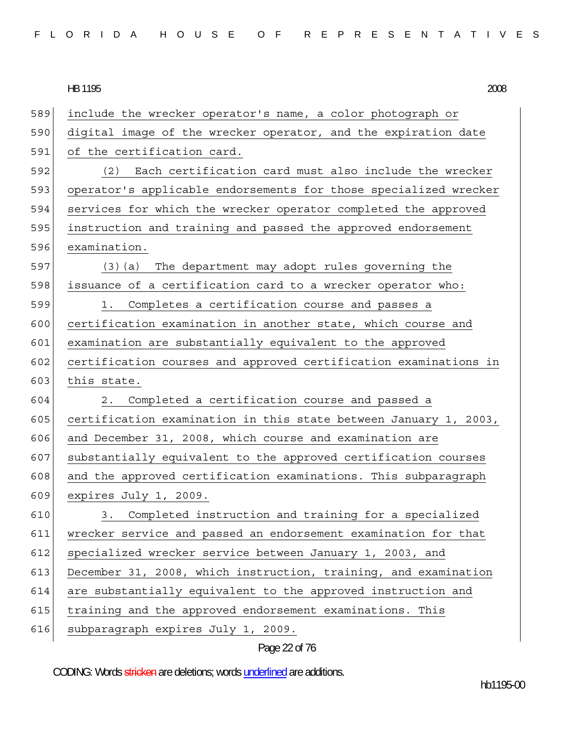include the wrecker operator's name, a color photograph or digital image of the wrecker operator, and the expiration date of the certification card.

(2) Each certification card must also include the wrecker operator's applicable endorsements for those specialized wrecker services for which the wrecker operator completed the approved instruction and training and passed the approved endorsement examination.

(3)(a) The department may adopt rules governing the issuance of a certification card to a wrecker operator who:

1. Completes a certification course and passes a certification examination in another state, which course and examination are substantially equivalent to the approved certification courses and approved certification examinations in this state.

2. Completed a certification course and passed a certification examination in this state between January 1, 2003, and December 31, 2008, which course and examination are substantially equivalent to the approved certification courses and the approved certification examinations. This subparagraph expires July 1, 2009.

3. Completed instruction and training for a specialized wrecker service and passed an endorsement examination for that specialized wrecker service between January 1, 2003, and December 31, 2008, which instruction, training, and examination are substantially equivalent to the approved instruction and training and the approved endorsement examinations. This subparagraph expires July 1, 2009.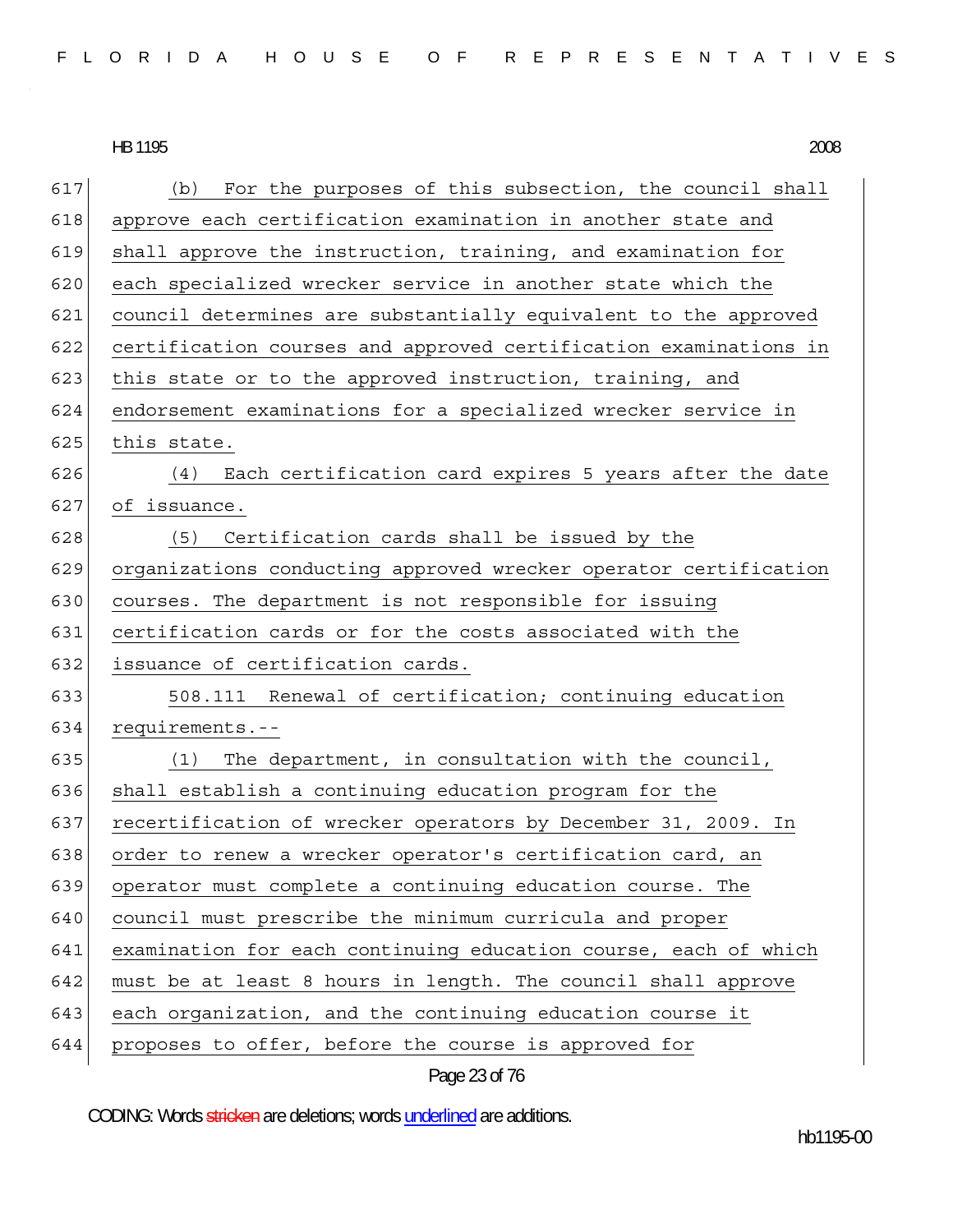(b) For the purposes of this subsection, the council shall approve each certification examination in another state and shall approve the instruction, training, and examination for each specialized wrecker service in another state which the council determines are substantially equivalent to the approved certification courses and approved certification examinations in this state or to the approved instruction, training, and endorsement examinations for a specialized wrecker service in this state.

(4) Each certification card expires 5 years after the date of issuance.

(5) Certification cards shall be issued by the organizations conducting approved wrecker operator certification courses. The department is not responsible for issuing certification cards or for the costs associated with the issuance of certification cards.

508.111 Renewal of certification; continuing education requirements.--

(1) The department, in consultation with the council, shall establish a continuing education program for the recertification of wrecker operators by December 31, 2009. In order to renew a wrecker operator's certification card, an operator must complete a continuing education course. The council must prescribe the minimum curricula and proper examination for each continuing education course, each of which must be at least 8 hours in length. The council shall approve each organization, and the continuing education course it proposes to offer, before the course is approved for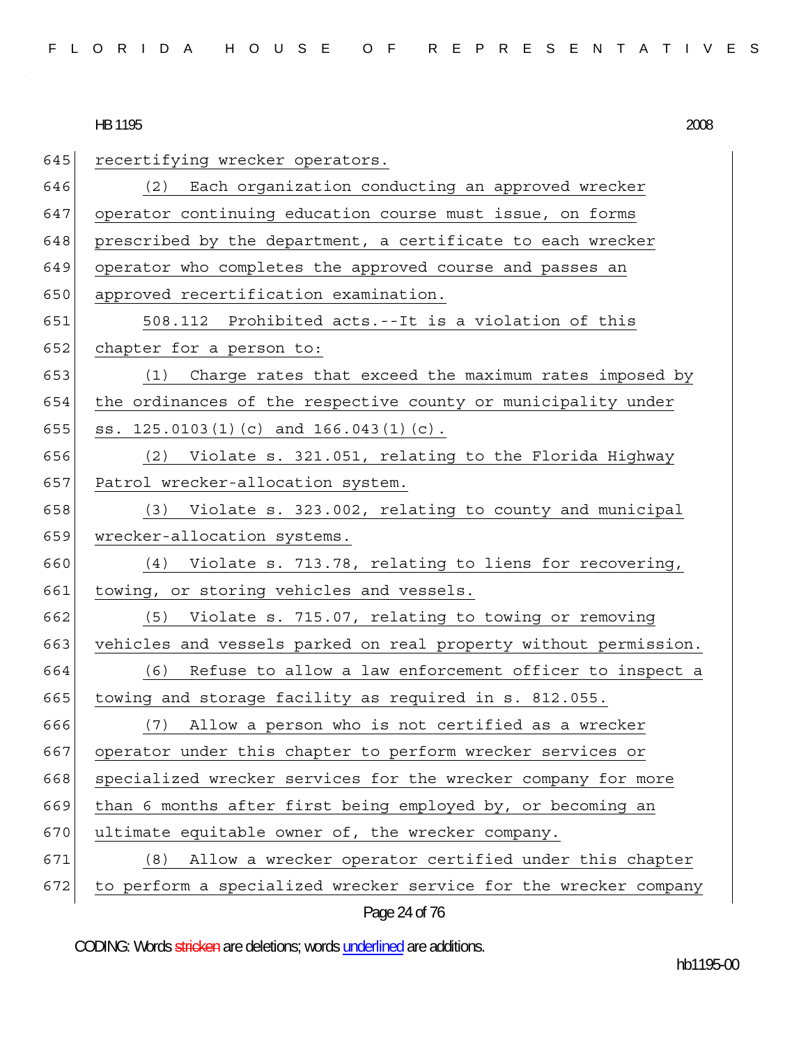recertifying wrecker operators.

(2) Each organization conducting an approved wrecker operator continuing education course must issue, on forms prescribed by the department, a certificate to each wrecker operator who completes the approved course and passes an approved recertification examination.

508.112 Prohibited acts.--It is a violation of this chapter for a person to:

(1) Charge rates that exceed the maximum rates imposed by the ordinances of the respective county or municipality under ss. 125.0103(1)(c) and 166.043(1)(c).

(2) Violate s. 321.051, relating to the Florida Highway Patrol wrecker-allocation system.

(3) Violate s. 323.002, relating to county and municipal wrecker-allocation systems.

(4) Violate s. 713.78, relating to liens for recovering, towing, or storing vehicles and vessels.

(5) Violate s. 715.07, relating to towing or removing vehicles and vessels parked on real property without permission.

(6) Refuse to allow a law enforcement officer to inspect a towing and storage facility as required in s. 812.055.

(7) Allow a person who is not certified as a wrecker operator under this chapter to perform wrecker services or specialized wrecker services for the wrecker company for more than 6 months after first being employed by, or becoming an ultimate equitable owner of, the wrecker company.

(8) Allow a wrecker operator certified under this chapter to perform a specialized wrecker service for the wrecker company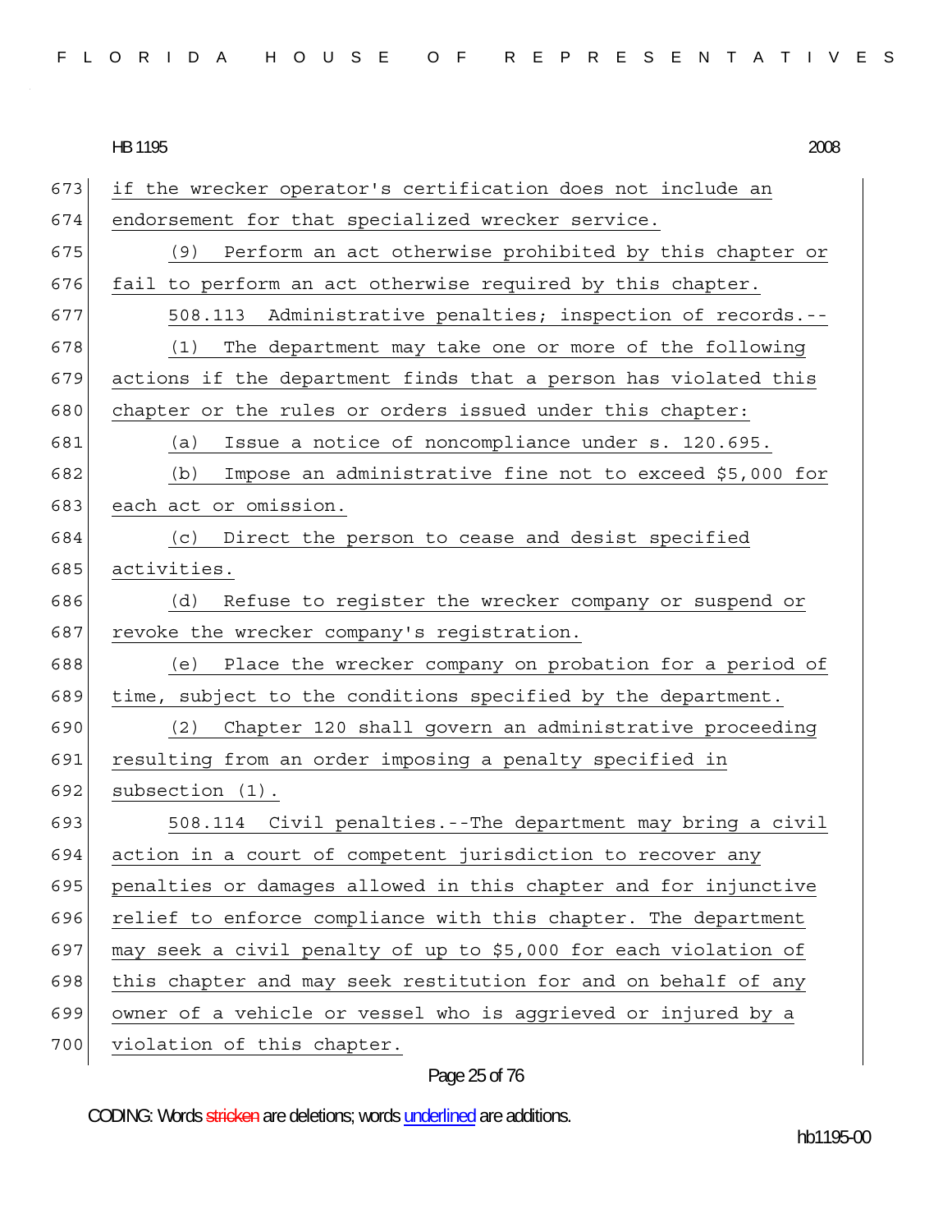if the wrecker operator's certification does not include an endorsement for that specialized wrecker service.

(9) Perform an act otherwise prohibited by this chapter or fail to perform an act otherwise required by this chapter.

508.113 Administrative penalties; inspection of records.--

(1) The department may take one or more of the following actions if the department finds that a person has violated this chapter or the rules or orders issued under this chapter:

(a) Issue a notice of noncompliance under s. 120.695.

(b) Impose an administrative fine not to exceed $5,000 for each act or omission.

(c) Direct the person to cease and desist specified activities.

(d) Refuse to register the wrecker company or suspend or revoke the wrecker company's registration.

(e) Place the wrecker company on probation for a period of time, subject to the conditions specified by the department.

(2) Chapter 120 shall govern an administrative proceeding resulting from an order imposing a penalty specified in subsection (1).

508.114 Civil penalties.--The department may bring a civil action in a court of competent jurisdiction to recover any penalties or damages allowed in this chapter and for injunctive relief to enforce compliance with this chapter. The department may seek a civil penalty of up to $5,000 for each violation of this chapter and may seek restitution for and on behalf of any owner of a vehicle or vessel who is aggrieved or injured by a violation of this chapter.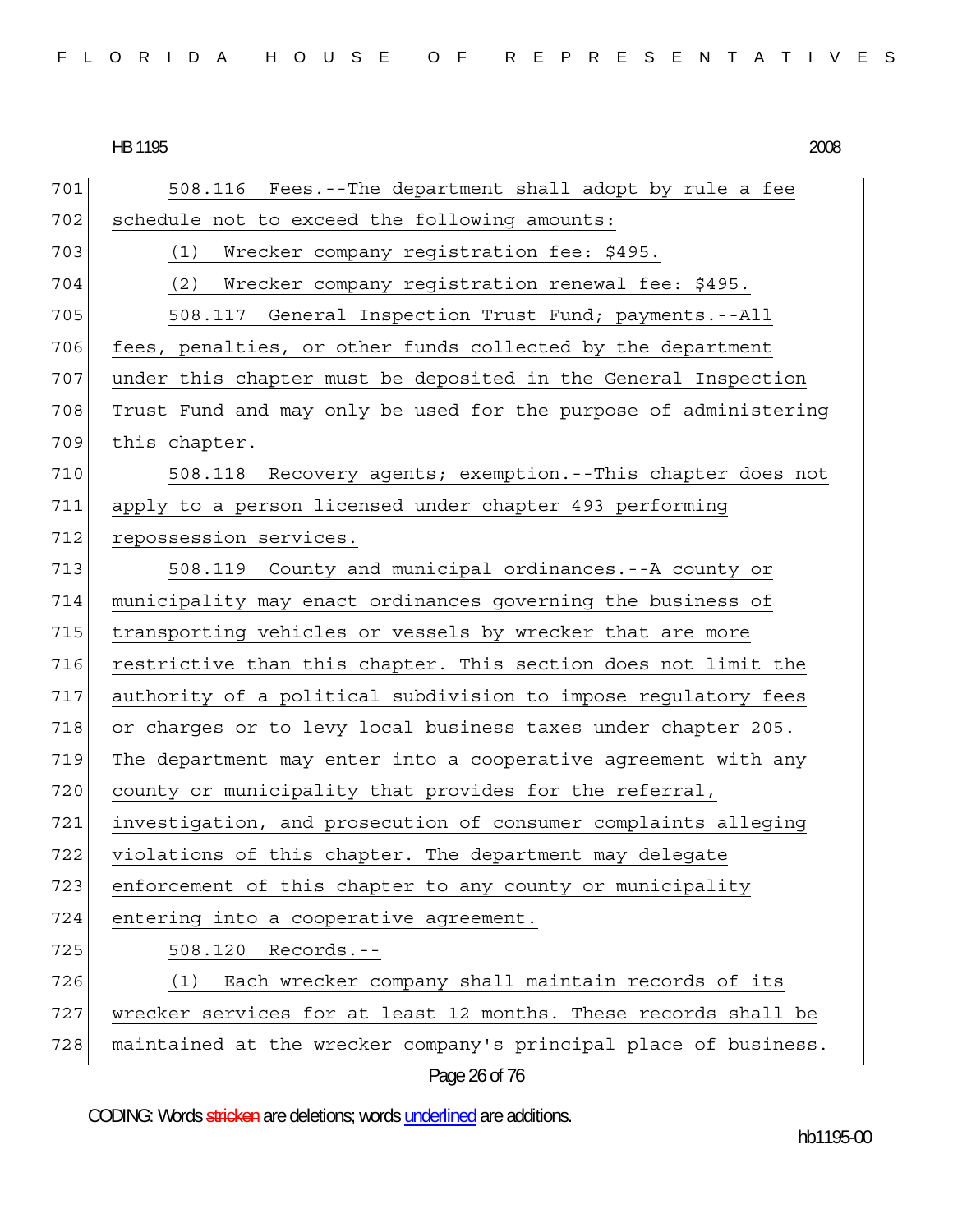HB 1195 2008

508.116 Fees.--The department shall adopt by rule a fee schedule not to exceed the following amounts:

(1) Wrecker company registration fee: $495.

(2) Wrecker company registration renewal fee: $495.

508.117 General Inspection Trust Fund; payments.--All fees, penalties, or other funds collected by the department under this chapter must be deposited in the General Inspection Trust Fund and may only be used for the purpose of administering this chapter.

508.118 Recovery agents; exemption.--This chapter does not apply to a person licensed under chapter 493 performing repossession services.

508.119 County and municipal ordinances.--A county or municipality may enact ordinances governing the business of transporting vehicles or vessels by wrecker that are more restrictive than this chapter. This section does not limit the authority of a political subdivision to impose regulatory fees or charges or to levy local business taxes under chapter 205. The department may enter into a cooperative agreement with any county or municipality that provides for the referral, investigation, and prosecution of consumer complaints alleging violations of this chapter. The department may delegate enforcement of this chapter to any county or municipality entering into a cooperative agreement.

508.120 Records.--

(1) Each wrecker company shall maintain records of its wrecker services for at least 12 months. These records shall be maintained at the wrecker company's principal place of business.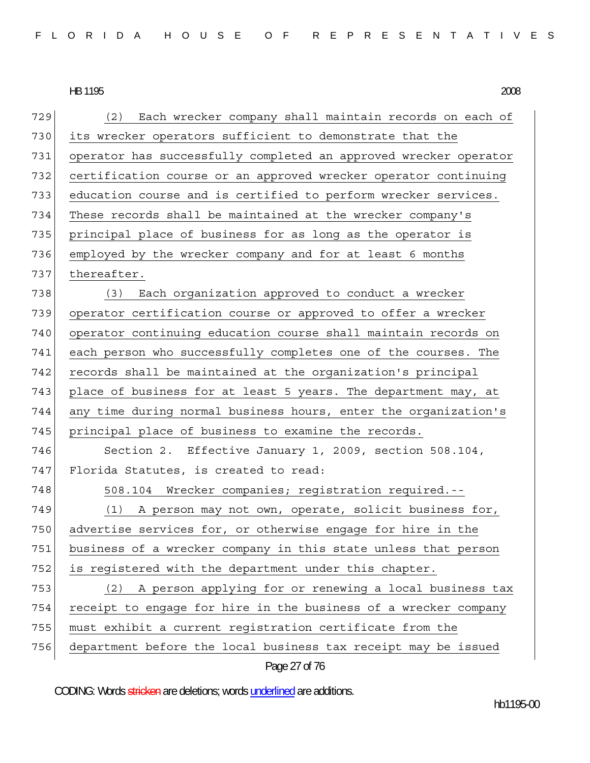(2) Each wrecker company shall maintain records on each of its wrecker operators sufficient to demonstrate that the operator has successfully completed an approved wrecker operator certification course or an approved wrecker operator continuing education course and is certified to perform wrecker services. These records shall be maintained at the wrecker company's principal place of business for as long as the operator is employed by the wrecker company and for at least 6 months thereafter.

(3) Each organization approved to conduct a wrecker operator certification course or approved to offer a wrecker operator continuing education course shall maintain records on each person who successfully completes one of the courses. The records shall be maintained at the organization's principal place of business for at least 5 years. The department may, at any time during normal business hours, enter the organization's principal place of business to examine the records.

Section 2. Effective January 1, 2009, section 508.104, Florida Statutes, is created to read:

508.104 Wrecker companies; registration required.--

(1) A person may not own, operate, solicit business for, advertise services for, or otherwise engage for hire in the business of a wrecker company in this state unless that person is registered with the department under this chapter.

(2) A person applying for or renewing a local business tax receipt to engage for hire in the business of a wrecker company must exhibit a current registration certificate from the department before the local business tax receipt may be issued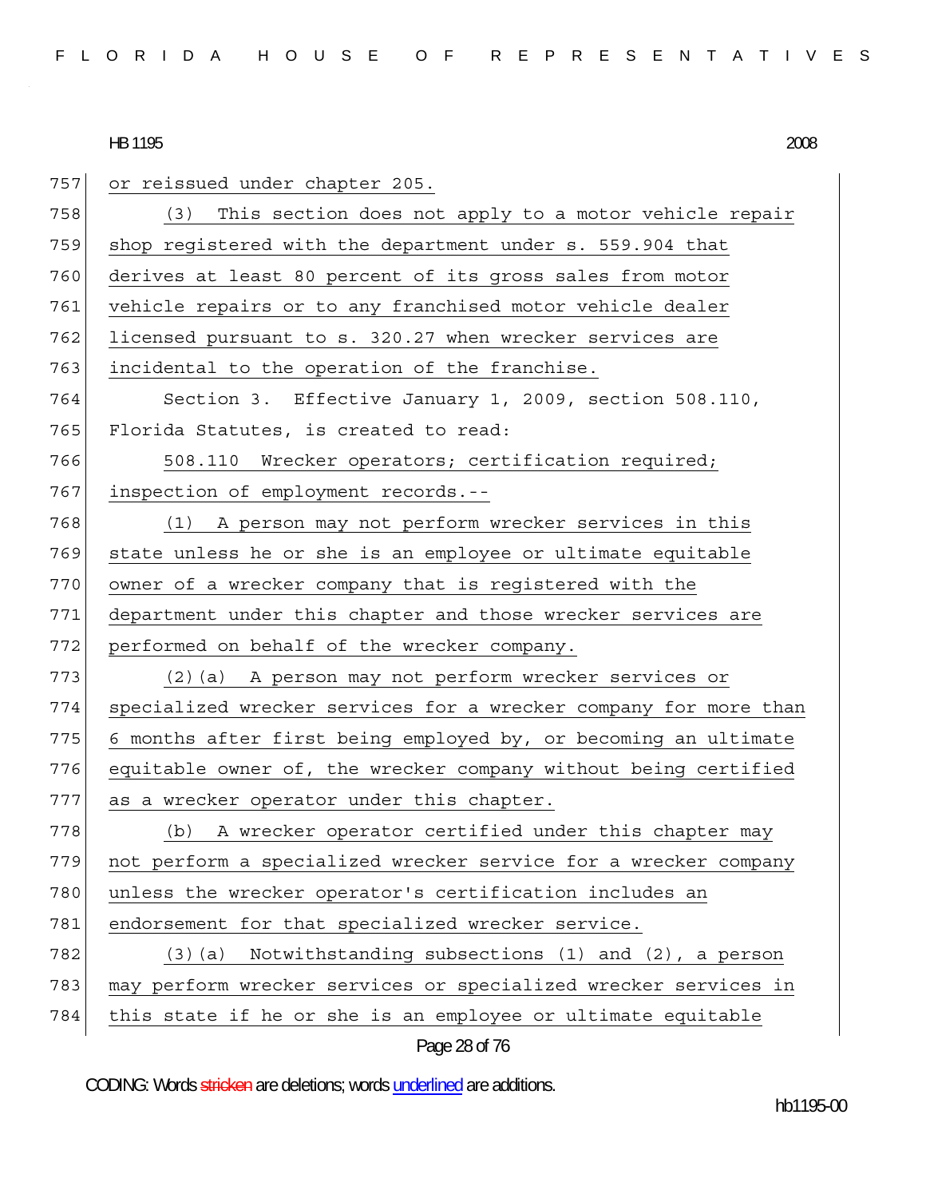or reissued under chapter 205.

(3) This section does not apply to a motor vehicle repair shop registered with the department under s. 559.904 that derives at least 80 percent of its gross sales from motor vehicle repairs or to any franchised motor vehicle dealer licensed pursuant to s. 320.27 when wrecker services are incidental to the operation of the franchise.

Section 3. Effective January 1, 2009, section 508.110, Florida Statutes, is created to read:

508.110 Wrecker operators; certification required; inspection of employment records.--

(1) A person may not perform wrecker services in this state unless he or she is an employee or ultimate equitable owner of a wrecker company that is registered with the department under this chapter and those wrecker services are performed on behalf of the wrecker company.

(2)(a) A person may not perform wrecker services or specialized wrecker services for a wrecker company for more than 6 months after first being employed by, or becoming an ultimate equitable owner of, the wrecker company without being certified as a wrecker operator under this chapter.

(b) A wrecker operator certified under this chapter may not perform a specialized wrecker service for a wrecker company unless the wrecker operator's certification includes an endorsement for that specialized wrecker service.

(3)(a) Notwithstanding subsections (1) and (2), a person may perform wrecker services or specialized wrecker services in this state if he or she is an employee or ultimate equitable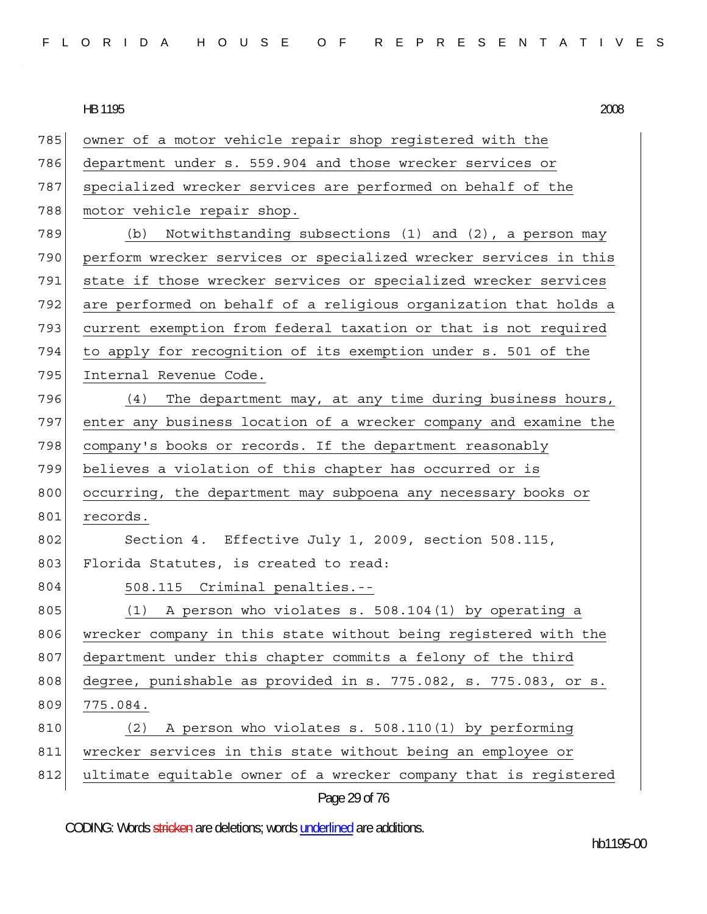owner of a motor vehicle repair shop registered with the department under s. 559.904 and those wrecker services or specialized wrecker services are performed on behalf of the motor vehicle repair shop.

(b) Notwithstanding subsections (1) and (2), a person may perform wrecker services or specialized wrecker services in this state if those wrecker services or specialized wrecker services are performed on behalf of a religious organization that holds a current exemption from federal taxation or that is not required to apply for recognition of its exemption under s. 501 of the Internal Revenue Code.

(4) The department may, at any time during business hours, enter any business location of a wrecker company and examine the company's books or records. If the department reasonably believes a violation of this chapter has occurred or is occurring, the department may subpoena any necessary books or records.

Section 4. Effective July 1, 2009, section 508.115, Florida Statutes, is created to read:

508.115 Criminal penalties.--

(1) A person who violates s. 508.104(1) by operating a wrecker company in this state without being registered with the department under this chapter commits a felony of the third degree, punishable as provided in s. 775.082, s. 775.083, or s. 775.084.

(2) A person who violates s. 508.110(1) by performing wrecker services in this state without being an employee or ultimate equitable owner of a wrecker company that is registered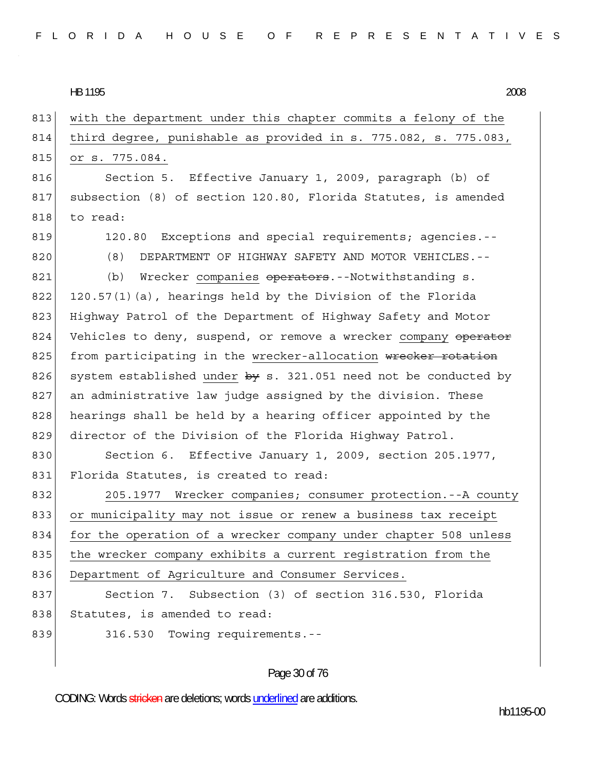with the department under this chapter commits a felony of the third degree, punishable as provided in s. 775.082, s. 775.083, or s. 775.084.

Section 5. Effective January 1, 2009, paragraph (b) of subsection (8) of section 120.80, Florida Statutes, is amended to read:

120.80 Exceptions and special requirements; agencies.--

(8) DEPARTMENT OF HIGHWAY SAFETY AND MOTOR VEHICLES.--

(b) Wrecker companies ~~operators~~.--Notwithstanding s. 120.57(1)(a), hearings held by the Division of the Florida Highway Patrol of the Department of Highway Safety and Motor Vehicles to deny, suspend, or remove a wrecker company ~~operator~~ from participating in the wrecker-allocation ~~wrecker rotation~~ system established under ~~by~~ s. 321.051 need not be conducted by an administrative law judge assigned by the division. These hearings shall be held by a hearing officer appointed by the director of the Division of the Florida Highway Patrol.

Section 6. Effective January 1, 2009, section 205.1977, Florida Statutes, is created to read:

205.1977 Wrecker companies; consumer protection.--A county or municipality may not issue or renew a business tax receipt for the operation of a wrecker company under chapter 508 unless the wrecker company exhibits a current registration from the Department of Agriculture and Consumer Services.

Section 7. Subsection (3) of section 316.530, Florida Statutes, is amended to read:

316.530 Towing requirements.--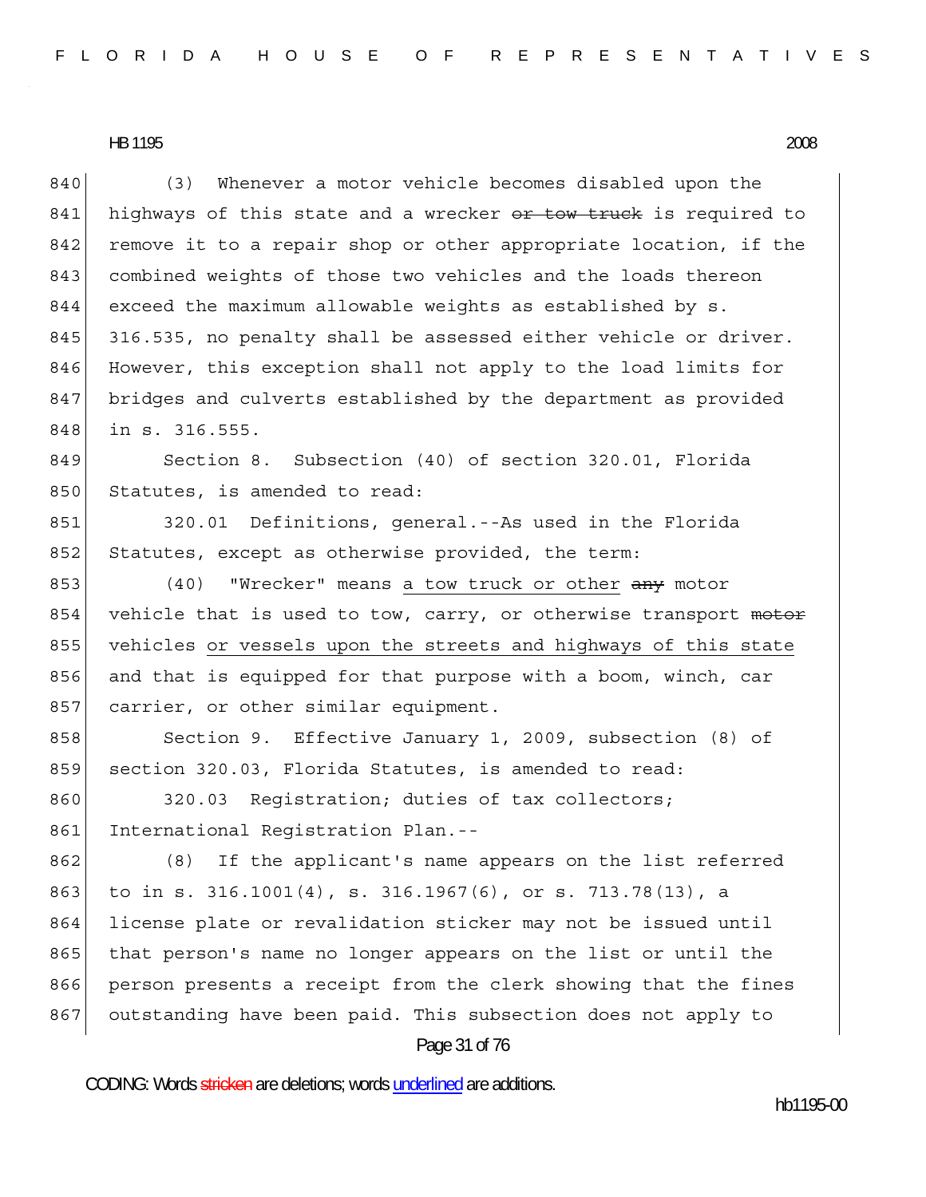(3) Whenever a motor vehicle becomes disabled upon the highways of this state and a wrecker ~~or tow truck~~ is required to remove it to a repair shop or other appropriate location, if the combined weights of those two vehicles and the loads thereon exceed the maximum allowable weights as established by s. 316.535, no penalty shall be assessed either vehicle or driver. However, this exception shall not apply to the load limits for bridges and culverts established by the department as provided in s. 316.555.

Section 8. Subsection (40) of section 320.01, Florida Statutes, is amended to read:

320.01 Definitions, general.--As used in the Florida Statutes, except as otherwise provided, the term:

(40) "Wrecker" means <u>a tow truck or other</u> ~~any~~ motor vehicle that is used to tow, carry, or otherwise transport ~~motor~~ vehicles <u>or vessels upon the streets and highways of this state</u> and that is equipped for that purpose with a boom, winch, car carrier, or other similar equipment.

Section 9. Effective January 1, 2009, subsection (8) of section 320.03, Florida Statutes, is amended to read:

320.03 Registration; duties of tax collectors; International Registration Plan.--

(8) If the applicant's name appears on the list referred to in s. 316.1001(4), s. 316.1967(6), or s. 713.78(13), a license plate or revalidation sticker may not be issued until that person's name no longer appears on the list or until the person presents a receipt from the clerk showing that the fines outstanding have been paid. This subsection does not apply to

CODING: Words ~~stricken~~ are deletions; words <u>underlined</u> are additions.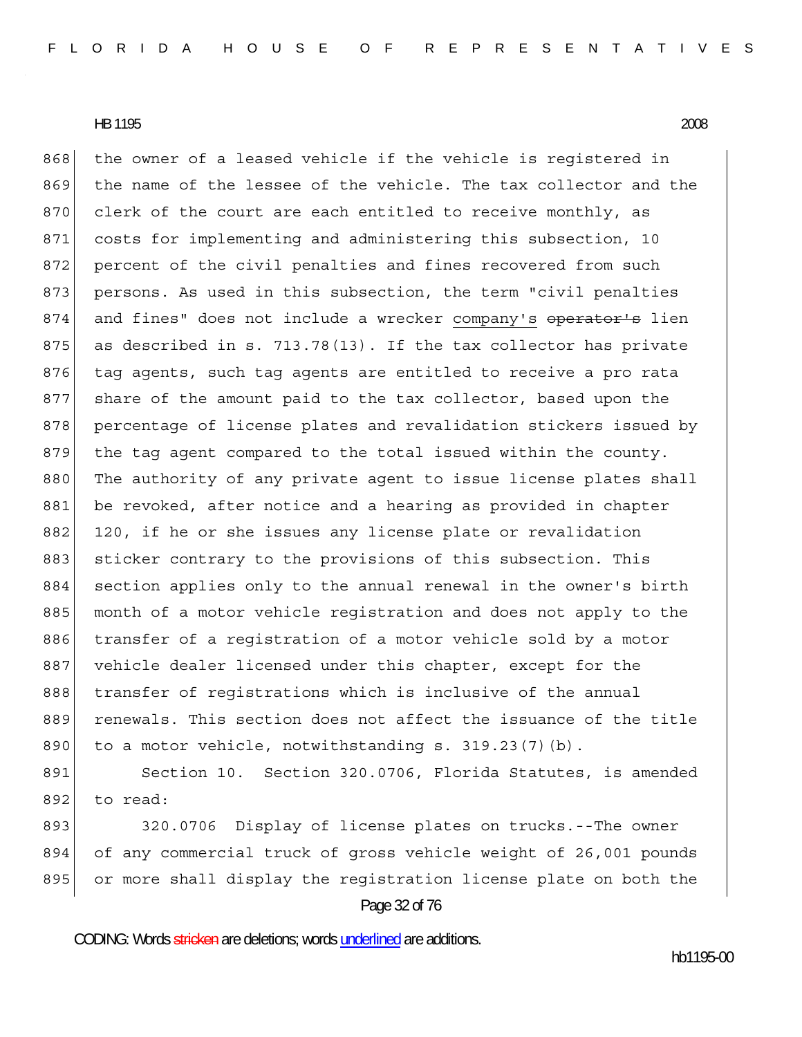the owner of a leased vehicle if the vehicle is registered in the name of the lessee of the vehicle. The tax collector and the clerk of the court are each entitled to receive monthly, as costs for implementing and administering this subsection, 10 percent of the civil penalties and fines recovered from such persons. As used in this subsection, the term "civil penalties and fines" does not include a wrecker <u>company's</u> ~~operator's~~ lien as described in s. 713.78(13). If the tax collector has private tag agents, such tag agents are entitled to receive a pro rata share of the amount paid to the tax collector, based upon the percentage of license plates and revalidation stickers issued by the tag agent compared to the total issued within the county. The authority of any private agent to issue license plates shall be revoked, after notice and a hearing as provided in chapter 120, if he or she issues any license plate or revalidation sticker contrary to the provisions of this subsection. This section applies only to the annual renewal in the owner's birth month of a motor vehicle registration and does not apply to the transfer of a registration of a motor vehicle sold by a motor vehicle dealer licensed under this chapter, except for the transfer of registrations which is inclusive of the annual renewals. This section does not affect the issuance of the title to a motor vehicle, notwithstanding s. 319.23(7)(b).

Section 10. Section 320.0706, Florida Statutes, is amended to read:

320.0706 Display of license plates on trucks.--The owner of any commercial truck of gross vehicle weight of 26,001 pounds or more shall display the registration license plate on both the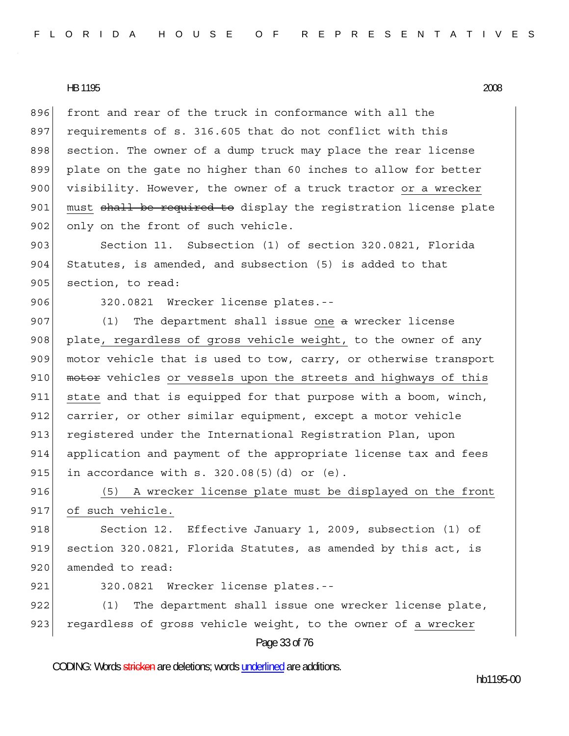front and rear of the truck in conformance with all the requirements of s. 316.605 that do not conflict with this section. The owner of a dump truck may place the rear license plate on the gate no higher than 60 inches to allow for better visibility. However, the owner of a truck tractor <u>or a wrecker</u> <u>must</u> ~~shall be required to~~ display the registration license plate only on the front of such vehicle.

Section 11. Subsection (1) of section 320.0821, Florida Statutes, is amended, and subsection (5) is added to that section, to read:

320.0821 Wrecker license plates.--

(1) The department shall issue <u>one</u> ~~a~~ wrecker license plate<u>, regardless of gross vehicle weight,</u> to the owner of any motor vehicle that is used to tow, carry, or otherwise transport ~~motor~~ vehicles <u>or vessels upon the streets and highways of this state</u> and that is equipped for that purpose with a boom, winch, carrier, or other similar equipment, except a motor vehicle registered under the International Registration Plan, upon application and payment of the appropriate license tax and fees in accordance with s. 320.08(5)(d) or (e).

<u>(5) A wrecker license plate must be displayed on the front of such vehicle.</u>

Section 12. Effective January 1, 2009, subsection (1) of section 320.0821, Florida Statutes, as amended by this act, is amended to read:

320.0821 Wrecker license plates.--

(1) The department shall issue one wrecker license plate, regardless of gross vehicle weight, to the owner of <u>a wrecker</u>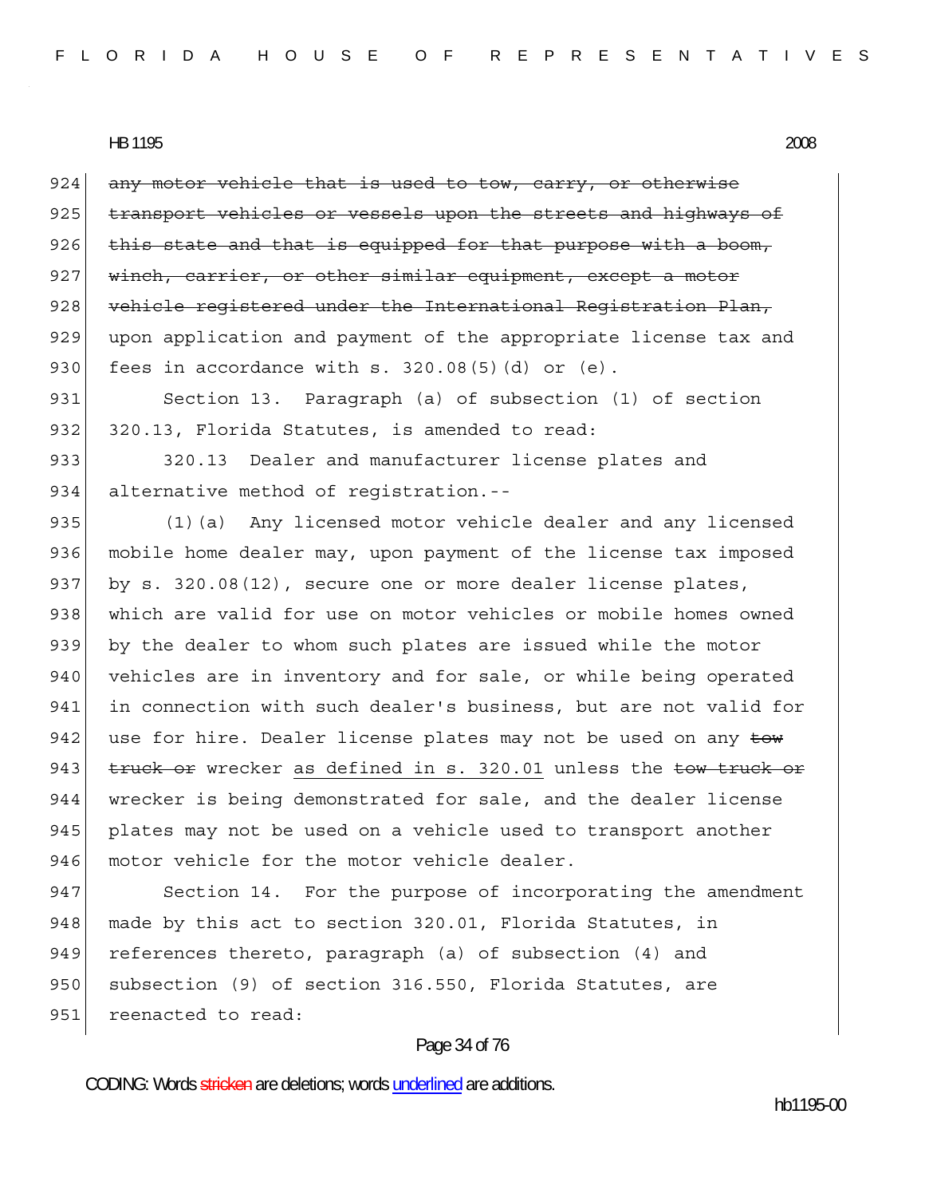~~any motor vehicle that is used to tow, carry, or otherwise transport vehicles or vessels upon the streets and highways of this state and that is equipped for that purpose with a boom, winch, carrier, or other similar equipment, except a motor vehicle registered under the International Registration Plan,~~ upon application and payment of the appropriate license tax and fees in accordance with s. 320.08(5)(d) or (e).

Section 13. Paragraph (a) of subsection (1) of section 320.13, Florida Statutes, is amended to read:

320.13 Dealer and manufacturer license plates and alternative method of registration.--

(1)(a) Any licensed motor vehicle dealer and any licensed mobile home dealer may, upon payment of the license tax imposed by s. 320.08(12), secure one or more dealer license plates, which are valid for use on motor vehicles or mobile homes owned by the dealer to whom such plates are issued while the motor vehicles are in inventory and for sale, or while being operated in connection with such dealer's business, but are not valid for use for hire. Dealer license plates may not be used on any ~~tow truck or~~ wrecker <u>as defined in s. 320.01</u> unless the ~~tow truck or~~ wrecker is being demonstrated for sale, and the dealer license plates may not be used on a vehicle used to transport another motor vehicle for the motor vehicle dealer.

Section 14. For the purpose of incorporating the amendment made by this act to section 320.01, Florida Statutes, in references thereto, paragraph (a) of subsection (4) and subsection (9) of section 316.550, Florida Statutes, are reenacted to read: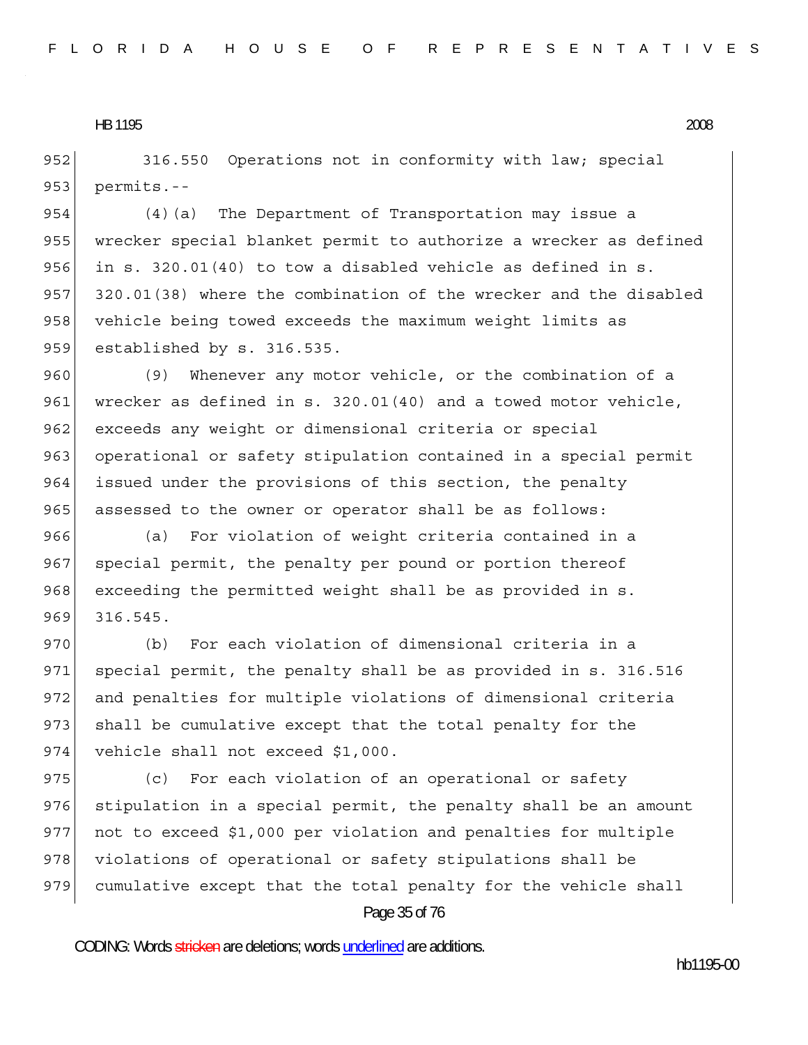316.550 Operations not in conformity with law; special permits.--

(4)(a) The Department of Transportation may issue a wrecker special blanket permit to authorize a wrecker as defined in s. 320.01(40) to tow a disabled vehicle as defined in s. 320.01(38) where the combination of the wrecker and the disabled vehicle being towed exceeds the maximum weight limits as established by s. 316.535.

(9) Whenever any motor vehicle, or the combination of a wrecker as defined in s. 320.01(40) and a towed motor vehicle, exceeds any weight or dimensional criteria or special operational or safety stipulation contained in a special permit issued under the provisions of this section, the penalty assessed to the owner or operator shall be as follows:

(a) For violation of weight criteria contained in a special permit, the penalty per pound or portion thereof exceeding the permitted weight shall be as provided in s. 316.545.

(b) For each violation of dimensional criteria in a special permit, the penalty shall be as provided in s. 316.516 and penalties for multiple violations of dimensional criteria shall be cumulative except that the total penalty for the vehicle shall not exceed $1,000.

(c) For each violation of an operational or safety stipulation in a special permit, the penalty shall be an amount not to exceed $1,000 per violation and penalties for multiple violations of operational or safety stipulations shall be cumulative except that the total penalty for the vehicle shall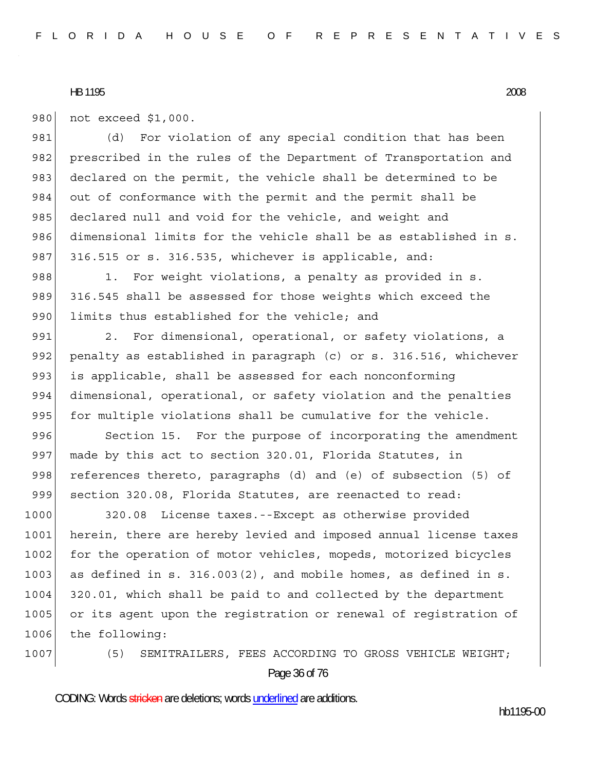not exceed $1,000.

(d) For violation of any special condition that has been prescribed in the rules of the Department of Transportation and declared on the permit, the vehicle shall be determined to be out of conformance with the permit and the permit shall be declared null and void for the vehicle, and weight and dimensional limits for the vehicle shall be as established in s. 316.515 or s. 316.535, whichever is applicable, and:

1. For weight violations, a penalty as provided in s. 316.545 shall be assessed for those weights which exceed the limits thus established for the vehicle; and

2. For dimensional, operational, or safety violations, a penalty as established in paragraph (c) or s. 316.516, whichever is applicable, shall be assessed for each nonconforming dimensional, operational, or safety violation and the penalties for multiple violations shall be cumulative for the vehicle.

Section 15. For the purpose of incorporating the amendment made by this act to section 320.01, Florida Statutes, in references thereto, paragraphs (d) and (e) of subsection (5) of section 320.08, Florida Statutes, are reenacted to read:

320.08 License taxes.--Except as otherwise provided herein, there are hereby levied and imposed annual license taxes for the operation of motor vehicles, mopeds, motorized bicycles as defined in s. 316.003(2), and mobile homes, as defined in s. 320.01, which shall be paid to and collected by the department or its agent upon the registration or renewal of registration of the following:

(5) SEMITRAILERS, FEES ACCORDING TO GROSS VEHICLE WEIGHT;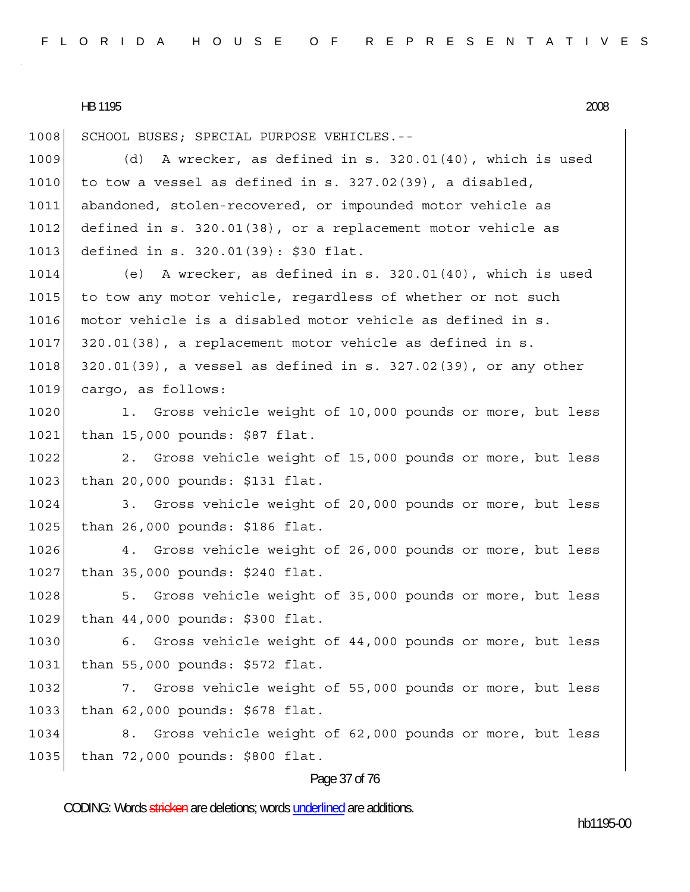SCHOOL BUSES; SPECIAL PURPOSE VEHICLES.--

(d) A wrecker, as defined in s. 320.01(40), which is used to tow a vessel as defined in s. 327.02(39), a disabled, abandoned, stolen-recovered, or impounded motor vehicle as defined in s. 320.01(38), or a replacement motor vehicle as defined in s. 320.01(39): $30 flat.

(e) A wrecker, as defined in s. 320.01(40), which is used to tow any motor vehicle, regardless of whether or not such motor vehicle is a disabled motor vehicle as defined in s. 320.01(38), a replacement motor vehicle as defined in s. 320.01(39), a vessel as defined in s. 327.02(39), or any other cargo, as follows:

1. Gross vehicle weight of 10,000 pounds or more, but less than 15,000 pounds: $87 flat.

2. Gross vehicle weight of 15,000 pounds or more, but less than 20,000 pounds: $131 flat.

3. Gross vehicle weight of 20,000 pounds or more, but less than 26,000 pounds: $186 flat.

4. Gross vehicle weight of 26,000 pounds or more, but less than 35,000 pounds: $240 flat.

5. Gross vehicle weight of 35,000 pounds or more, but less than 44,000 pounds: $300 flat.

6. Gross vehicle weight of 44,000 pounds or more, but less than 55,000 pounds: $572 flat.

7. Gross vehicle weight of 55,000 pounds or more, but less than 62,000 pounds: $678 flat.

8. Gross vehicle weight of 62,000 pounds or more, but less than 72,000 pounds: $800 flat.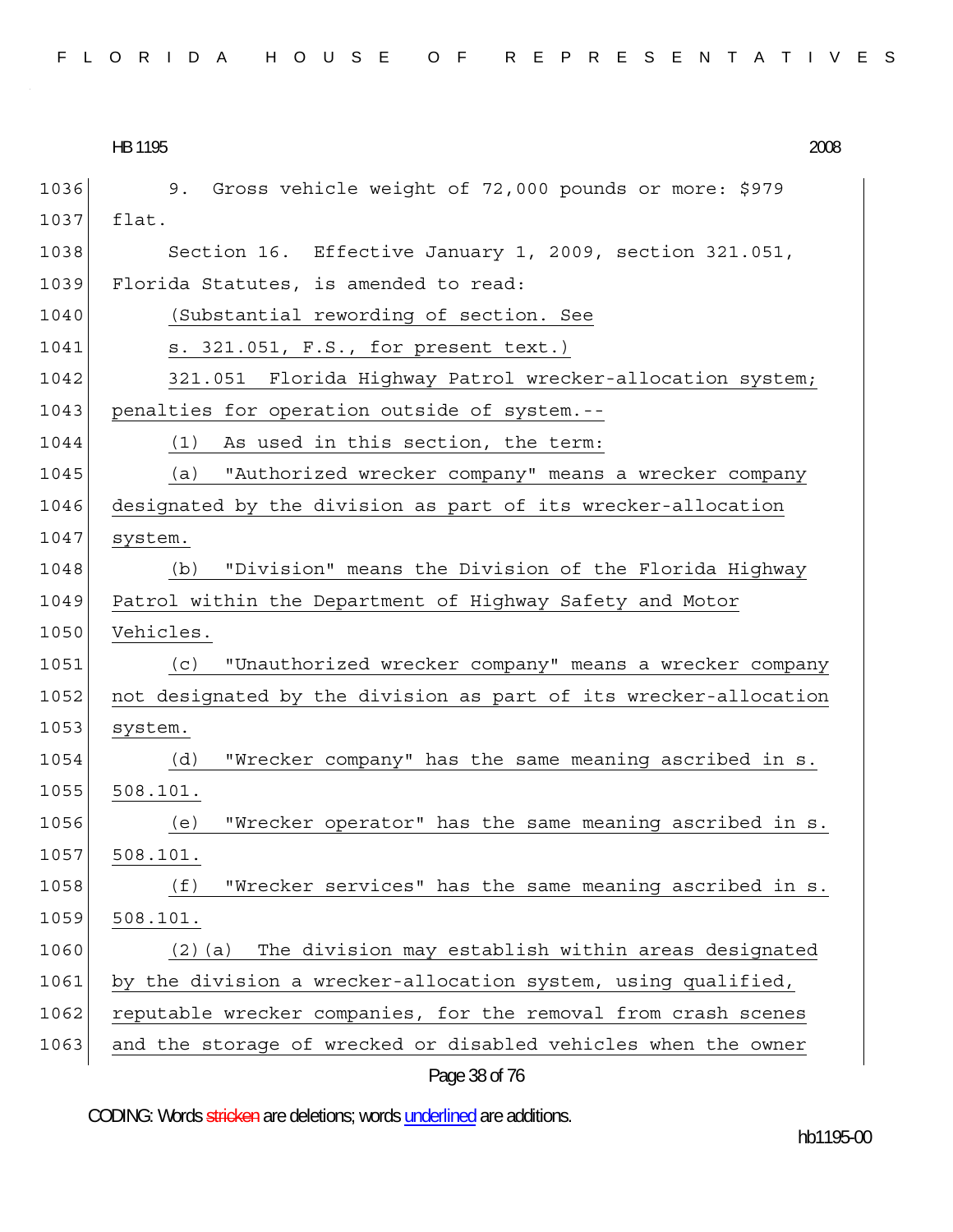9. Gross vehicle weight of 72,000 pounds or more: $979 flat.

Section 16. Effective January 1, 2009, section 321.051, Florida Statutes, is amended to read:

(Substantial rewording of section. See s. 321.051, F.S., for present text.)

321.051 Florida Highway Patrol wrecker-allocation system; penalties for operation outside of system.--

(1) As used in this section, the term:

(a) "Authorized wrecker company" means a wrecker company designated by the division as part of its wrecker-allocation system.

(b) "Division" means the Division of the Florida Highway Patrol within the Department of Highway Safety and Motor Vehicles.

(c) "Unauthorized wrecker company" means a wrecker company not designated by the division as part of its wrecker-allocation system.

(d) "Wrecker company" has the same meaning ascribed in s. 508.101.

(e) "Wrecker operator" has the same meaning ascribed in s. 508.101.

(f) "Wrecker services" has the same meaning ascribed in s. 508.101.

(2)(a) The division may establish within areas designated by the division a wrecker-allocation system, using qualified, reputable wrecker companies, for the removal from crash scenes and the storage of wrecked or disabled vehicles when the owner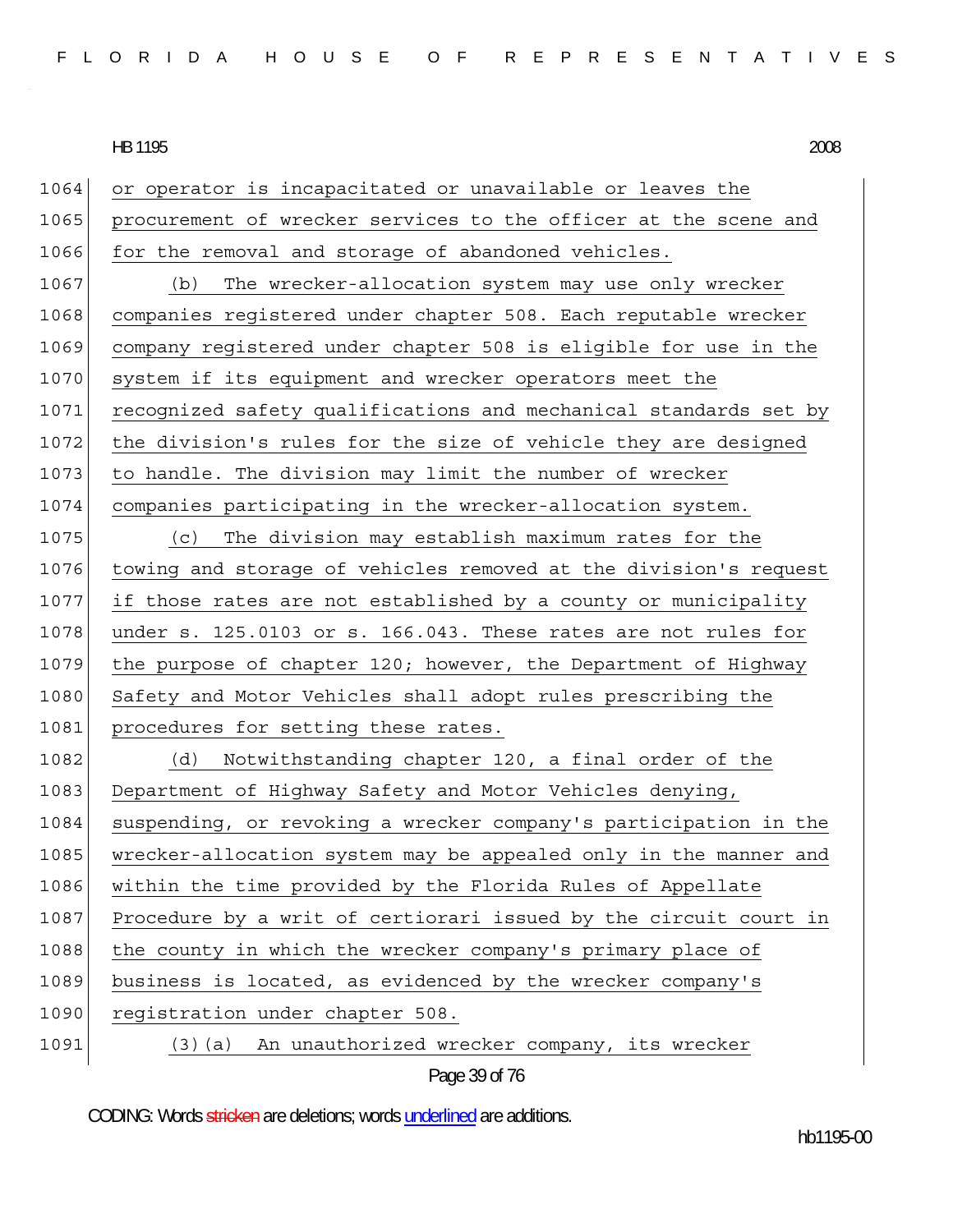or operator is incapacitated or unavailable or leaves the procurement of wrecker services to the officer at the scene and for the removal and storage of abandoned vehicles.

(b) The wrecker-allocation system may use only wrecker companies registered under chapter 508. Each reputable wrecker company registered under chapter 508 is eligible for use in the system if its equipment and wrecker operators meet the recognized safety qualifications and mechanical standards set by the division's rules for the size of vehicle they are designed to handle. The division may limit the number of wrecker companies participating in the wrecker-allocation system.

(c) The division may establish maximum rates for the towing and storage of vehicles removed at the division's request if those rates are not established by a county or municipality under s. 125.0103 or s. 166.043. These rates are not rules for the purpose of chapter 120; however, the Department of Highway Safety and Motor Vehicles shall adopt rules prescribing the procedures for setting these rates.

(d) Notwithstanding chapter 120, a final order of the Department of Highway Safety and Motor Vehicles denying, suspending, or revoking a wrecker company's participation in the wrecker-allocation system may be appealed only in the manner and within the time provided by the Florida Rules of Appellate Procedure by a writ of certiorari issued by the circuit court in the county in which the wrecker company's primary place of business is located, as evidenced by the wrecker company's registration under chapter 508.

(3)(a) An unauthorized wrecker company, its wrecker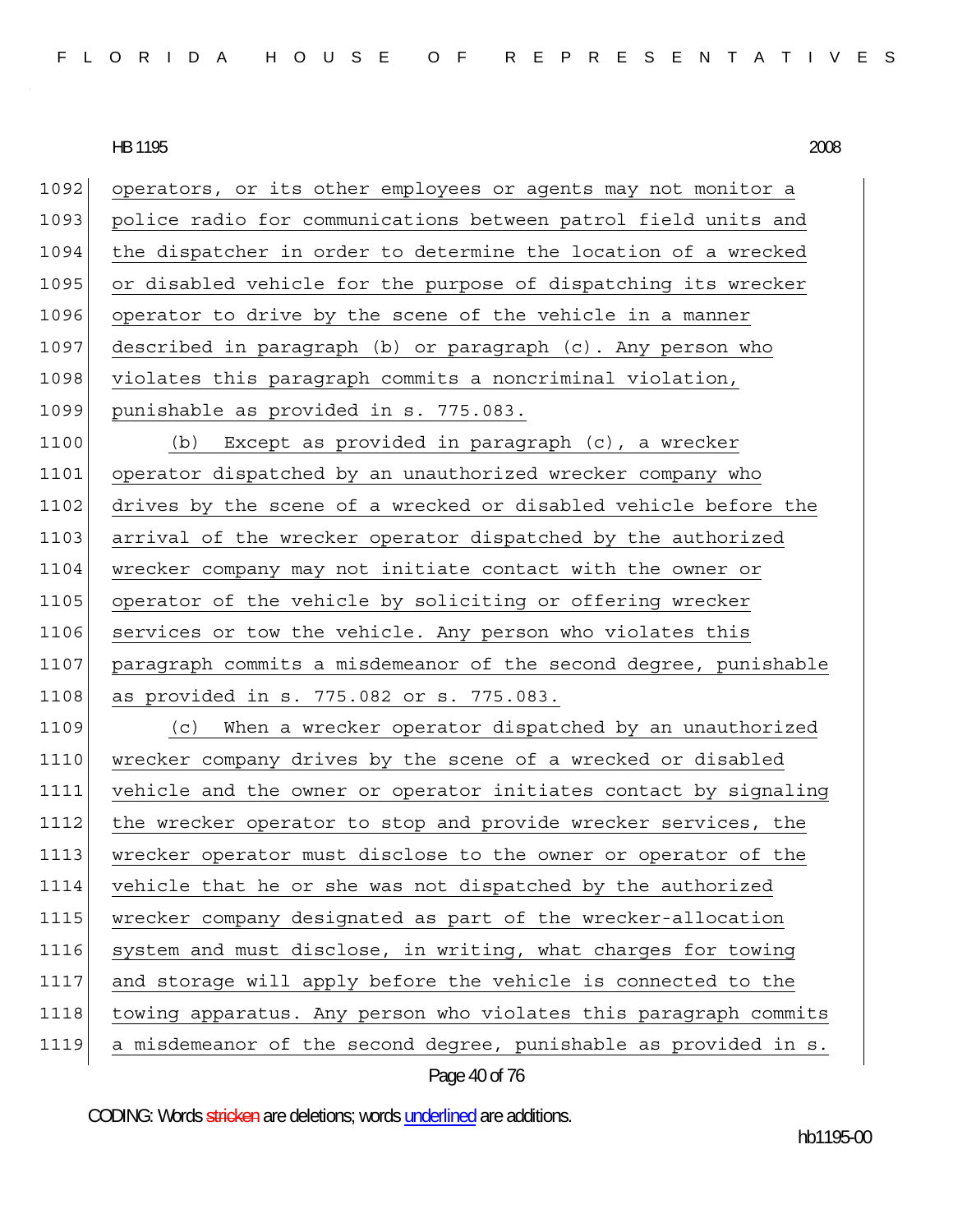operators, or its other employees or agents may not monitor a police radio for communications between patrol field units and the dispatcher in order to determine the location of a wrecked or disabled vehicle for the purpose of dispatching its wrecker operator to drive by the scene of the vehicle in a manner described in paragraph (b) or paragraph (c). Any person who violates this paragraph commits a noncriminal violation, punishable as provided in s. 775.083.

(b) Except as provided in paragraph (c), a wrecker operator dispatched by an unauthorized wrecker company who drives by the scene of a wrecked or disabled vehicle before the arrival of the wrecker operator dispatched by the authorized wrecker company may not initiate contact with the owner or operator of the vehicle by soliciting or offering wrecker services or tow the vehicle. Any person who violates this paragraph commits a misdemeanor of the second degree, punishable as provided in s. 775.082 or s. 775.083.

(c) When a wrecker operator dispatched by an unauthorized wrecker company drives by the scene of a wrecked or disabled vehicle and the owner or operator initiates contact by signaling the wrecker operator to stop and provide wrecker services, the wrecker operator must disclose to the owner or operator of the vehicle that he or she was not dispatched by the authorized wrecker company designated as part of the wrecker-allocation system and must disclose, in writing, what charges for towing and storage will apply before the vehicle is connected to the towing apparatus. Any person who violates this paragraph commits a misdemeanor of the second degree, punishable as provided in s.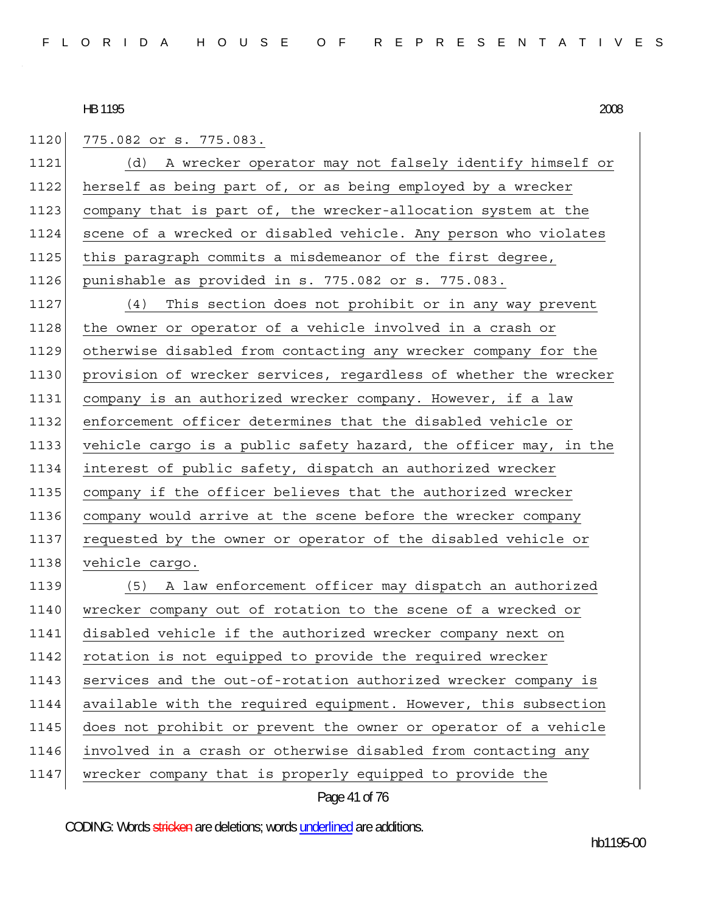775.082 or s. 775.083.

(d) A wrecker operator may not falsely identify himself or herself as being part of, or as being employed by a wrecker company that is part of, the wrecker-allocation system at the scene of a wrecked or disabled vehicle. Any person who violates this paragraph commits a misdemeanor of the first degree, punishable as provided in s. 775.082 or s. 775.083.

(4) This section does not prohibit or in any way prevent the owner or operator of a vehicle involved in a crash or otherwise disabled from contacting any wrecker company for the provision of wrecker services, regardless of whether the wrecker company is an authorized wrecker company. However, if a law enforcement officer determines that the disabled vehicle or vehicle cargo is a public safety hazard, the officer may, in the interest of public safety, dispatch an authorized wrecker company if the officer believes that the authorized wrecker company would arrive at the scene before the wrecker company requested by the owner or operator of the disabled vehicle or vehicle cargo.

(5) A law enforcement officer may dispatch an authorized wrecker company out of rotation to the scene of a wrecked or disabled vehicle if the authorized wrecker company next on rotation is not equipped to provide the required wrecker services and the out-of-rotation authorized wrecker company is available with the required equipment. However, this subsection does not prohibit or prevent the owner or operator of a vehicle involved in a crash or otherwise disabled from contacting any wrecker company that is properly equipped to provide the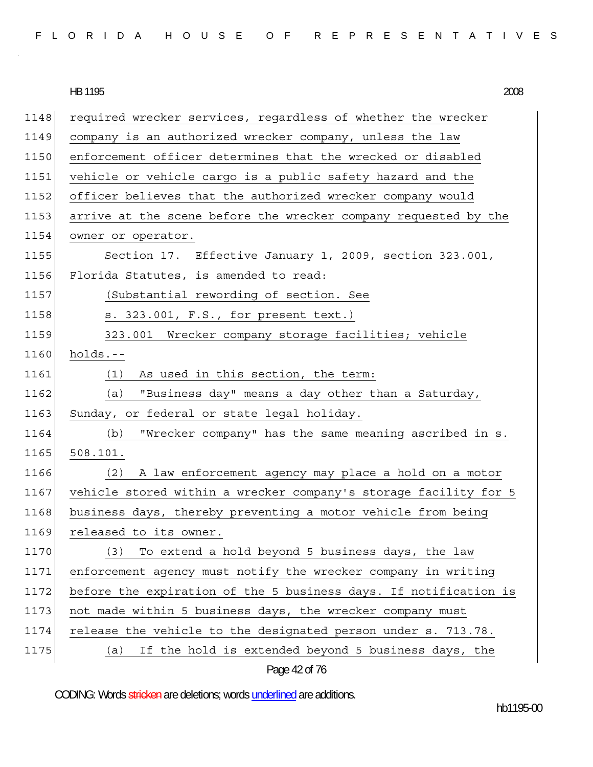required wrecker services, regardless of whether the wrecker company is an authorized wrecker company, unless the law enforcement officer determines that the wrecked or disabled vehicle or vehicle cargo is a public safety hazard and the officer believes that the authorized wrecker company would arrive at the scene before the wrecker company requested by the owner or operator.

Section 17. Effective January 1, 2009, section 323.001, Florida Statutes, is amended to read:

(Substantial rewording of section. See s. 323.001, F.S., for present text.)

323.001 Wrecker company storage facilities; vehicle holds.--

(1) As used in this section, the term:

(a) "Business day" means a day other than a Saturday, Sunday, or federal or state legal holiday.

(b) "Wrecker company" has the same meaning ascribed in s. 508.101.

(2) A law enforcement agency may place a hold on a motor vehicle stored within a wrecker company's storage facility for 5 business days, thereby preventing a motor vehicle from being released to its owner.

(3) To extend a hold beyond 5 business days, the law enforcement agency must notify the wrecker company in writing before the expiration of the 5 business days. If notification is not made within 5 business days, the wrecker company must release the vehicle to the designated person under s. 713.78.

(a) If the hold is extended beyond 5 business days, the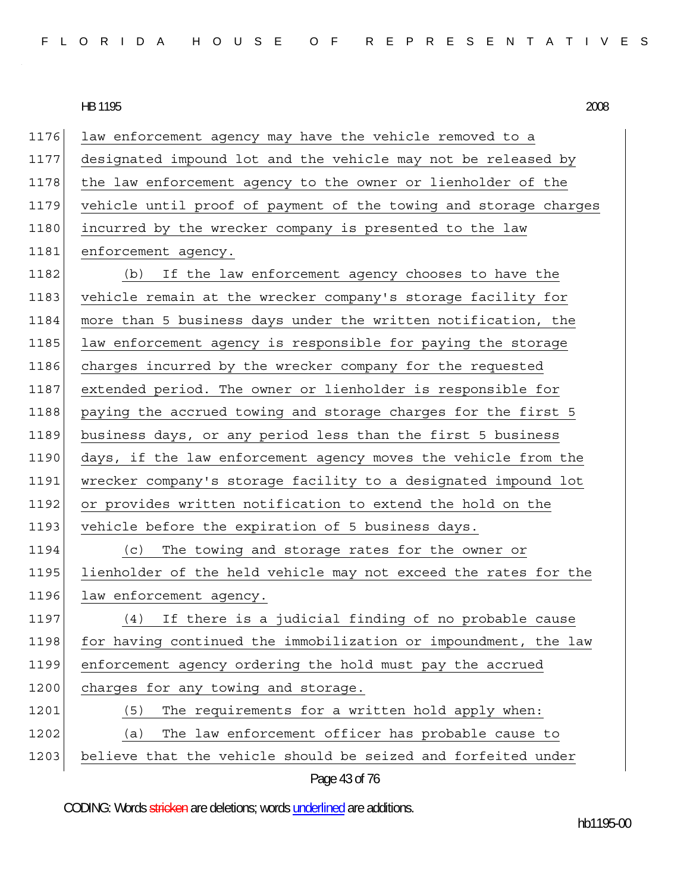law enforcement agency may have the vehicle removed to a designated impound lot and the vehicle may not be released by the law enforcement agency to the owner or lienholder of the vehicle until proof of payment of the towing and storage charges incurred by the wrecker company is presented to the law enforcement agency.

(b) If the law enforcement agency chooses to have the vehicle remain at the wrecker company's storage facility for more than 5 business days under the written notification, the law enforcement agency is responsible for paying the storage charges incurred by the wrecker company for the requested extended period. The owner or lienholder is responsible for paying the accrued towing and storage charges for the first 5 business days, or any period less than the first 5 business days, if the law enforcement agency moves the vehicle from the wrecker company's storage facility to a designated impound lot or provides written notification to extend the hold on the vehicle before the expiration of 5 business days.

(c) The towing and storage rates for the owner or lienholder of the held vehicle may not exceed the rates for the law enforcement agency.

(4) If there is a judicial finding of no probable cause for having continued the immobilization or impoundment, the law enforcement agency ordering the hold must pay the accrued charges for any towing and storage.

(5) The requirements for a written hold apply when:

(a) The law enforcement officer has probable cause to believe that the vehicle should be seized and forfeited under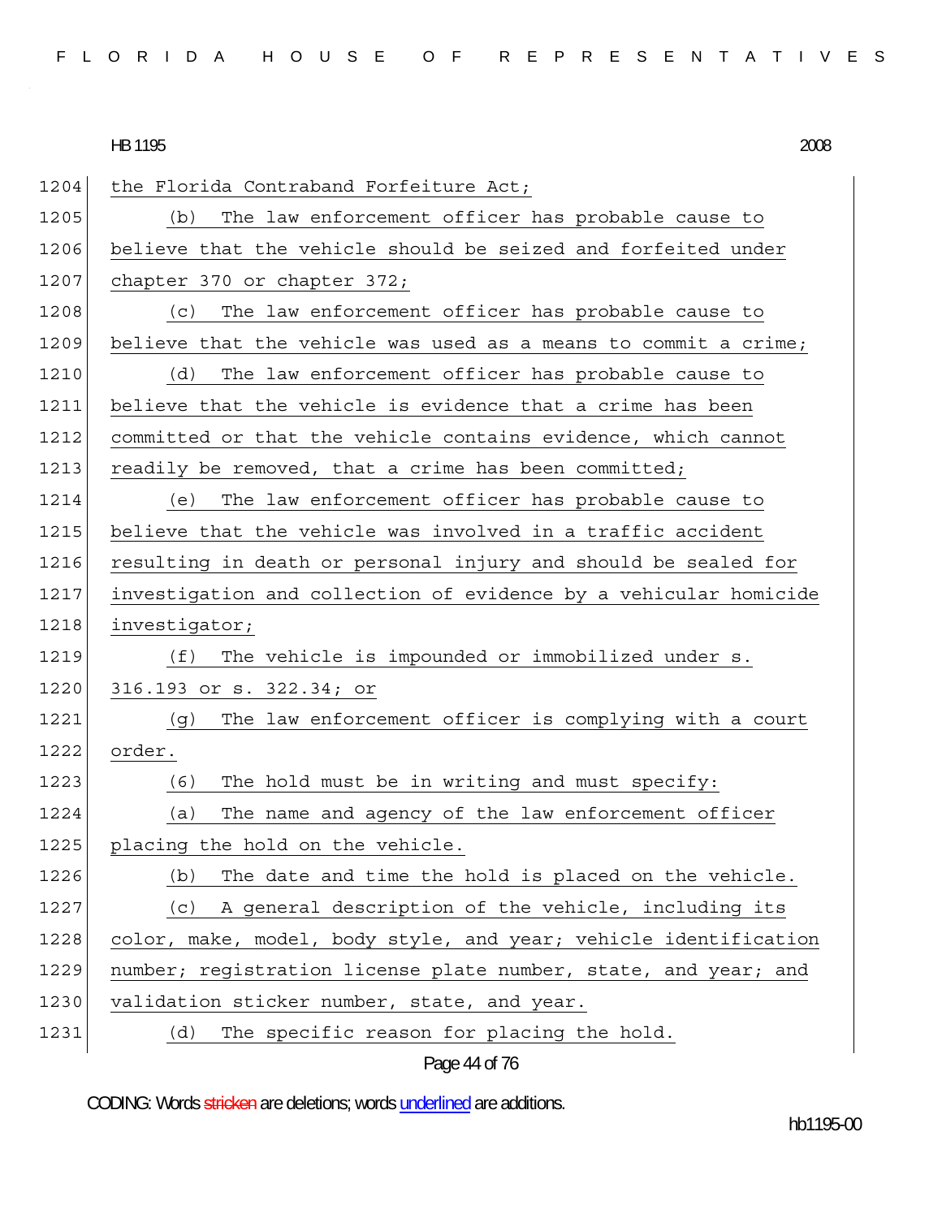the Florida Contraband Forfeiture Act;

(b) The law enforcement officer has probable cause to believe that the vehicle should be seized and forfeited under chapter 370 or chapter 372;

(c) The law enforcement officer has probable cause to believe that the vehicle was used as a means to commit a crime;

(d) The law enforcement officer has probable cause to believe that the vehicle is evidence that a crime has been committed or that the vehicle contains evidence, which cannot readily be removed, that a crime has been committed;

(e) The law enforcement officer has probable cause to believe that the vehicle was involved in a traffic accident resulting in death or personal injury and should be sealed for investigation and collection of evidence by a vehicular homicide investigator;

(f) The vehicle is impounded or immobilized under s. 316.193 or s. 322.34; or

(g) The law enforcement officer is complying with a court order.

(6) The hold must be in writing and must specify:

(a) The name and agency of the law enforcement officer placing the hold on the vehicle.

(b) The date and time the hold is placed on the vehicle.

(c) A general description of the vehicle, including its color, make, model, body style, and year; vehicle identification number; registration license plate number, state, and year; and validation sticker number, state, and year.

(d) The specific reason for placing the hold.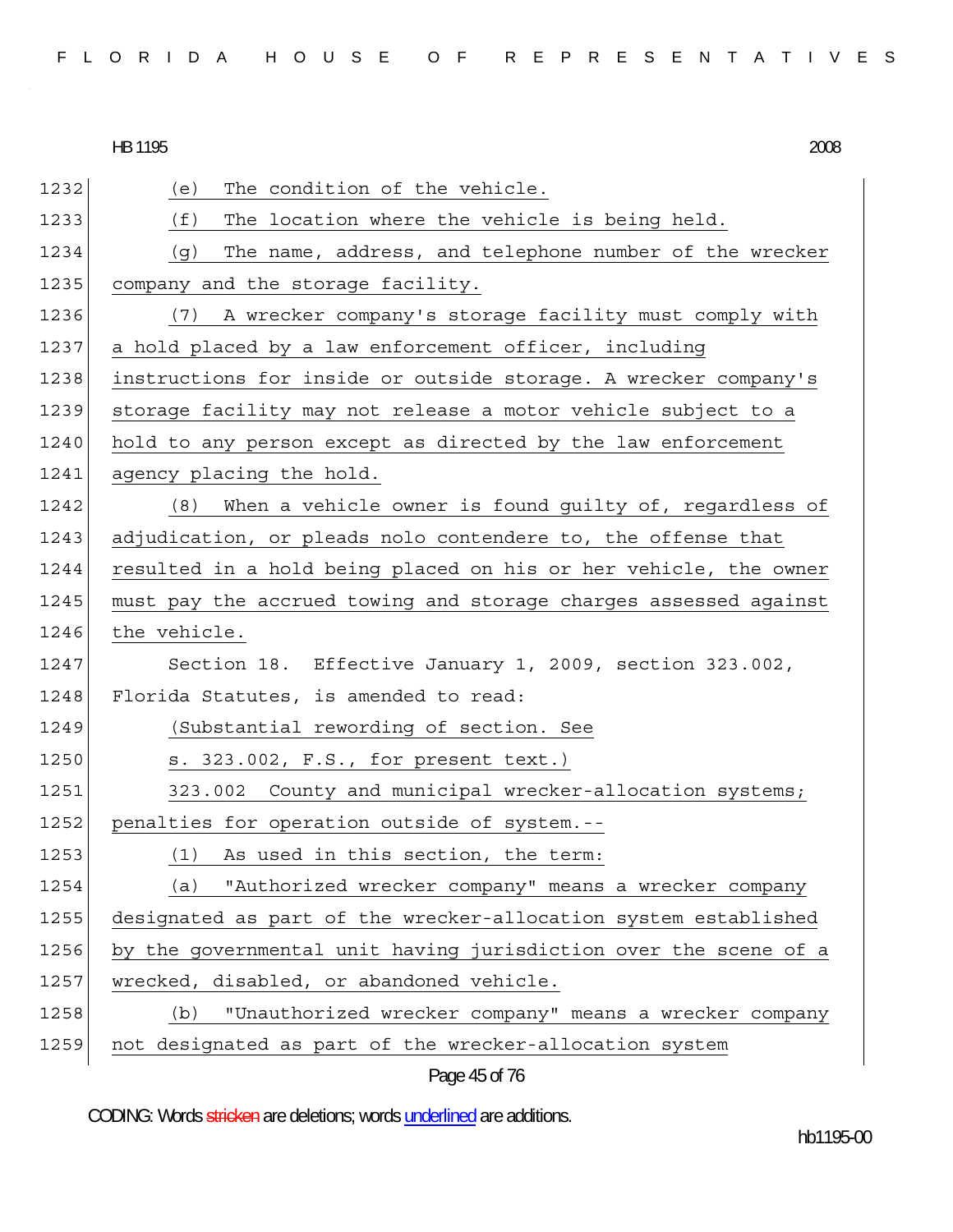(e) The condition of the vehicle.

(f) The location where the vehicle is being held.

(g) The name, address, and telephone number of the wrecker company and the storage facility.

(7) A wrecker company's storage facility must comply with a hold placed by a law enforcement officer, including instructions for inside or outside storage. A wrecker company's storage facility may not release a motor vehicle subject to a hold to any person except as directed by the law enforcement agency placing the hold.

(8) When a vehicle owner is found guilty of, regardless of adjudication, or pleads nolo contendere to, the offense that resulted in a hold being placed on his or her vehicle, the owner must pay the accrued towing and storage charges assessed against the vehicle.

Section 18. Effective January 1, 2009, section 323.002, Florida Statutes, is amended to read:

(Substantial rewording of section. See s. 323.002, F.S., for present text.)

323.002 County and municipal wrecker-allocation systems; penalties for operation outside of system.--

(1) As used in this section, the term:

(a) "Authorized wrecker company" means a wrecker company designated as part of the wrecker-allocation system established by the governmental unit having jurisdiction over the scene of a wrecked, disabled, or abandoned vehicle.

(b) "Unauthorized wrecker company" means a wrecker company not designated as part of the wrecker-allocation system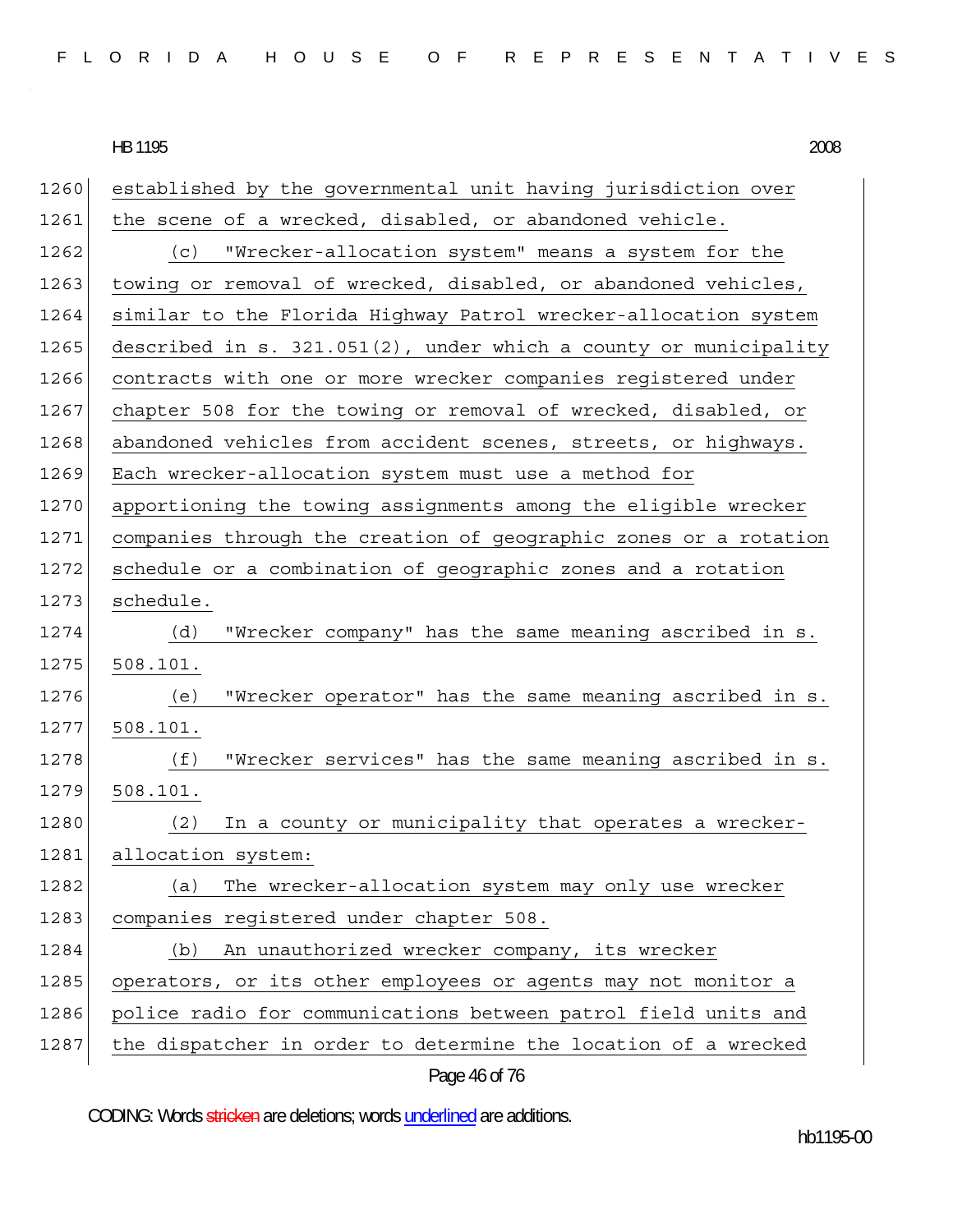established by the governmental unit having jurisdiction over the scene of a wrecked, disabled, or abandoned vehicle.

(c) "Wrecker-allocation system" means a system for the towing or removal of wrecked, disabled, or abandoned vehicles, similar to the Florida Highway Patrol wrecker-allocation system described in s. 321.051(2), under which a county or municipality contracts with one or more wrecker companies registered under chapter 508 for the towing or removal of wrecked, disabled, or abandoned vehicles from accident scenes, streets, or highways. Each wrecker-allocation system must use a method for apportioning the towing assignments among the eligible wrecker companies through the creation of geographic zones or a rotation schedule or a combination of geographic zones and a rotation schedule.

(d) "Wrecker company" has the same meaning ascribed in s. 508.101.

(e) "Wrecker operator" has the same meaning ascribed in s. 508.101.

(f) "Wrecker services" has the same meaning ascribed in s. 508.101.

(2) In a county or municipality that operates a wrecker-allocation system:

(a) The wrecker-allocation system may only use wrecker companies registered under chapter 508.

(b) An unauthorized wrecker company, its wrecker operators, or its other employees or agents may not monitor a police radio for communications between patrol field units and the dispatcher in order to determine the location of a wrecked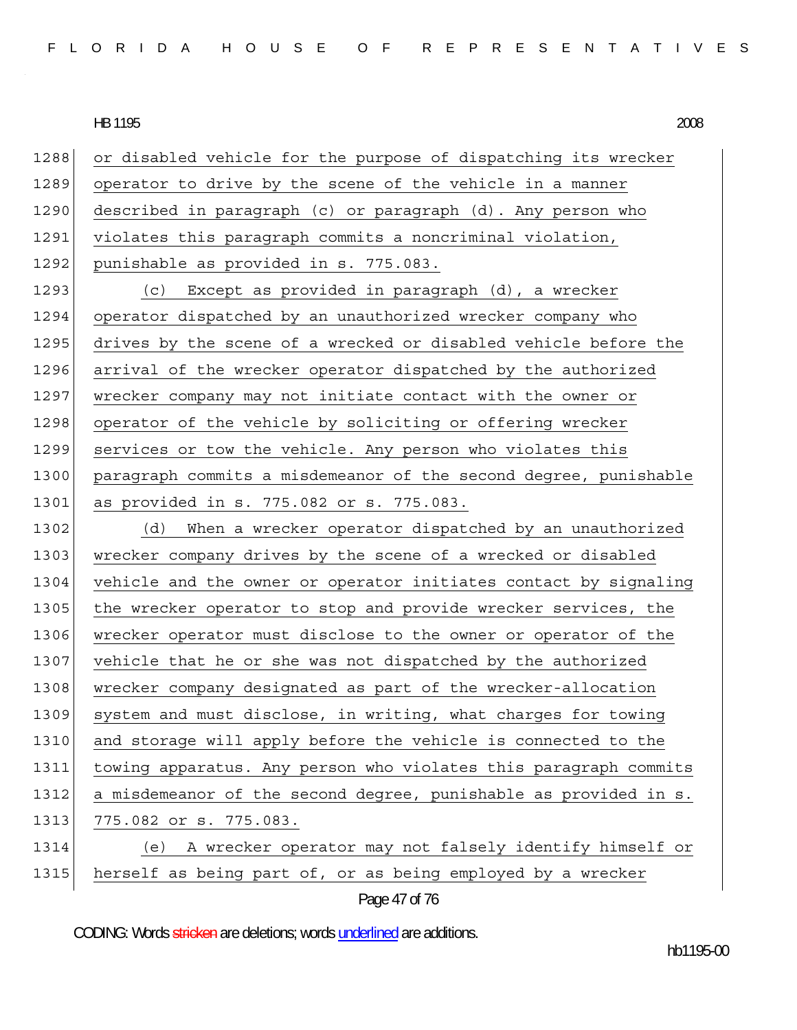or disabled vehicle for the purpose of dispatching its wrecker operator to drive by the scene of the vehicle in a manner described in paragraph (c) or paragraph (d). Any person who violates this paragraph commits a noncriminal violation, punishable as provided in s. 775.083.

(c) Except as provided in paragraph (d), a wrecker operator dispatched by an unauthorized wrecker company who drives by the scene of a wrecked or disabled vehicle before the arrival of the wrecker operator dispatched by the authorized wrecker company may not initiate contact with the owner or operator of the vehicle by soliciting or offering wrecker services or tow the vehicle. Any person who violates this paragraph commits a misdemeanor of the second degree, punishable as provided in s. 775.082 or s. 775.083.

(d) When a wrecker operator dispatched by an unauthorized wrecker company drives by the scene of a wrecked or disabled vehicle and the owner or operator initiates contact by signaling the wrecker operator to stop and provide wrecker services, the wrecker operator must disclose to the owner or operator of the vehicle that he or she was not dispatched by the authorized wrecker company designated as part of the wrecker-allocation system and must disclose, in writing, what charges for towing and storage will apply before the vehicle is connected to the towing apparatus. Any person who violates this paragraph commits a misdemeanor of the second degree, punishable as provided in s. 775.082 or s. 775.083.

(e) A wrecker operator may not falsely identify himself or herself as being part of, or as being employed by a wrecker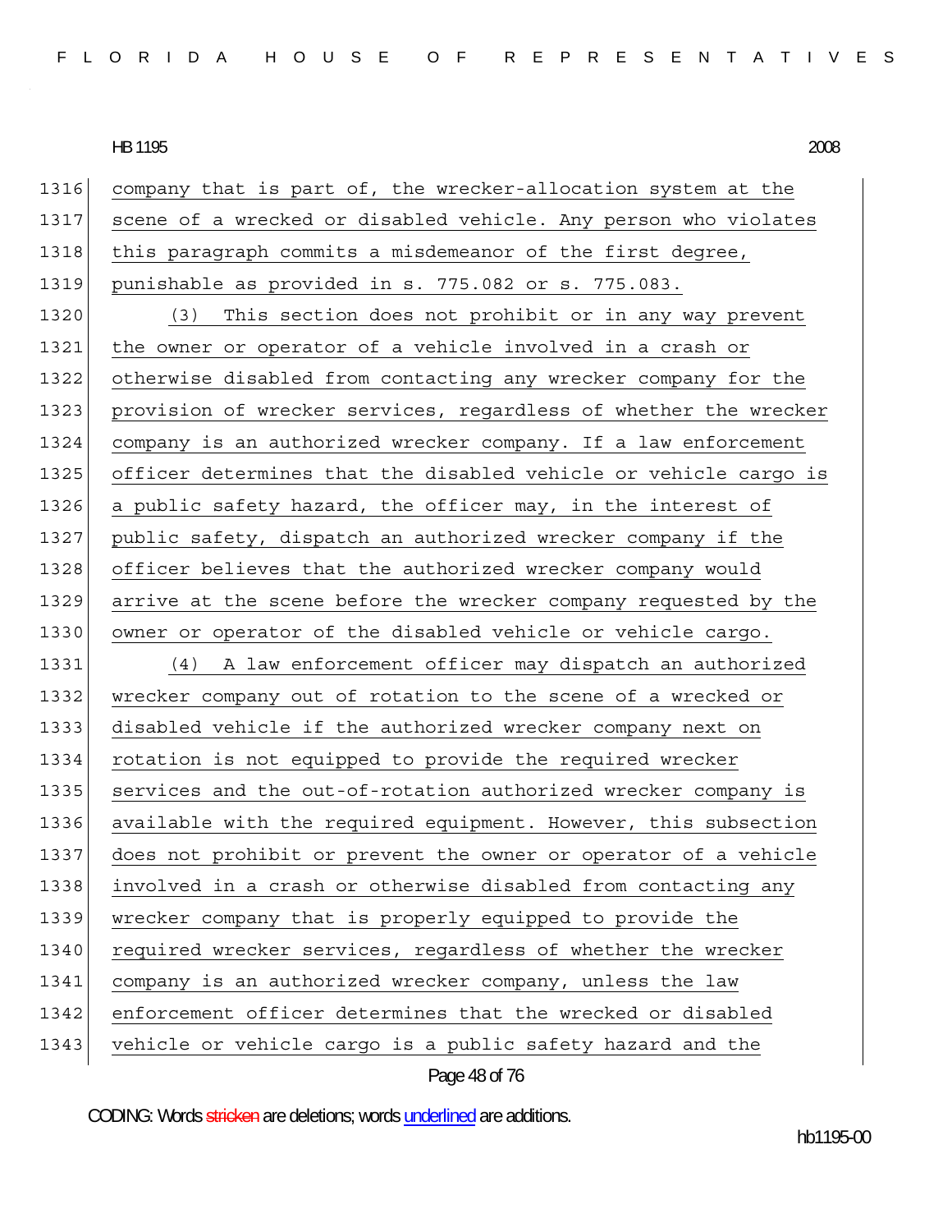company that is part of, the wrecker-allocation system at the scene of a wrecked or disabled vehicle. Any person who violates this paragraph commits a misdemeanor of the first degree, punishable as provided in s. 775.082 or s. 775.083.

(3) This section does not prohibit or in any way prevent the owner or operator of a vehicle involved in a crash or otherwise disabled from contacting any wrecker company for the provision of wrecker services, regardless of whether the wrecker company is an authorized wrecker company. If a law enforcement officer determines that the disabled vehicle or vehicle cargo is a public safety hazard, the officer may, in the interest of public safety, dispatch an authorized wrecker company if the officer believes that the authorized wrecker company would arrive at the scene before the wrecker company requested by the owner or operator of the disabled vehicle or vehicle cargo.

(4) A law enforcement officer may dispatch an authorized wrecker company out of rotation to the scene of a wrecked or disabled vehicle if the authorized wrecker company next on rotation is not equipped to provide the required wrecker services and the out-of-rotation authorized wrecker company is available with the required equipment. However, this subsection does not prohibit or prevent the owner or operator of a vehicle involved in a crash or otherwise disabled from contacting any wrecker company that is properly equipped to provide the required wrecker services, regardless of whether the wrecker company is an authorized wrecker company, unless the law enforcement officer determines that the wrecked or disabled vehicle or vehicle cargo is a public safety hazard and the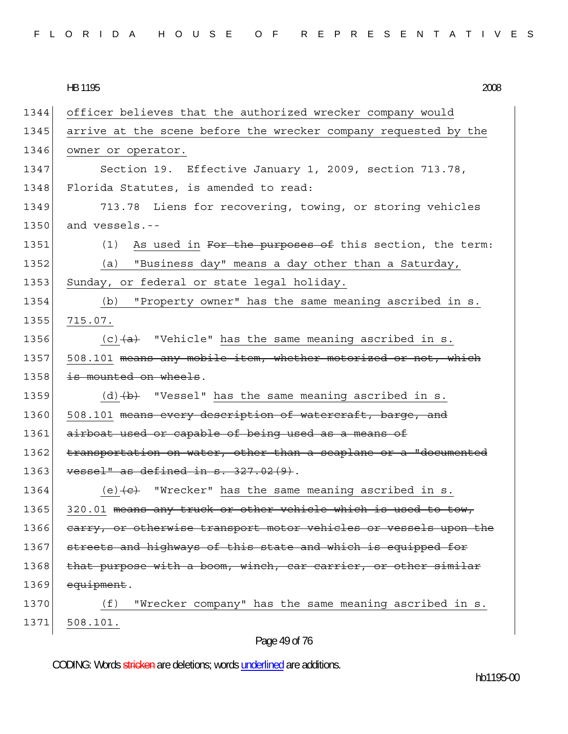officer believes that the authorized wrecker company would arrive at the scene before the wrecker company requested by the owner or operator.

Section 19. Effective January 1, 2009, section 713.78, Florida Statutes, is amended to read:

713.78 Liens for recovering, towing, or storing vehicles and vessels.--

(1) As used in ~~For the purposes of~~ this section, the term:

(a) "Business day" means a day other than a Saturday, Sunday, or federal or state legal holiday.

(b) "Property owner" has the same meaning ascribed in s. 715.07.

(c)~~(a)~~ "Vehicle" has the same meaning ascribed in s. 508.101 ~~means any mobile item, whether motorized or not, which is mounted on wheels~~.

(d)~~(b)~~ "Vessel" has the same meaning ascribed in s. 508.101 ~~means every description of watercraft, barge, and airboat used or capable of being used as a means of transportation on water, other than a seaplane or a "documented vessel" as defined in s. 327.02(9)~~.

(e)~~(c)~~ "Wrecker" has the same meaning ascribed in s. 320.01 ~~means any truck or other vehicle which is used to tow, carry, or otherwise transport motor vehicles or vessels upon the streets and highways of this state and which is equipped for that purpose with a boom, winch, car carrier, or other similar equipment~~.

(f) "Wrecker company" has the same meaning ascribed in s. 508.101.

CODING: Words ~~stricken~~ are deletions; words underlined are additions.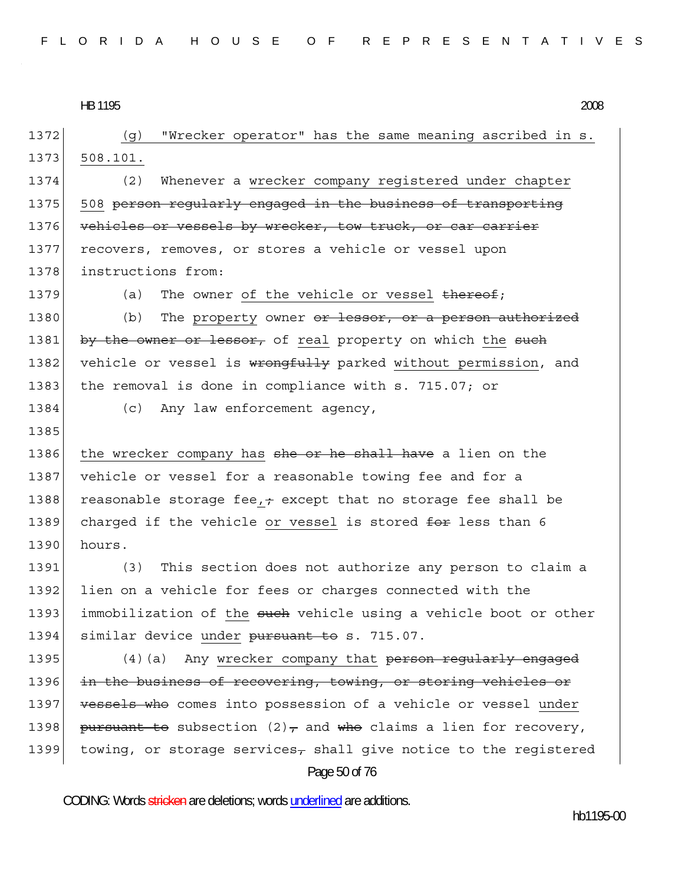(g) "Wrecker operator" has the same meaning ascribed in s. 508.101.

(2) Whenever a wrecker company registered under chapter 508 ~~person regularly engaged in the business of transporting vehicles or vessels by wrecker, tow truck, or car carrier~~ recovers, removes, or stores a vehicle or vessel upon instructions from:

(a) The owner of the vehicle or vessel ~~thereof~~;

(b) The property owner ~~or lessor, or a person authorized by the owner or lessor,~~ of real property on which the ~~such~~ vehicle or vessel is ~~wrongfully~~ parked without permission, and the removal is done in compliance with s. 715.07; or

(c) Any law enforcement agency,

the wrecker company has ~~she or he shall have~~ a lien on the vehicle or vessel for a reasonable towing fee and for a reasonable storage fee, ~~;~~ except that no storage fee shall be charged if the vehicle or vessel is stored ~~for~~ less than 6 hours.

(3) This section does not authorize any person to claim a lien on a vehicle for fees or charges connected with the immobilization of the ~~such~~ vehicle using a vehicle boot or other similar device under ~~pursuant to~~ s. 715.07.

(4)(a) Any wrecker company that ~~person regularly engaged in the business of recovering, towing, or storing vehicles or vessels who~~ comes into possession of a vehicle or vessel under ~~pursuant to~~ subsection (2)~~,~~ and ~~who~~ claims a lien for recovery, towing, or storage services~~,~~ shall give notice to the registered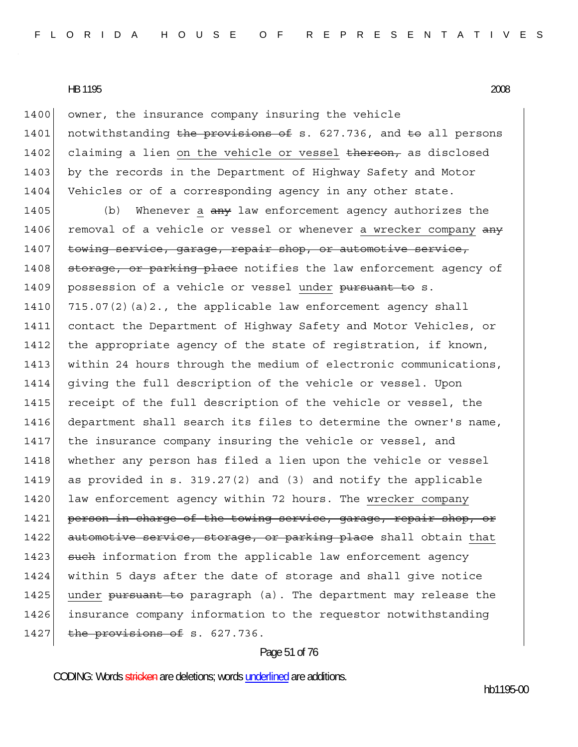owner, the insurance company insuring the vehicle notwithstanding ~~the provisions of~~ s. 627.736, and ~~to~~ all persons claiming a lien <u>on the vehicle or vessel</u> ~~thereon,~~ as disclosed by the records in the Department of Highway Safety and Motor Vehicles or of a corresponding agency in any other state.

(b) Whenever <u>a</u> ~~any~~ law enforcement agency authorizes the removal of a vehicle or vessel or whenever <u>a wrecker company</u> ~~any towing service, garage, repair shop, or automotive service, storage, or parking place~~ notifies the law enforcement agency of possession of a vehicle or vessel <u>under</u> ~~pursuant to~~ s. 715.07(2)(a)2., the applicable law enforcement agency shall contact the Department of Highway Safety and Motor Vehicles, or the appropriate agency of the state of registration, if known, within 24 hours through the medium of electronic communications, giving the full description of the vehicle or vessel. Upon receipt of the full description of the vehicle or vessel, the department shall search its files to determine the owner's name, the insurance company insuring the vehicle or vessel, and whether any person has filed a lien upon the vehicle or vessel as provided in s. 319.27(2) and (3) and notify the applicable law enforcement agency within 72 hours. The <u>wrecker company</u> ~~person in charge of the towing service, garage, repair shop, or automotive service, storage, or parking place~~ shall obtain <u>that</u> ~~such~~ information from the applicable law enforcement agency within 5 days after the date of storage and shall give notice <u>under</u> ~~pursuant to~~ paragraph (a). The department may release the insurance company information to the requestor notwithstanding ~~the provisions of~~ s. 627.736.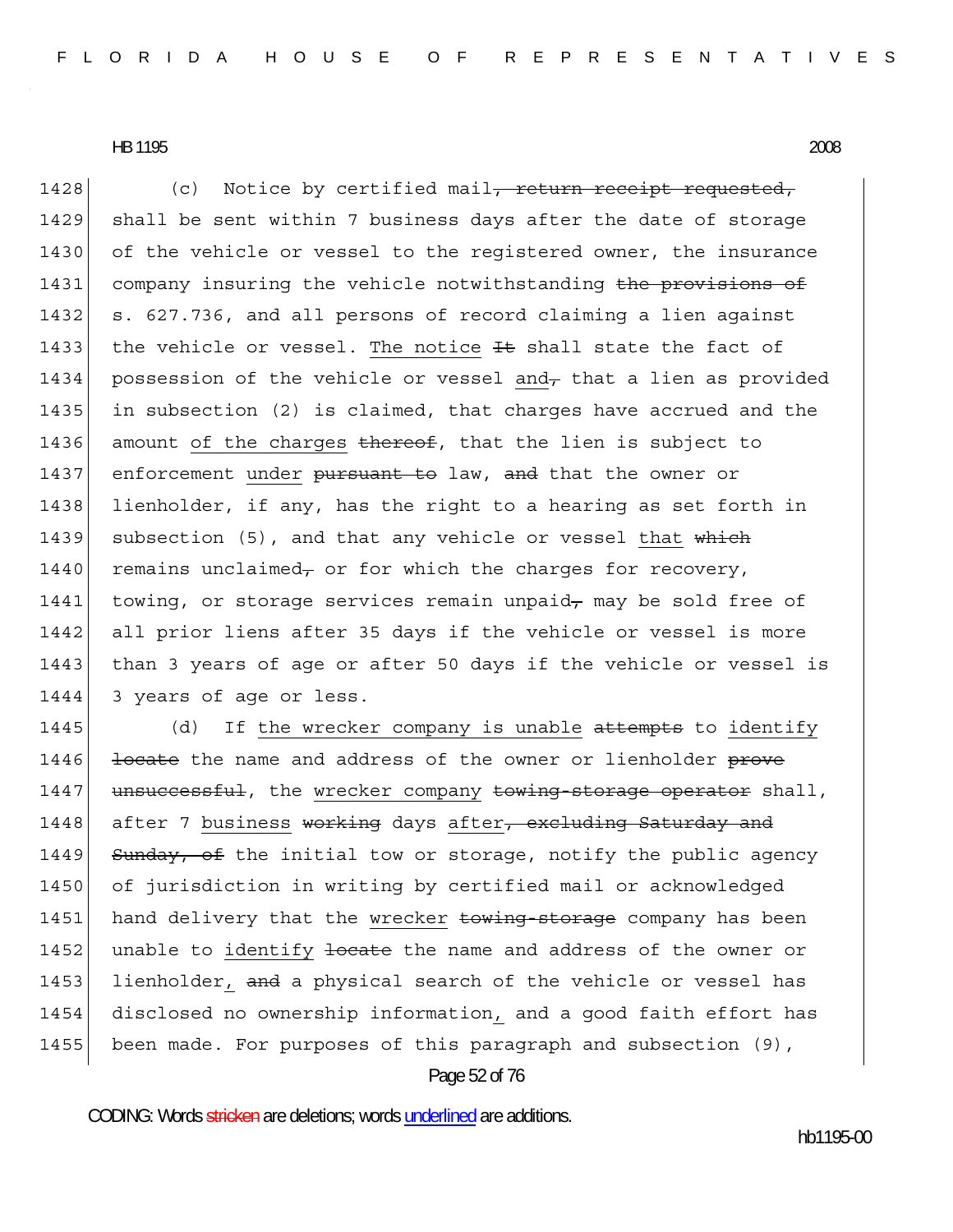(c) Notice by certified mail~~, return receipt requested,~~ shall be sent within 7 business days after the date of storage of the vehicle or vessel to the registered owner, the insurance company insuring the vehicle notwithstanding ~~the provisions of~~ s. 627.736, and all persons of record claiming a lien against the vehicle or vessel. <u>The notice</u> ~~It~~ shall state the fact of possession of the vehicle or vessel <u>and</u>~~,~~ that a lien as provided in subsection (2) is claimed, that charges have accrued and the amount <u>of the charges</u> ~~thereof~~, that the lien is subject to enforcement <u>under</u> ~~pursuant to~~ law, ~~and~~ that the owner or lienholder, if any, has the right to a hearing as set forth in subsection (5), and that any vehicle or vessel <u>that</u> ~~which~~ remains unclaimed~~,~~ or for which the charges for recovery, towing, or storage services remain unpaid~~,~~ may be sold free of all prior liens after 35 days if the vehicle or vessel is more than 3 years of age or after 50 days if the vehicle or vessel is 3 years of age or less.

(d) If <u>the wrecker company is unable</u> ~~attempts~~ to <u>identify</u> ~~locate~~ the name and address of the owner or lienholder ~~prove unsuccessful~~, the <u>wrecker company</u> ~~towing-storage operator~~ shall, after 7 <u>business</u> ~~working~~ days <u>after</u>~~, excluding Saturday and Sunday, of~~ the initial tow or storage, notify the public agency of jurisdiction in writing by certified mail or acknowledged hand delivery that the <u>wrecker</u> ~~towing-storage~~ company has been unable to <u>identify</u> ~~locate~~ the name and address of the owner or lienholder<u>,</u> ~~and~~ a physical search of the vehicle or vessel has disclosed no ownership information<u>,</u> and a good faith effort has been made. For purposes of this paragraph and subsection (9),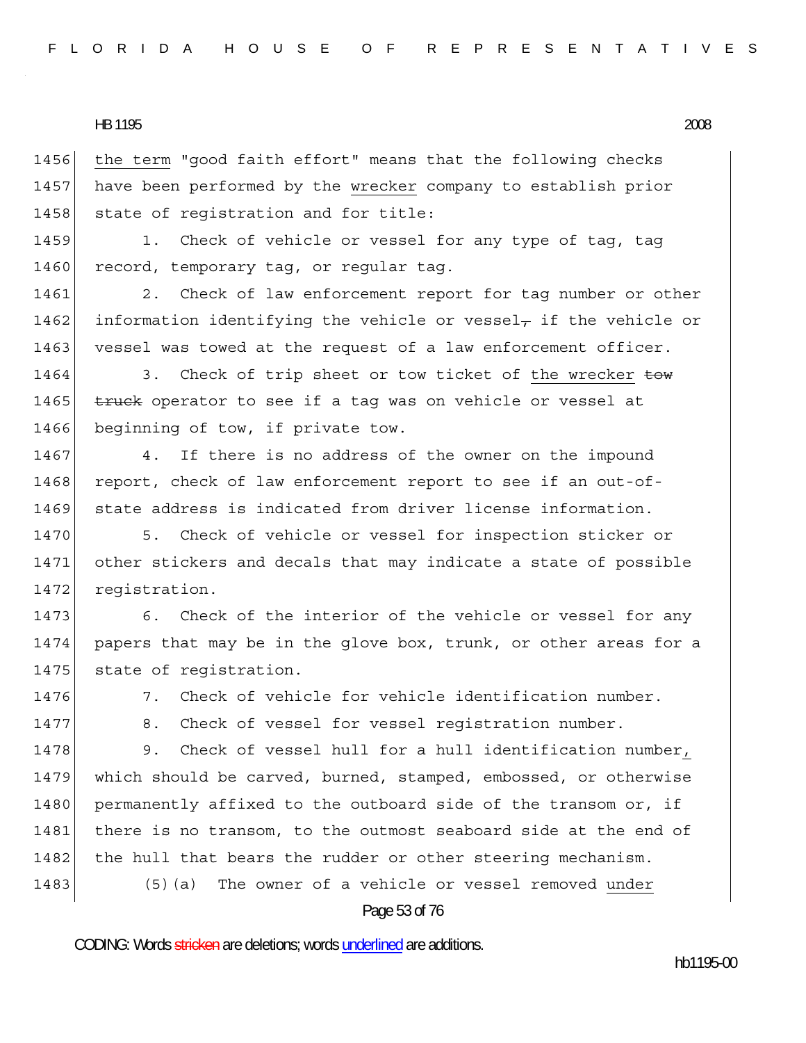the term "good faith effort" means that the following checks have been performed by the wrecker company to establish prior state of registration and for title:

1. Check of vehicle or vessel for any type of tag, tag record, temporary tag, or regular tag.

2. Check of law enforcement report for tag number or other information identifying the vehicle or vessel, if the vehicle or vessel was towed at the request of a law enforcement officer.

3. Check of trip sheet or tow ticket of the wrecker ~~tow truck~~ operator to see if a tag was on vehicle or vessel at beginning of tow, if private tow.

4. If there is no address of the owner on the impound report, check of law enforcement report to see if an out-of-state address is indicated from driver license information.

5. Check of vehicle or vessel for inspection sticker or other stickers and decals that may indicate a state of possible registration.

6. Check of the interior of the vehicle or vessel for any papers that may be in the glove box, trunk, or other areas for a state of registration.

7. Check of vehicle for vehicle identification number.

8. Check of vessel for vessel registration number.

9. Check of vessel hull for a hull identification number, which should be carved, burned, stamped, embossed, or otherwise permanently affixed to the outboard side of the transom or, if there is no transom, to the outmost seaboard side at the end of the hull that bears the rudder or other steering mechanism.

(5)(a) The owner of a vehicle or vessel removed under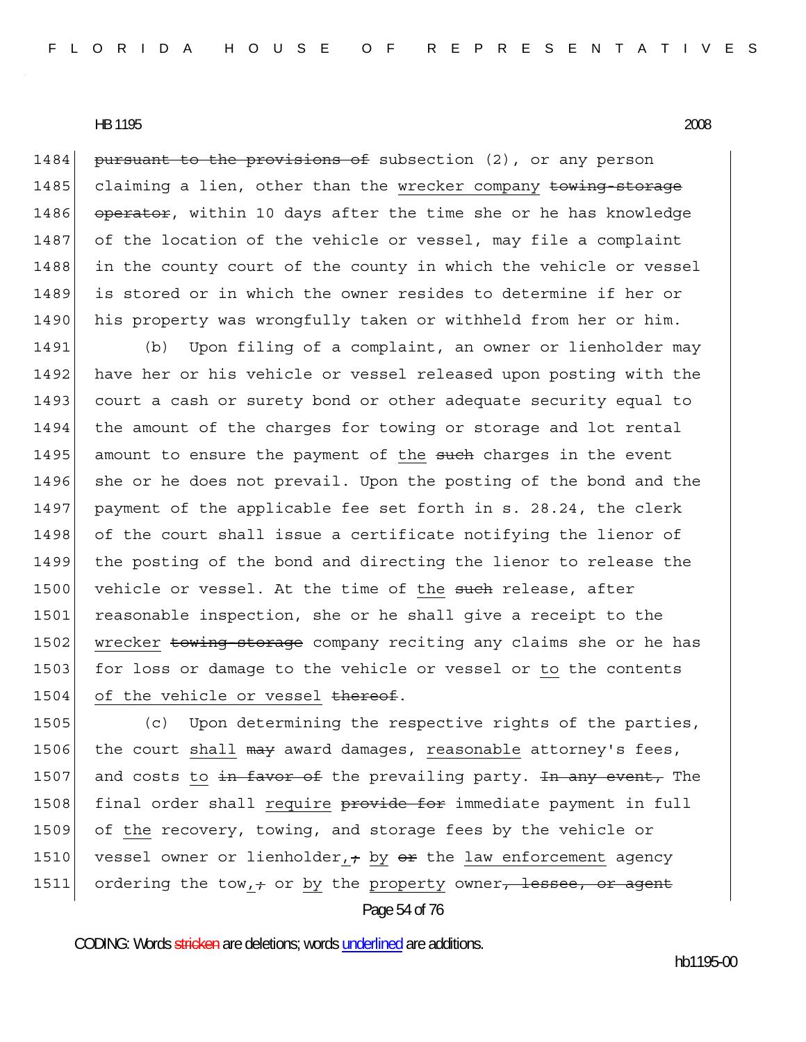~~pursuant to the provisions of~~ subsection (2), or any person claiming a lien, other than the <u>wrecker company</u> ~~towing-storage operator~~, within 10 days after the time she or he has knowledge of the location of the vehicle or vessel, may file a complaint in the county court of the county in which the vehicle or vessel is stored or in which the owner resides to determine if her or his property was wrongfully taken or withheld from her or him.

(b) Upon filing of a complaint, an owner or lienholder may have her or his vehicle or vessel released upon posting with the court a cash or surety bond or other adequate security equal to the amount of the charges for towing or storage and lot rental amount to ensure the payment of <u>the</u> ~~such~~ charges in the event she or he does not prevail. Upon the posting of the bond and the payment of the applicable fee set forth in s. 28.24, the clerk of the court shall issue a certificate notifying the lienor of the posting of the bond and directing the lienor to release the vehicle or vessel. At the time of <u>the</u> ~~such~~ release, after reasonable inspection, she or he shall give a receipt to the <u>wrecker</u> ~~towing-storage~~ company reciting any claims she or he has for loss or damage to the vehicle or vessel or <u>to</u> the contents <u>of the vehicle or vessel</u> ~~thereof~~.

(c) Upon determining the respective rights of the parties, the court <u>shall</u> ~~may~~ award damages, <u>reasonable</u> attorney's fees, and costs <u>to</u> ~~in favor of~~ the prevailing party. ~~In any event,~~ The final order shall <u>require</u> ~~provide for~~ immediate payment in full of <u>the</u> recovery, towing, and storage fees by the vehicle or vessel owner or lienholder<u>,</u>~~;~~ <u>by</u> ~~or~~ the <u>law enforcement</u> agency ordering the tow<u>,</u>~~;~~ or <u>by</u> the <u>property</u> owner~~, lessee, or agent~~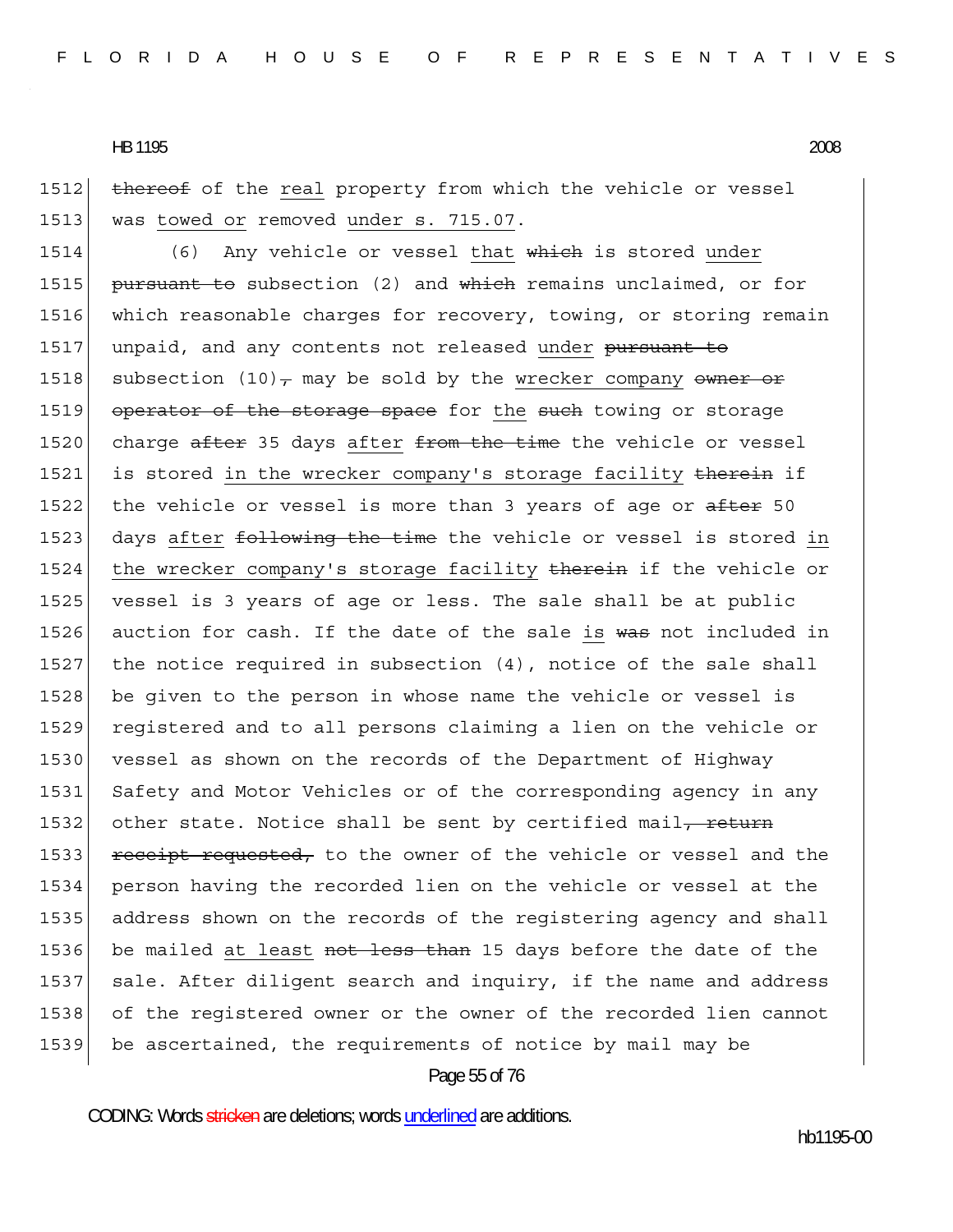thereof of the real property from which the vehicle or vessel was towed or removed under s. 715.07.

(6) Any vehicle or vessel that which is stored under pursuant to subsection (2) and which remains unclaimed, or for which reasonable charges for recovery, towing, or storing remain unpaid, and any contents not released under pursuant to subsection (10), may be sold by the wrecker company owner or operator of the storage space for the such towing or storage charge after 35 days after from the time the vehicle or vessel is stored in the wrecker company's storage facility therein if the vehicle or vessel is more than 3 years of age or after 50 days after following the time the vehicle or vessel is stored in the wrecker company's storage facility therein if the vehicle or vessel is 3 years of age or less. The sale shall be at public auction for cash. If the date of the sale is was not included in the notice required in subsection (4), notice of the sale shall be given to the person in whose name the vehicle or vessel is registered and to all persons claiming a lien on the vehicle or vessel as shown on the records of the Department of Highway Safety and Motor Vehicles or of the corresponding agency in any other state. Notice shall be sent by certified mail, return receipt requested, to the owner of the vehicle or vessel and the person having the recorded lien on the vehicle or vessel at the address shown on the records of the registering agency and shall be mailed at least not less than 15 days before the date of the sale. After diligent search and inquiry, if the name and address of the registered owner or the owner of the recorded lien cannot be ascertained, the requirements of notice by mail may be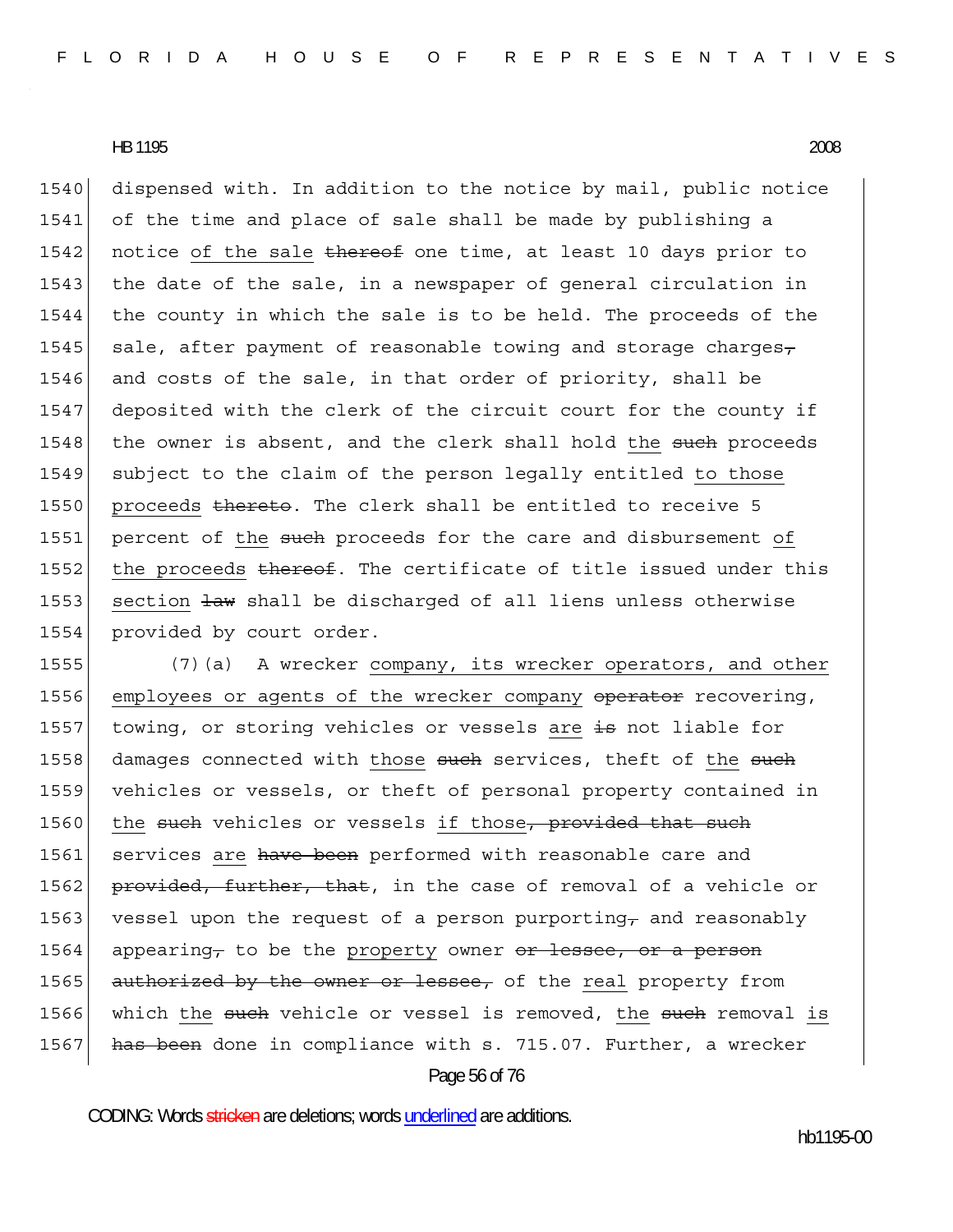dispensed with. In addition to the notice by mail, public notice of the time and place of sale shall be made by publishing a notice of the sale ~~thereof~~ one time, at least 10 days prior to the date of the sale, in a newspaper of general circulation in the county in which the sale is to be held. The proceeds of the sale, after payment of reasonable towing and storage charges~~,~~ and costs of the sale, in that order of priority, shall be deposited with the clerk of the circuit court for the county if the owner is absent, and the clerk shall hold the ~~such~~ proceeds subject to the claim of the person legally entitled to those proceeds ~~thereto~~. The clerk shall be entitled to receive 5 percent of the ~~such~~ proceeds for the care and disbursement of the proceeds ~~thereof~~. The certificate of title issued under this section ~~law~~ shall be discharged of all liens unless otherwise provided by court order.

(7)(a) A wrecker company, its wrecker operators, and other employees or agents of the wrecker company ~~operator~~ recovering, towing, or storing vehicles or vessels are ~~is~~ not liable for damages connected with those ~~such~~ services, theft of the ~~such~~ vehicles or vessels, or theft of personal property contained in the ~~such~~ vehicles or vessels if those~~, provided that such~~ services are ~~have been~~ performed with reasonable care and ~~provided, further, that~~, in the case of removal of a vehicle or vessel upon the request of a person purporting~~,~~ and reasonably appearing~~,~~ to be the property owner ~~or lessee, or a person authorized by the owner or lessee,~~ of the real property from which the ~~such~~ vehicle or vessel is removed, the ~~such~~ removal is ~~has been~~ done in compliance with s. 715.07. Further, a wrecker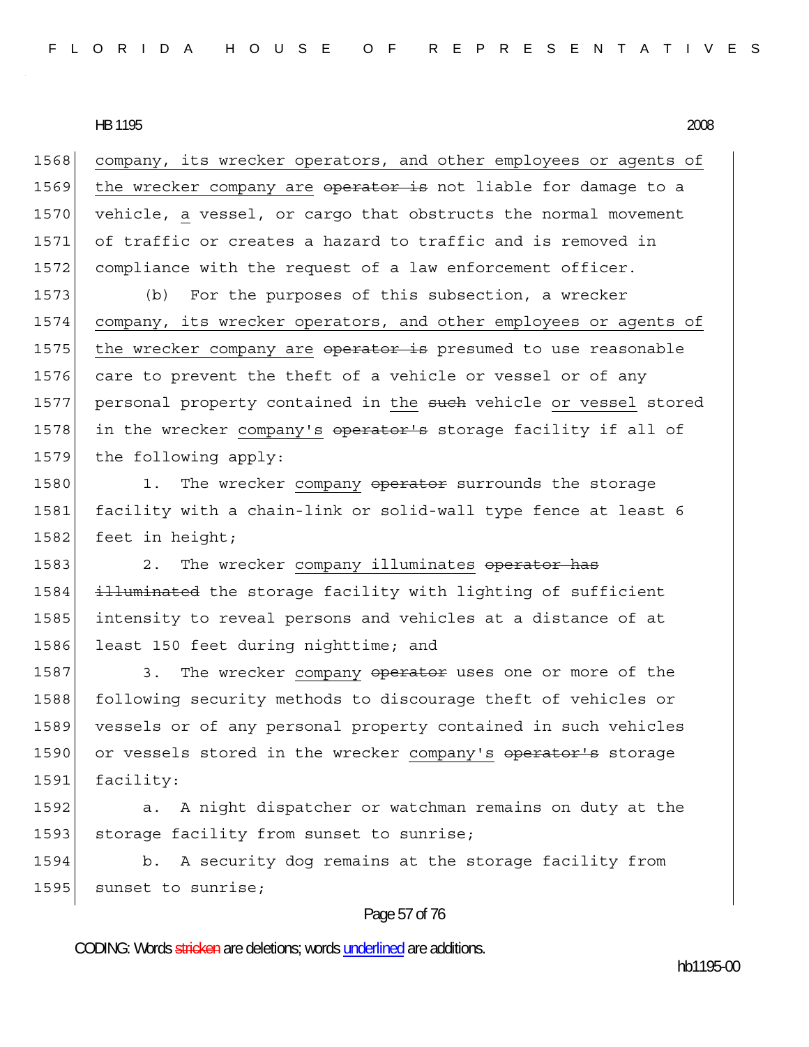company, its wrecker operators, and other employees or agents of the wrecker company are ~~operator is~~ not liable for damage to a vehicle, a vessel, or cargo that obstructs the normal movement of traffic or creates a hazard to traffic and is removed in compliance with the request of a law enforcement officer.

(b) For the purposes of this subsection, a wrecker company, its wrecker operators, and other employees or agents of the wrecker company are ~~operator is~~ presumed to use reasonable care to prevent the theft of a vehicle or vessel or of any personal property contained in the ~~such~~ vehicle or vessel stored in the wrecker company's ~~operator's~~ storage facility if all of the following apply:

1. The wrecker company ~~operator~~ surrounds the storage facility with a chain-link or solid-wall type fence at least 6 feet in height;

2. The wrecker company illuminates ~~operator has illuminated~~ the storage facility with lighting of sufficient intensity to reveal persons and vehicles at a distance of at least 150 feet during nighttime; and

3. The wrecker company ~~operator~~ uses one or more of the following security methods to discourage theft of vehicles or vessels or of any personal property contained in such vehicles or vessels stored in the wrecker company's ~~operator's~~ storage facility:

a. A night dispatcher or watchman remains on duty at the storage facility from sunset to sunrise;

b. A security dog remains at the storage facility from sunset to sunrise;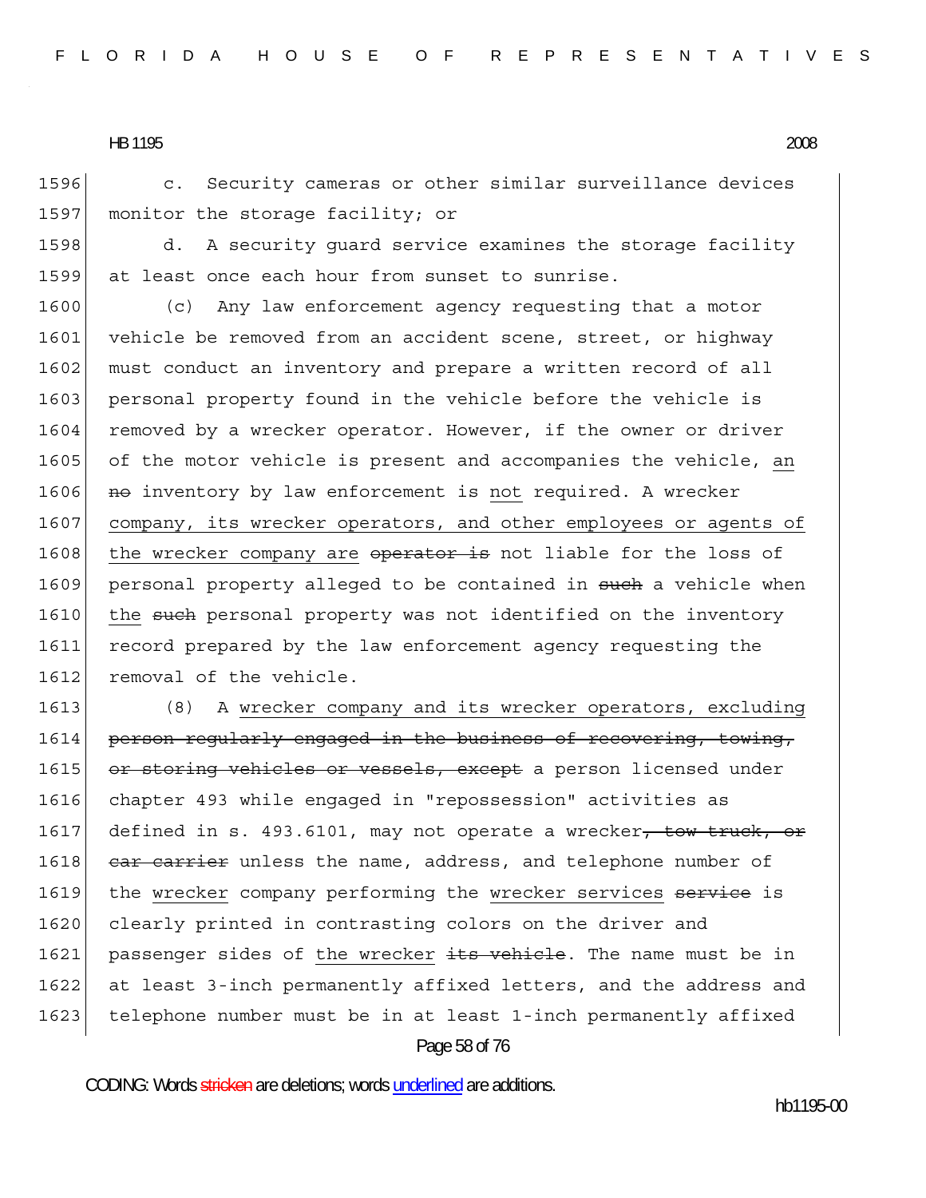c. Security cameras or other similar surveillance devices monitor the storage facility; or

d. A security guard service examines the storage facility at least once each hour from sunset to sunrise.

(c) Any law enforcement agency requesting that a motor vehicle be removed from an accident scene, street, or highway must conduct an inventory and prepare a written record of all personal property found in the vehicle before the vehicle is removed by a wrecker operator. However, if the owner or driver of the motor vehicle is present and accompanies the vehicle, an ~~no~~ inventory by law enforcement is not required. A wrecker company, its wrecker operators, and other employees or agents of the wrecker company are ~~operator is~~ not liable for the loss of personal property alleged to be contained in ~~such~~ a vehicle when the ~~such~~ personal property was not identified on the inventory record prepared by the law enforcement agency requesting the removal of the vehicle.

(8) A wrecker company and its wrecker operators, excluding ~~person regularly engaged in the business of recovering, towing, or storing vehicles or vessels, except~~ a person licensed under chapter 493 while engaged in "repossession" activities as defined in s. 493.6101, may not operate a wrecker~~, tow truck, or car carrier~~ unless the name, address, and telephone number of the wrecker company performing the wrecker services ~~service~~ is clearly printed in contrasting colors on the driver and passenger sides of the wrecker ~~its vehicle~~. The name must be in at least 3-inch permanently affixed letters, and the address and telephone number must be in at least 1-inch permanently affixed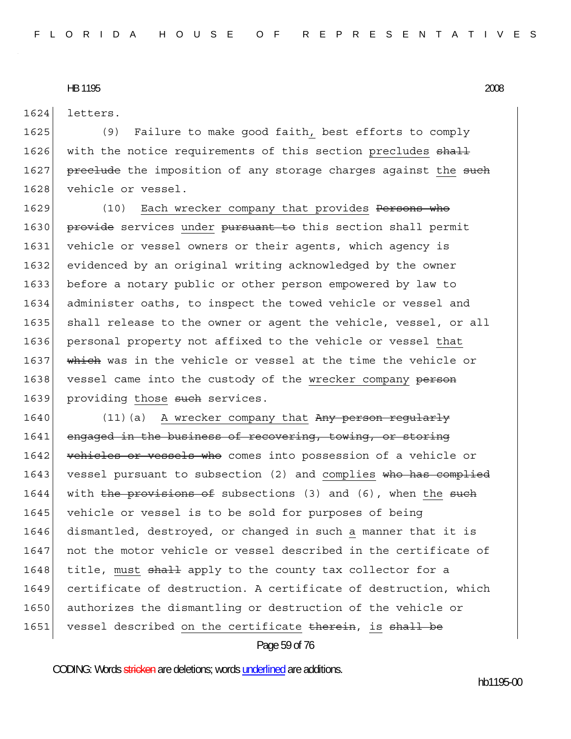letters.

(9) Failure to make good faith, best efforts to comply with the notice requirements of this section precludes ~~shall preclude~~ the imposition of any storage charges against the ~~such~~ vehicle or vessel.

(10) Each wrecker company that provides ~~Persons who provide~~ services under ~~pursuant to~~ this section shall permit vehicle or vessel owners or their agents, which agency is evidenced by an original writing acknowledged by the owner before a notary public or other person empowered by law to administer oaths, to inspect the towed vehicle or vessel and shall release to the owner or agent the vehicle, vessel, or all personal property not affixed to the vehicle or vessel that ~~which~~ was in the vehicle or vessel at the time the vehicle or vessel came into the custody of the wrecker company ~~person~~ providing those ~~such~~ services.

(11)(a) A wrecker company that ~~Any person regularly engaged in the business of recovering, towing, or storing vehicles or vessels who~~ comes into possession of a vehicle or vessel pursuant to subsection (2) and complies ~~who has complied~~ with ~~the provisions of~~ subsections (3) and (6), when the ~~such~~ vehicle or vessel is to be sold for purposes of being dismantled, destroyed, or changed in such a manner that it is not the motor vehicle or vessel described in the certificate of title, must ~~shall~~ apply to the county tax collector for a certificate of destruction. A certificate of destruction, which authorizes the dismantling or destruction of the vehicle or vessel described on the certificate ~~therein~~, is ~~shall be~~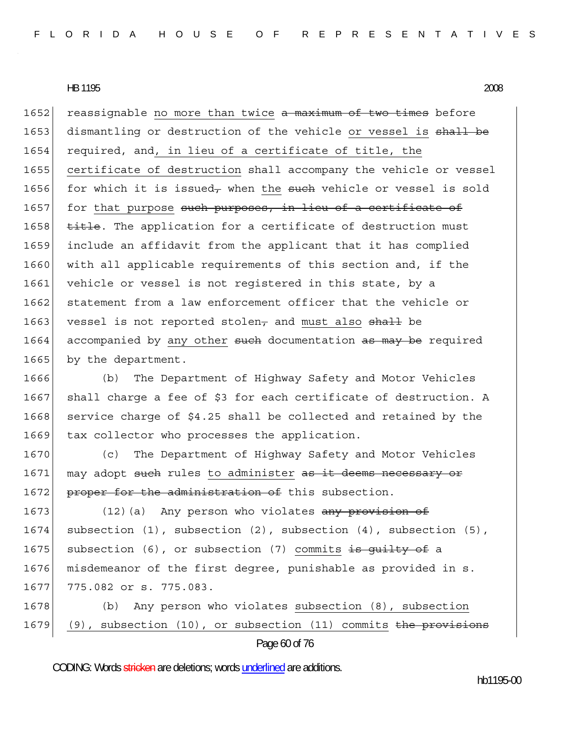reassignable no more than twice ~~a maximum of two times~~ before dismantling or destruction of the vehicle or vessel is ~~shall be~~ required, and, in lieu of a certificate of title, the certificate of destruction shall accompany the vehicle or vessel for which it is issued~~,~~ when the ~~such~~ vehicle or vessel is sold for that purpose ~~such purposes, in lieu of a certificate of title~~. The application for a certificate of destruction must include an affidavit from the applicant that it has complied with all applicable requirements of this section and, if the vehicle or vessel is not registered in this state, by a statement from a law enforcement officer that the vehicle or vessel is not reported stolen~~,~~ and must also ~~shall~~ be accompanied by any other ~~such~~ documentation ~~as may be~~ required by the department.

(b) The Department of Highway Safety and Motor Vehicles shall charge a fee of $3 for each certificate of destruction. A service charge of $4.25 shall be collected and retained by the tax collector who processes the application.

(c) The Department of Highway Safety and Motor Vehicles may adopt ~~such~~ rules to administer ~~as it deems necessary or proper for the administration of~~ this subsection.

(12)(a) Any person who violates ~~any provision of~~ subsection (1), subsection (2), subsection (4), subsection (5), subsection (6), or subsection (7) commits ~~is guilty of~~ a misdemeanor of the first degree, punishable as provided in s. 775.082 or s. 775.083.

(b) Any person who violates subsection (8), subsection (9), subsection (10), or subsection (11) commits ~~the provisions~~

CODING: Words ~~stricken~~ are deletions; words underlined are additions.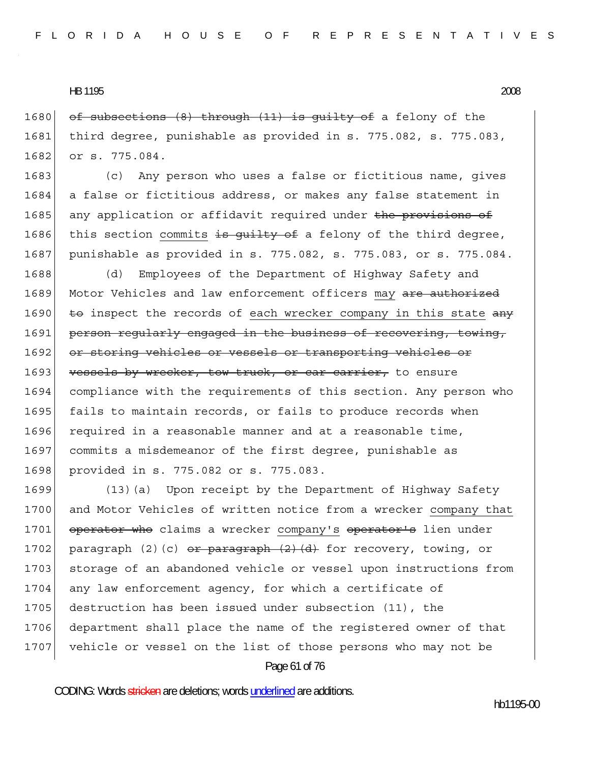~~of subsections (8) through (11) is guilty of~~ a felony of the third degree, punishable as provided in s. 775.082, s. 775.083, or s. 775.084.

(c) Any person who uses a false or fictitious name, gives a false or fictitious address, or makes any false statement in any application or affidavit required under ~~the provisions of~~ this section <u>commits</u> ~~is guilty of~~ a felony of the third degree, punishable as provided in s. 775.082, s. 775.083, or s. 775.084.

(d) Employees of the Department of Highway Safety and Motor Vehicles and law enforcement officers <u>may</u> ~~are authorized to~~ inspect the records of <u>each wrecker company in this state</u> ~~any person regularly engaged in the business of recovering, towing, or storing vehicles or vessels or transporting vehicles or vessels by wrecker, tow truck, or car carrier,~~ to ensure compliance with the requirements of this section. Any person who fails to maintain records, or fails to produce records when required in a reasonable manner and at a reasonable time, commits a misdemeanor of the first degree, punishable as provided in s. 775.082 or s. 775.083.

(13)(a) Upon receipt by the Department of Highway Safety and Motor Vehicles of written notice from a wrecker <u>company that</u> ~~operator who~~ claims a wrecker <u>company's</u> ~~operator's~~ lien under paragraph (2)(c) ~~or paragraph (2)(d)~~ for recovery, towing, or storage of an abandoned vehicle or vessel upon instructions from any law enforcement agency, for which a certificate of destruction has been issued under subsection (11), the department shall place the name of the registered owner of that vehicle or vessel on the list of those persons who may not be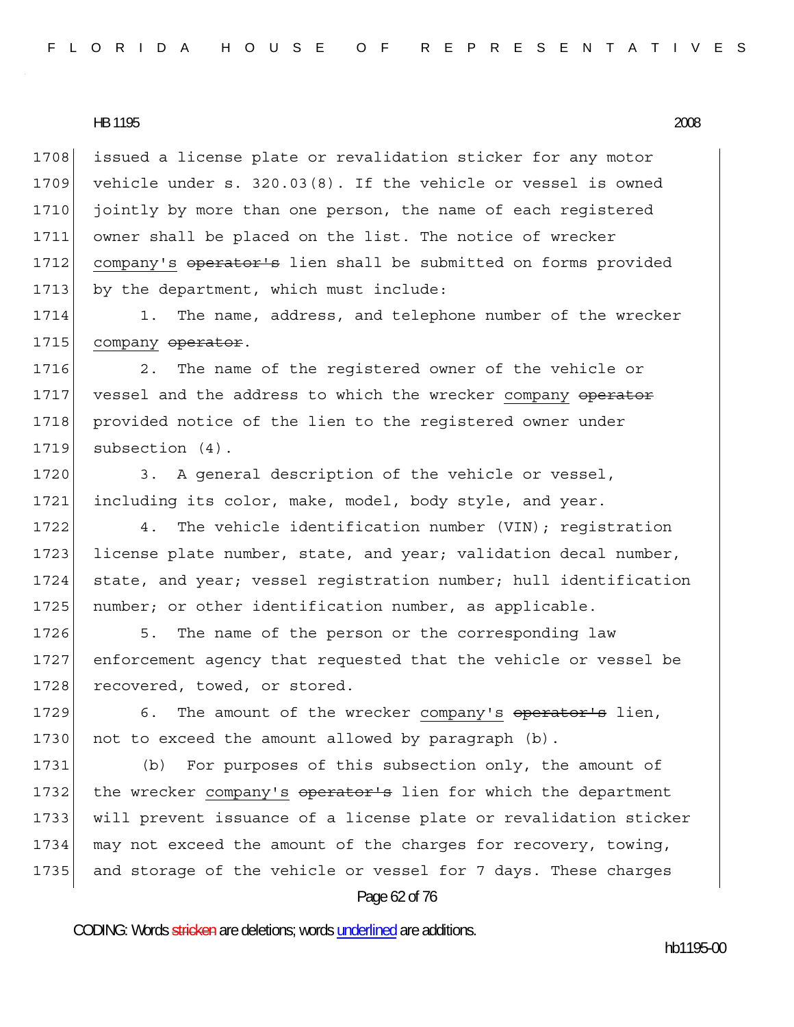issued a license plate or revalidation sticker for any motor vehicle under s. 320.03(8). If the vehicle or vessel is owned jointly by more than one person, the name of each registered owner shall be placed on the list. The notice of wrecker <u>company's</u> ~~operator's~~ lien shall be submitted on forms provided by the department, which must include:

1. The name, address, and telephone number of the wrecker <u>company</u> ~~operator~~.

2. The name of the registered owner of the vehicle or vessel and the address to which the wrecker <u>company</u> ~~operator~~ provided notice of the lien to the registered owner under subsection (4).

3. A general description of the vehicle or vessel, including its color, make, model, body style, and year.

4. The vehicle identification number (VIN); registration license plate number, state, and year; validation decal number, state, and year; vessel registration number; hull identification number; or other identification number, as applicable.

5. The name of the person or the corresponding law enforcement agency that requested that the vehicle or vessel be recovered, towed, or stored.

6. The amount of the wrecker <u>company's</u> ~~operator's~~ lien, not to exceed the amount allowed by paragraph (b).

(b) For purposes of this subsection only, the amount of the wrecker <u>company's</u> ~~operator's~~ lien for which the department will prevent issuance of a license plate or revalidation sticker may not exceed the amount of the charges for recovery, towing, and storage of the vehicle or vessel for 7 days. These charges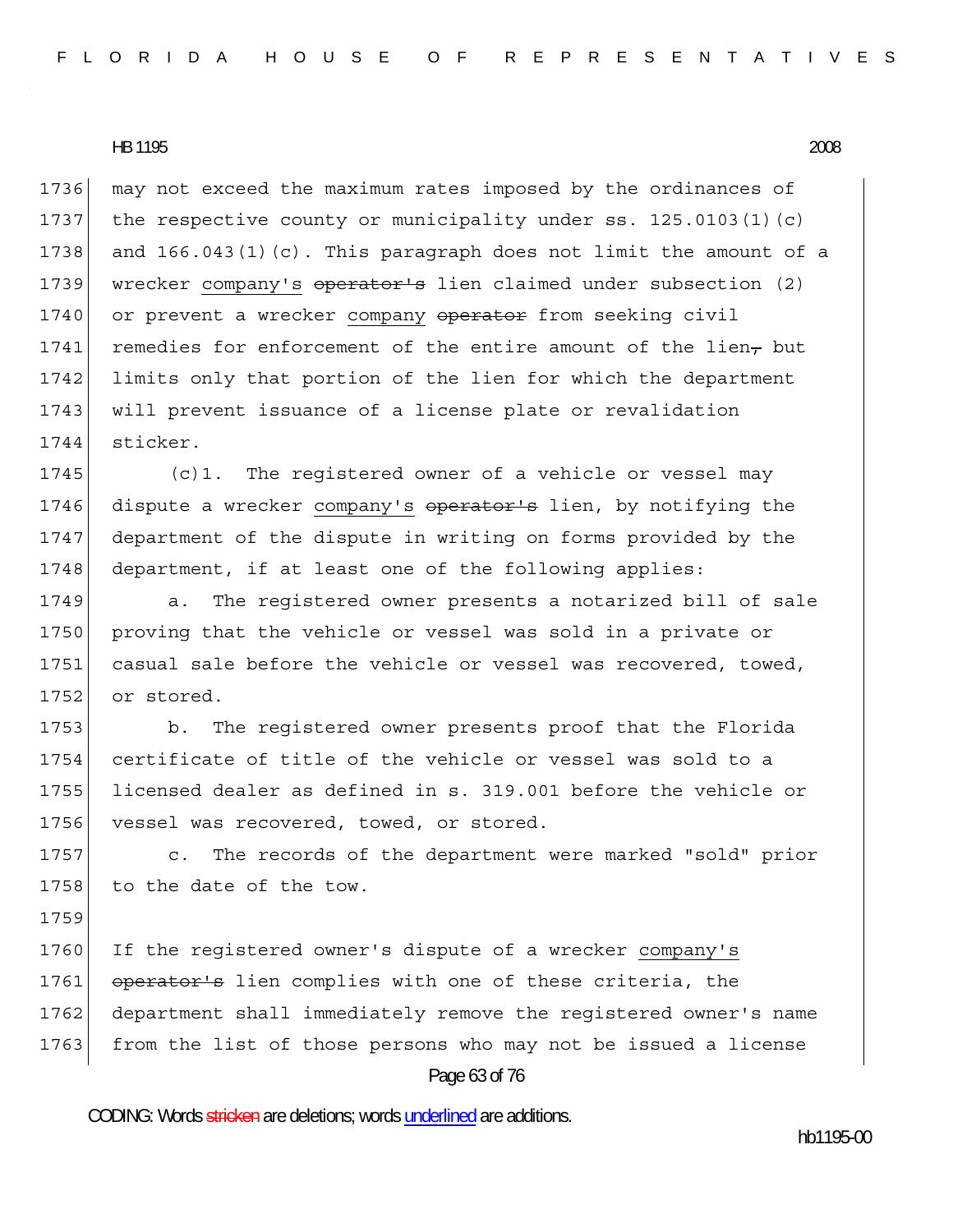may not exceed the maximum rates imposed by the ordinances of the respective county or municipality under ss. 125.0103(1)(c) and 166.043(1)(c). This paragraph does not limit the amount of a wrecker <u>company's</u> ~~operator's~~ lien claimed under subsection (2) or prevent a wrecker <u>company</u> ~~operator~~ from seeking civil remedies for enforcement of the entire amount of the lien~~,~~ but limits only that portion of the lien for which the department will prevent issuance of a license plate or revalidation sticker.

(c)1. The registered owner of a vehicle or vessel may dispute a wrecker <u>company's</u> ~~operator's~~ lien, by notifying the department of the dispute in writing on forms provided by the department, if at least one of the following applies:

a. The registered owner presents a notarized bill of sale proving that the vehicle or vessel was sold in a private or casual sale before the vehicle or vessel was recovered, towed, or stored.

b. The registered owner presents proof that the Florida certificate of title of the vehicle or vessel was sold to a licensed dealer as defined in s. 319.001 before the vehicle or vessel was recovered, towed, or stored.

c. The records of the department were marked "sold" prior to the date of the tow.

If the registered owner's dispute of a wrecker <u>company's</u> ~~operator's~~ lien complies with one of these criteria, the department shall immediately remove the registered owner's name from the list of those persons who may not be issued a license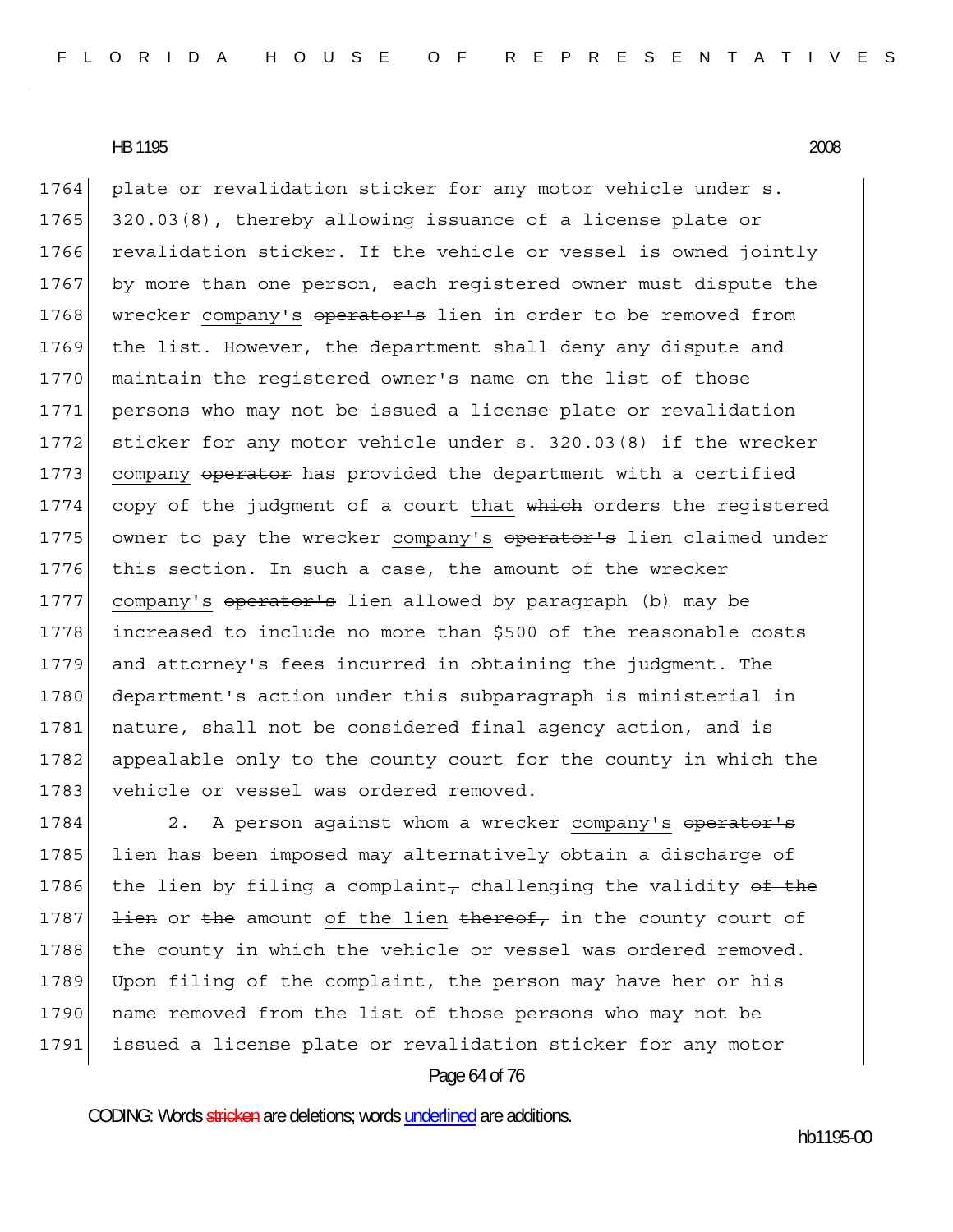plate or revalidation sticker for any motor vehicle under s. 320.03(8), thereby allowing issuance of a license plate or revalidation sticker. If the vehicle or vessel is owned jointly by more than one person, each registered owner must dispute the wrecker <u>company's</u> ~~operator's~~ lien in order to be removed from the list. However, the department shall deny any dispute and maintain the registered owner's name on the list of those persons who may not be issued a license plate or revalidation sticker for any motor vehicle under s. 320.03(8) if the wrecker <u>company</u> ~~operator~~ has provided the department with a certified copy of the judgment of a court <u>that</u> ~~which~~ orders the registered owner to pay the wrecker <u>company's</u> ~~operator's~~ lien claimed under this section. In such a case, the amount of the wrecker <u>company's</u> ~~operator's~~ lien allowed by paragraph (b) may be increased to include no more than $500 of the reasonable costs and attorney's fees incurred in obtaining the judgment. The department's action under this subparagraph is ministerial in nature, shall not be considered final agency action, and is appealable only to the county court for the county in which the vehicle or vessel was ordered removed.

2. A person against whom a wrecker <u>company's</u> ~~operator's~~ lien has been imposed may alternatively obtain a discharge of the lien by filing a complaint~~,~~ challenging the validity ~~of the lien~~ or ~~the~~ amount <u>of the lien</u> ~~thereof,~~ in the county court of the county in which the vehicle or vessel was ordered removed. Upon filing of the complaint, the person may have her or his name removed from the list of those persons who may not be issued a license plate or revalidation sticker for any motor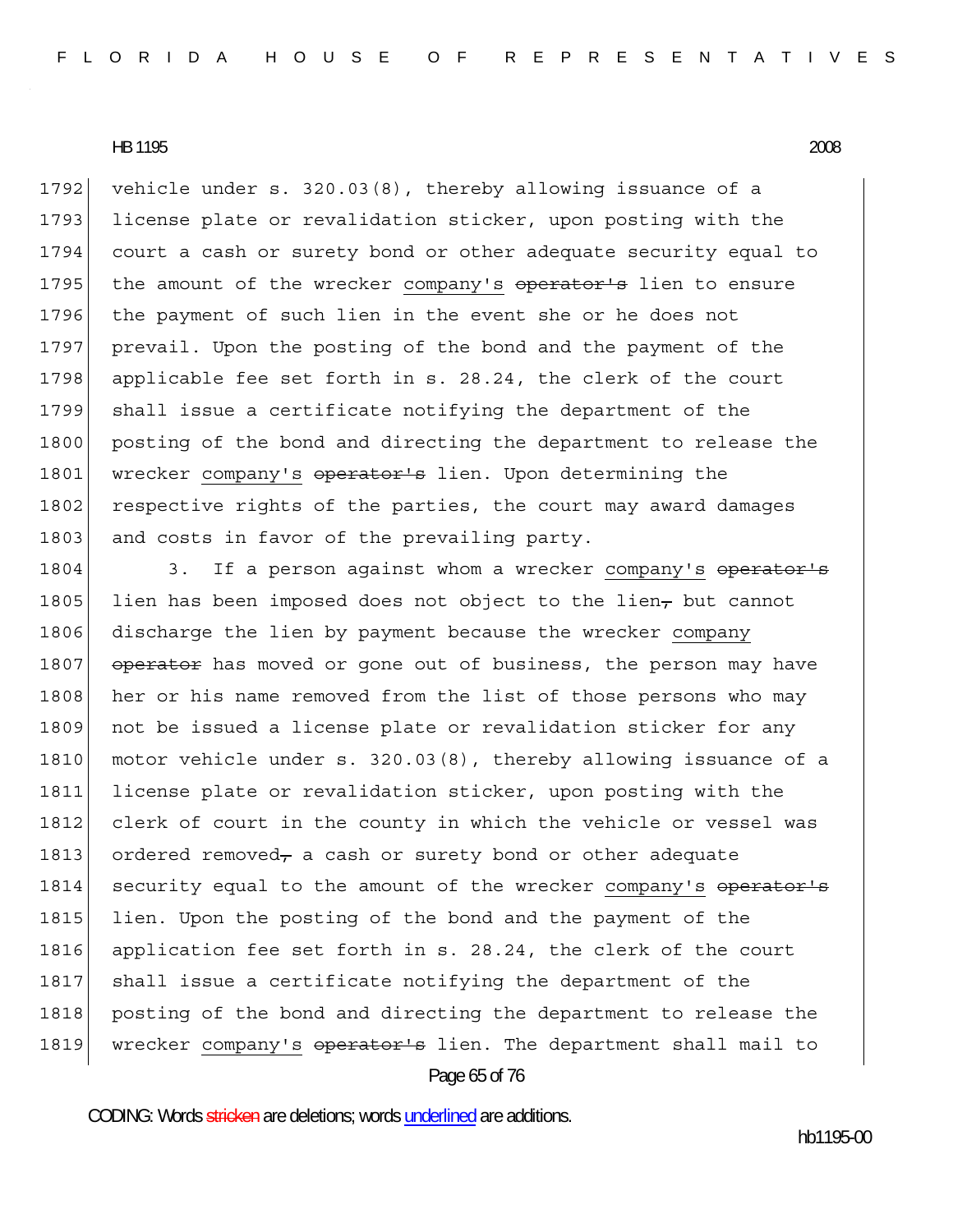vehicle under s. 320.03(8), thereby allowing issuance of a license plate or revalidation sticker, upon posting with the court a cash or surety bond or other adequate security equal to the amount of the wrecker <u>company's</u> ~~operator's~~ lien to ensure the payment of such lien in the event she or he does not prevail. Upon the posting of the bond and the payment of the applicable fee set forth in s. 28.24, the clerk of the court shall issue a certificate notifying the department of the posting of the bond and directing the department to release the wrecker <u>company's</u> ~~operator's~~ lien. Upon determining the respective rights of the parties, the court may award damages and costs in favor of the prevailing party.

3. If a person against whom a wrecker <u>company's</u> ~~operator's~~ lien has been imposed does not object to the lien~~,~~ but cannot discharge the lien by payment because the wrecker <u>company</u> ~~operator~~ has moved or gone out of business, the person may have her or his name removed from the list of those persons who may not be issued a license plate or revalidation sticker for any motor vehicle under s. 320.03(8), thereby allowing issuance of a license plate or revalidation sticker, upon posting with the clerk of court in the county in which the vehicle or vessel was ordered removed~~,~~ a cash or surety bond or other adequate security equal to the amount of the wrecker <u>company's</u> ~~operator's~~ lien. Upon the posting of the bond and the payment of the application fee set forth in s. 28.24, the clerk of the court shall issue a certificate notifying the department of the posting of the bond and directing the department to release the wrecker <u>company's</u> ~~operator's~~ lien. The department shall mail to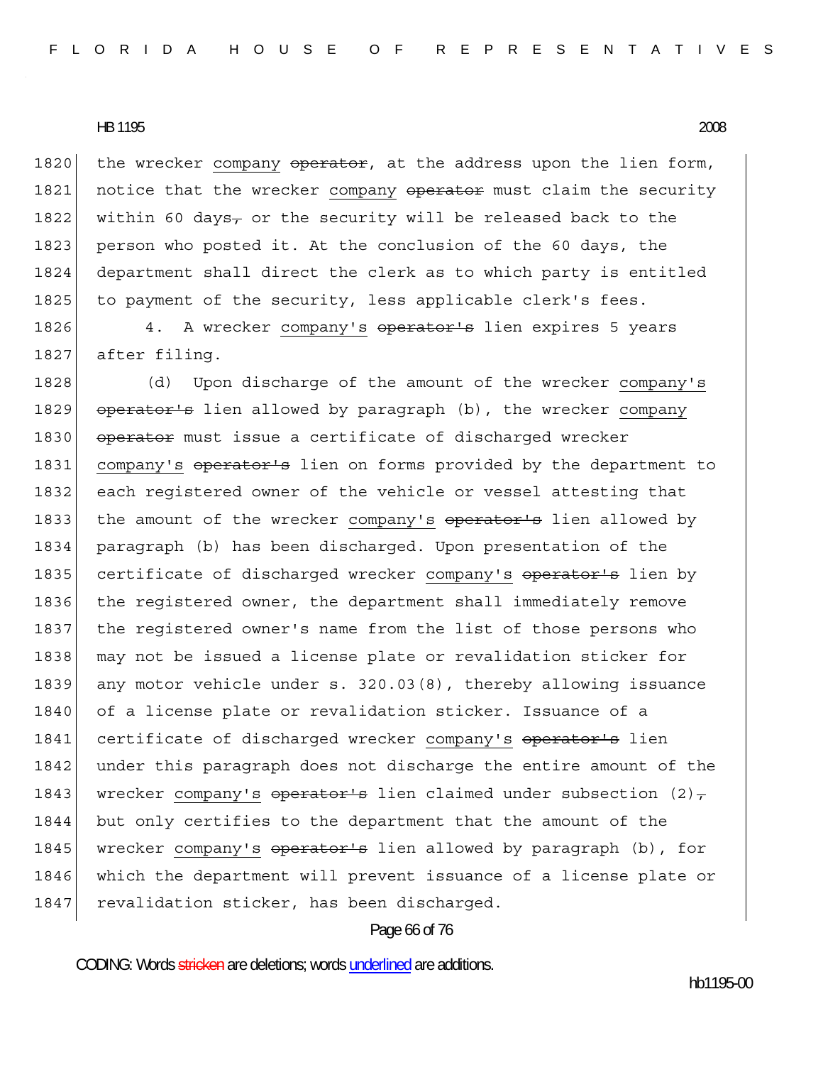the wrecker company ~~operator~~, at the address upon the lien form, notice that the wrecker company ~~operator~~ must claim the security within 60 days~~,~~ or the security will be released back to the person who posted it. At the conclusion of the 60 days, the department shall direct the clerk as to which party is entitled to payment of the security, less applicable clerk's fees.

4. A wrecker company's ~~operator's~~ lien expires 5 years after filing.

(d) Upon discharge of the amount of the wrecker company's ~~operator's~~ lien allowed by paragraph (b), the wrecker company ~~operator~~ must issue a certificate of discharged wrecker company's ~~operator's~~ lien on forms provided by the department to each registered owner of the vehicle or vessel attesting that the amount of the wrecker company's ~~operator's~~ lien allowed by paragraph (b) has been discharged. Upon presentation of the certificate of discharged wrecker company's ~~operator's~~ lien by the registered owner, the department shall immediately remove the registered owner's name from the list of those persons who may not be issued a license plate or revalidation sticker for any motor vehicle under s. 320.03(8), thereby allowing issuance of a license plate or revalidation sticker. Issuance of a certificate of discharged wrecker company's ~~operator's~~ lien under this paragraph does not discharge the entire amount of the wrecker company's ~~operator's~~ lien claimed under subsection (2)~~,~~ but only certifies to the department that the amount of the wrecker company's ~~operator's~~ lien allowed by paragraph (b), for which the department will prevent issuance of a license plate or revalidation sticker, has been discharged.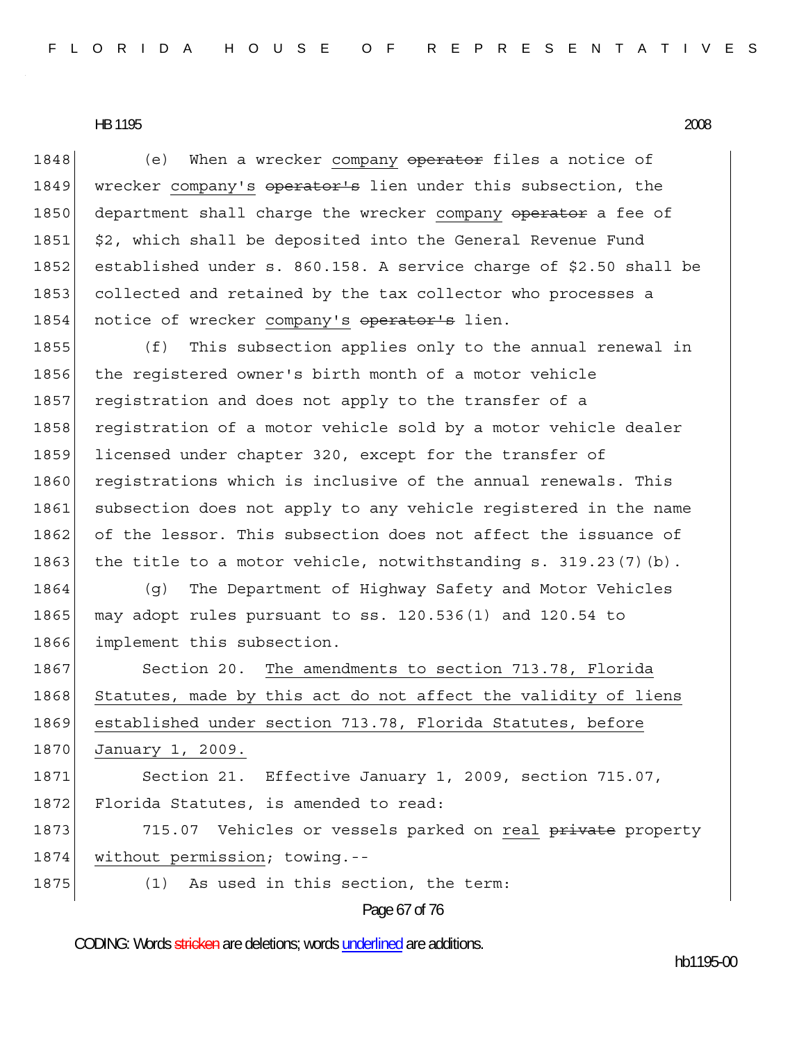(e) When a wrecker <u>company</u> ~~operator~~ files a notice of wrecker <u>company's</u> ~~operator's~~ lien under this subsection, the department shall charge the wrecker <u>company</u> ~~operator~~ a fee of $2, which shall be deposited into the General Revenue Fund established under s. 860.158. A service charge of $2.50 shall be collected and retained by the tax collector who processes a notice of wrecker <u>company's</u> ~~operator's~~ lien.

(f) This subsection applies only to the annual renewal in the registered owner's birth month of a motor vehicle registration and does not apply to the transfer of a registration of a motor vehicle sold by a motor vehicle dealer licensed under chapter 320, except for the transfer of registrations which is inclusive of the annual renewals. This subsection does not apply to any vehicle registered in the name of the lessor. This subsection does not affect the issuance of the title to a motor vehicle, notwithstanding s. 319.23(7)(b).

(g) The Department of Highway Safety and Motor Vehicles may adopt rules pursuant to ss. 120.536(1) and 120.54 to implement this subsection.

Section 20. <u>The amendments to section 713.78, Florida Statutes, made by this act do not affect the validity of liens established under section 713.78, Florida Statutes, before January 1, 2009.</u>

Section 21. Effective January 1, 2009, section 715.07, Florida Statutes, is amended to read:

715.07 Vehicles or vessels parked on <u>real</u> ~~private~~ property <u>without permission</u>; towing.--

(1) As used in this section, the term: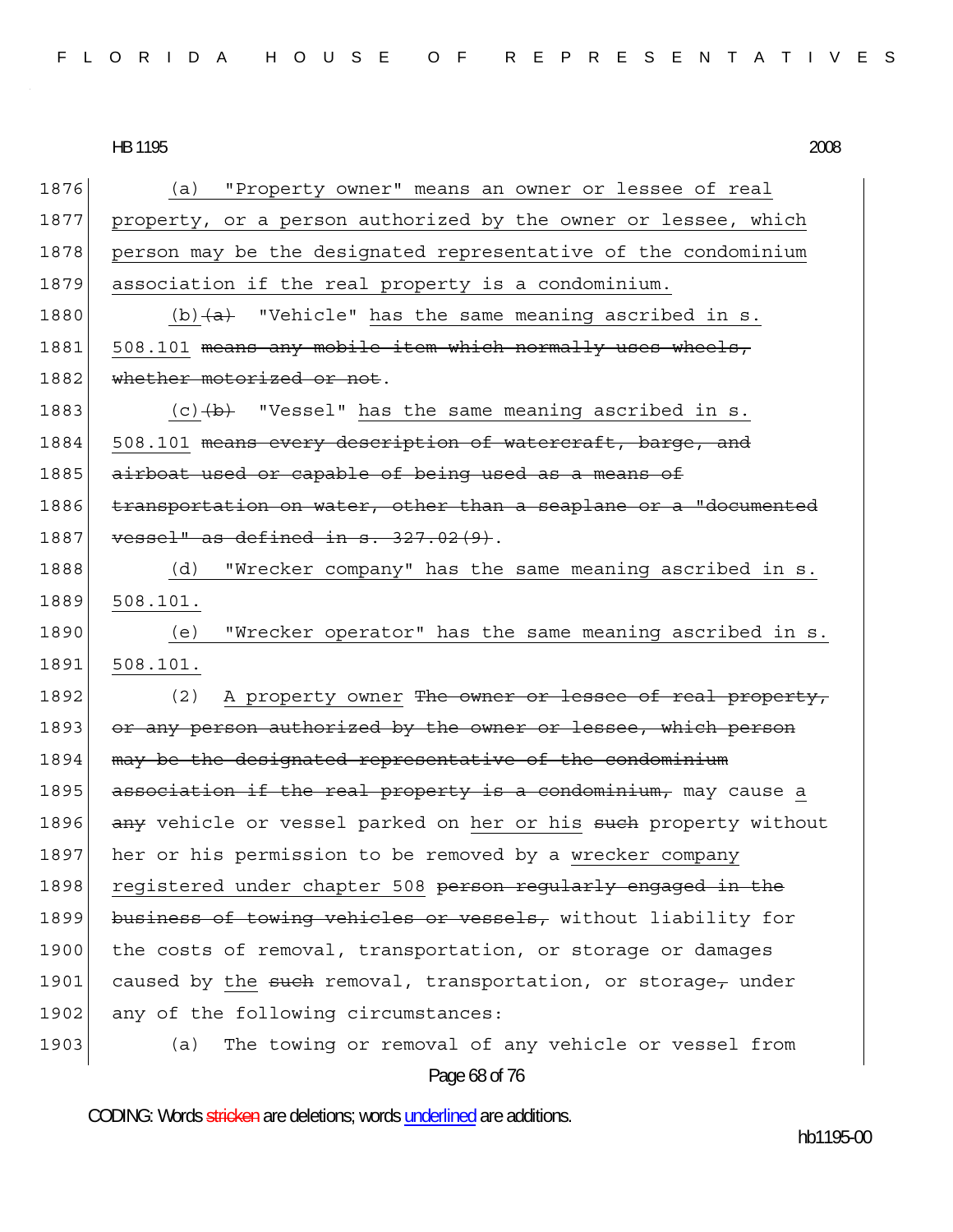1876 (a) "Property owner" means an owner or lessee of real
1877 property, or a person authorized by the owner or lessee, which
1878 person may be the designated representative of the condominium
1879 association if the real property is a condominium.

1880 (b) ~~(a)~~ "Vehicle" has the same meaning ascribed in s.
1881 508.101 ~~means any mobile item which normally uses wheels,~~
1882 ~~whether motorized or not~~.

1883 (c) ~~(b)~~ "Vessel" has the same meaning ascribed in s.
1884 508.101 ~~means every description of watercraft, barge, and~~
1885 ~~airboat used or capable of being used as a means of~~
1886 ~~transportation on water, other than a seaplane or a "documented~~
1887 ~~vessel" as defined in s. 327.02(9)~~.

1888 (d) "Wrecker company" has the same meaning ascribed in s.
1889 508.101.

1890 (e) "Wrecker operator" has the same meaning ascribed in s.
1891 508.101.

1892 (2) A property owner ~~The owner or lessee of real property,~~
1893 ~~or any person authorized by the owner or lessee, which person~~
1894 ~~may be the designated representative of the condominium~~
1895 ~~association if the real property is a condominium,~~ may cause a
1896 ~~any~~ vehicle or vessel parked on her or his ~~such~~ property without
1897 her or his permission to be removed by a wrecker company
1898 registered under chapter 508 ~~person regularly engaged in the~~
1899 ~~business of towing vehicles or vessels,~~ without liability for
1900 the costs of removal, transportation, or storage or damages
1901 caused by the ~~such~~ removal, transportation, or storage~~,~~ under
1902 any of the following circumstances:

1903 (a) The towing or removal of any vehicle or vessel from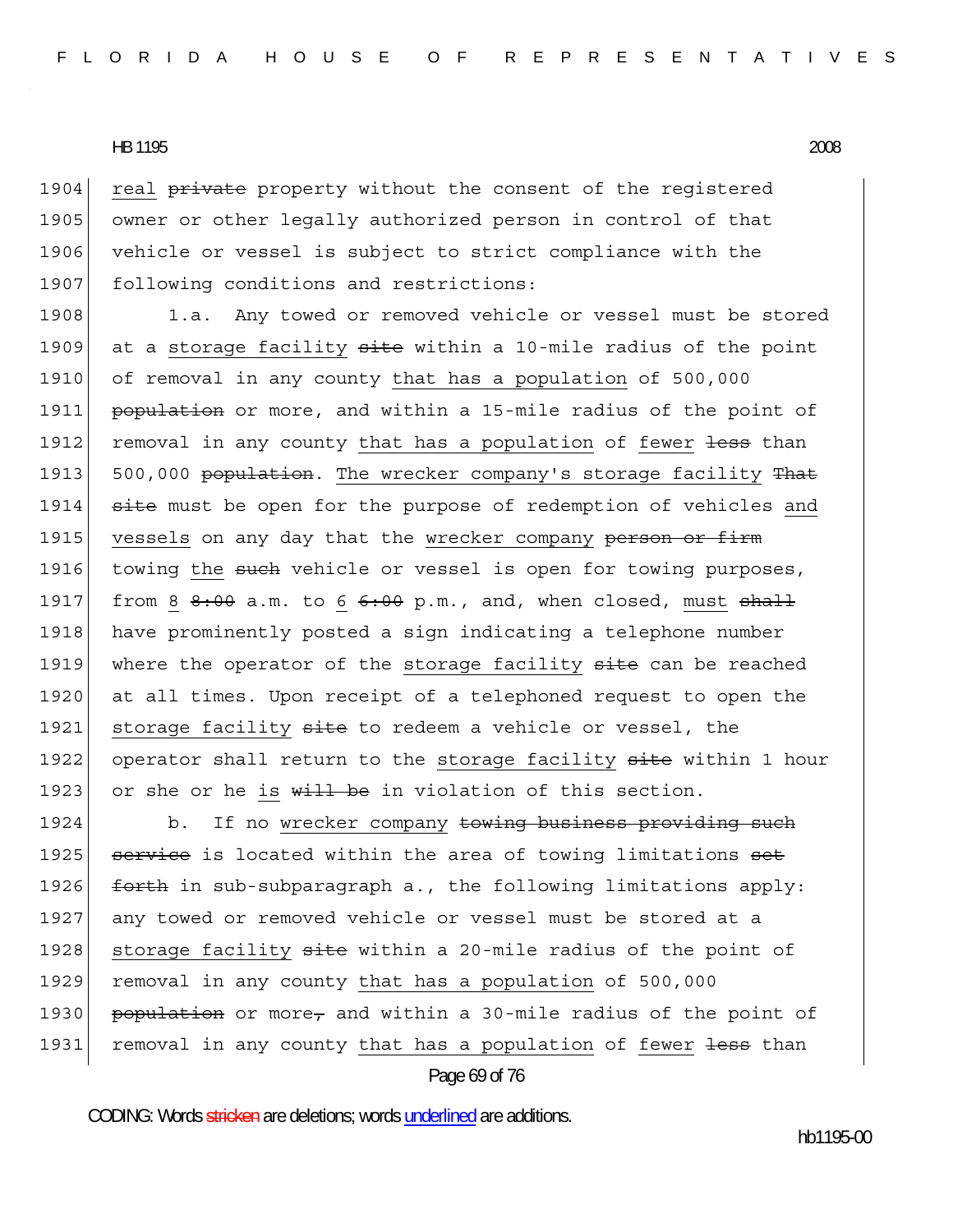1904 real ~~private~~ property without the consent of the registered
1905 owner or other legally authorized person in control of that
1906 vehicle or vessel is subject to strict compliance with the
1907 following conditions and restrictions:

1908 1.a. Any towed or removed vehicle or vessel must be stored
1909 at a storage facility ~~site~~ within a 10-mile radius of the point
1910 of removal in any county that has a population of 500,000
1911 ~~population~~ or more, and within a 15-mile radius of the point of
1912 removal in any county that has a population of fewer ~~less~~ than
1913 500,000 ~~population~~. The wrecker company's storage facility ~~That~~
1914 ~~site~~ must be open for the purpose of redemption of vehicles and
1915 vessels on any day that the wrecker company ~~person or firm~~
1916 towing the ~~such~~ vehicle or vessel is open for towing purposes,
1917 from 8 ~~8:00~~ a.m. to 6 ~~6:00~~ p.m., and, when closed, must ~~shall~~
1918 have prominently posted a sign indicating a telephone number
1919 where the operator of the storage facility ~~site~~ can be reached
1920 at all times. Upon receipt of a telephoned request to open the
1921 storage facility ~~site~~ to redeem a vehicle or vessel, the
1922 operator shall return to the storage facility ~~site~~ within 1 hour
1923 or she or he is ~~will be~~ in violation of this section.

1924 b. If no wrecker company ~~towing business providing such~~
1925 ~~service~~ is located within the area of towing limitations ~~set~~
1926 ~~forth~~ in sub-subparagraph a., the following limitations apply:
1927 any towed or removed vehicle or vessel must be stored at a
1928 storage facility ~~site~~ within a 20-mile radius of the point of
1929 removal in any county that has a population of 500,000
1930 ~~population~~ or more~~,~~ and within a 30-mile radius of the point of
1931 removal in any county that has a population of fewer ~~less~~ than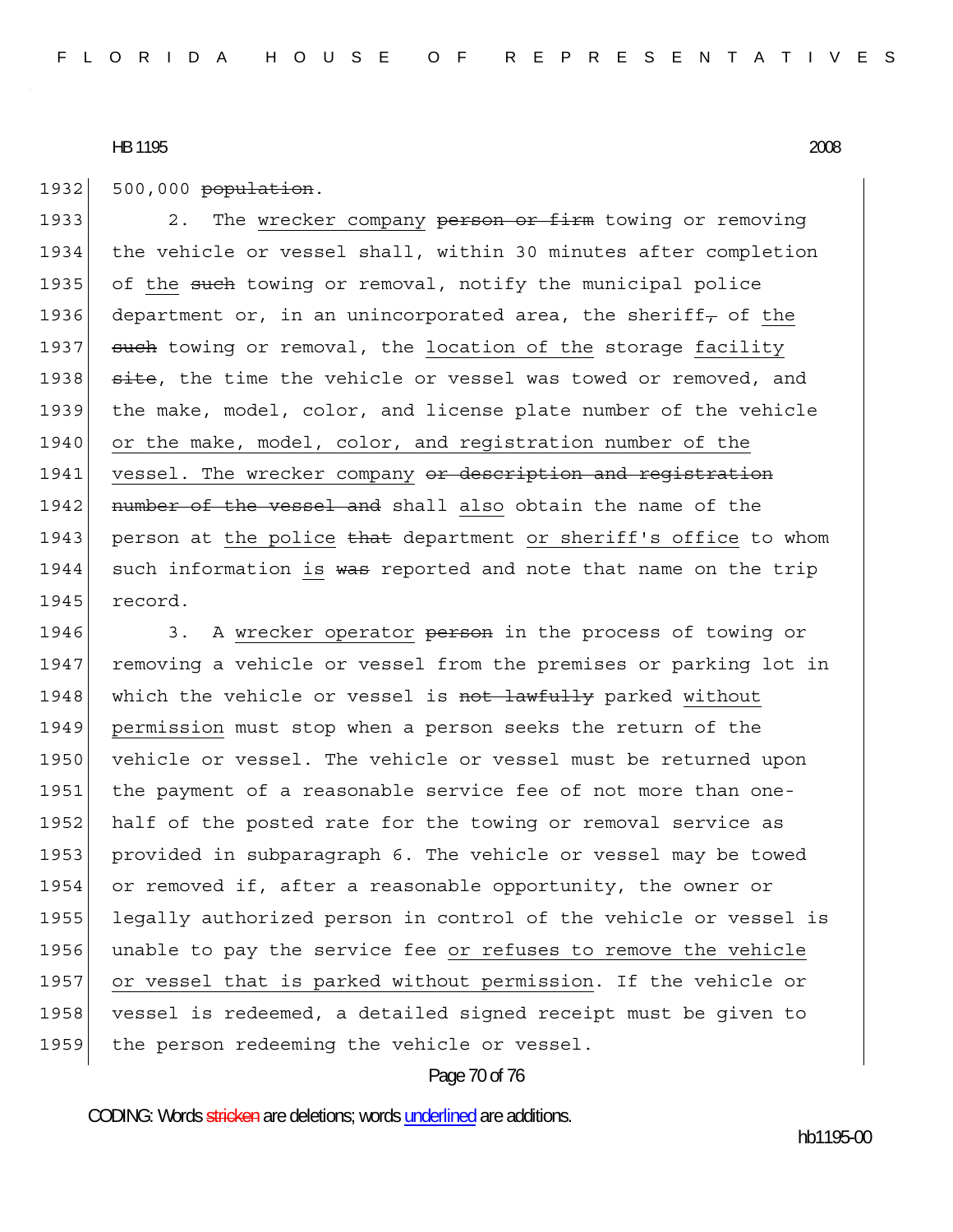500,000 ~~population~~.

2. The <u>wrecker company</u> ~~person or firm~~ towing or removing the vehicle or vessel shall, within 30 minutes after completion of <u>the</u> ~~such~~ towing or removal, notify the municipal police department or, in an unincorporated area, the sheriff~~,~~ of <u>the</u> ~~such~~ towing or removal, the <u>location of the</u> storage <u>facility</u> ~~site~~, the time the vehicle or vessel was towed or removed, and the make, model, color, and license plate number of the vehicle <u>or the make, model, color, and registration number of the vessel. The wrecker company</u> ~~or description and registration number of the vessel and~~ shall <u>also</u> obtain the name of the person at <u>the police</u> ~~that~~ department <u>or sheriff's office</u> to whom such information <u>is</u> ~~was~~ reported and note that name on the trip record.

3. A <u>wrecker operator</u> ~~person~~ in the process of towing or removing a vehicle or vessel from the premises or parking lot in which the vehicle or vessel is ~~not lawfully~~ parked <u>without permission</u> must stop when a person seeks the return of the vehicle or vessel. The vehicle or vessel must be returned upon the payment of a reasonable service fee of not more than one-half of the posted rate for the towing or removal service as provided in subparagraph 6. The vehicle or vessel may be towed or removed if, after a reasonable opportunity, the owner or legally authorized person in control of the vehicle or vessel is unable to pay the service fee <u>or refuses to remove the vehicle or vessel that is parked without permission</u>. If the vehicle or vessel is redeemed, a detailed signed receipt must be given to the person redeeming the vehicle or vessel.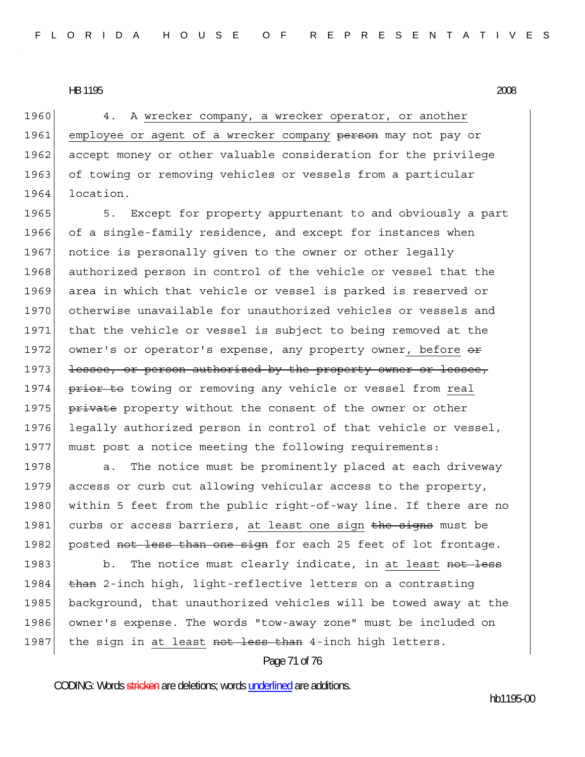1960 4. A wrecker company, a wrecker operator, or another
1961 employee or agent of a wrecker company ~~person~~ may not pay or
1962 accept money or other valuable consideration for the privilege
1963 of towing or removing vehicles or vessels from a particular
1964 location.

1965 5. Except for property appurtenant to and obviously a part
1966 of a single-family residence, and except for instances when
1967 notice is personally given to the owner or other legally
1968 authorized person in control of the vehicle or vessel that the
1969 area in which that vehicle or vessel is parked is reserved or
1970 otherwise unavailable for unauthorized vehicles or vessels and
1971 that the vehicle or vessel is subject to being removed at the
1972 owner's or operator's expense, any property owner, before ~~or~~
1973 ~~lessee, or person authorized by the property owner or lessee,~~
1974 ~~prior to~~ towing or removing any vehicle or vessel from real
1975 ~~private~~ property without the consent of the owner or other
1976 legally authorized person in control of that vehicle or vessel,
1977 must post a notice meeting the following requirements:

1978 a. The notice must be prominently placed at each driveway
1979 access or curb cut allowing vehicular access to the property,
1980 within 5 feet from the public right-of-way line. If there are no
1981 curbs or access barriers, at least one sign ~~the signs~~ must be
1982 posted ~~not less than one sign~~ for each 25 feet of lot frontage.

1983 b. The notice must clearly indicate, in at least ~~not less~~
1984 ~~than~~ 2-inch high, light-reflective letters on a contrasting
1985 background, that unauthorized vehicles will be towed away at the
1986 owner's expense. The words "tow-away zone" must be included on
1987 the sign in at least ~~not less than~~ 4-inch high letters.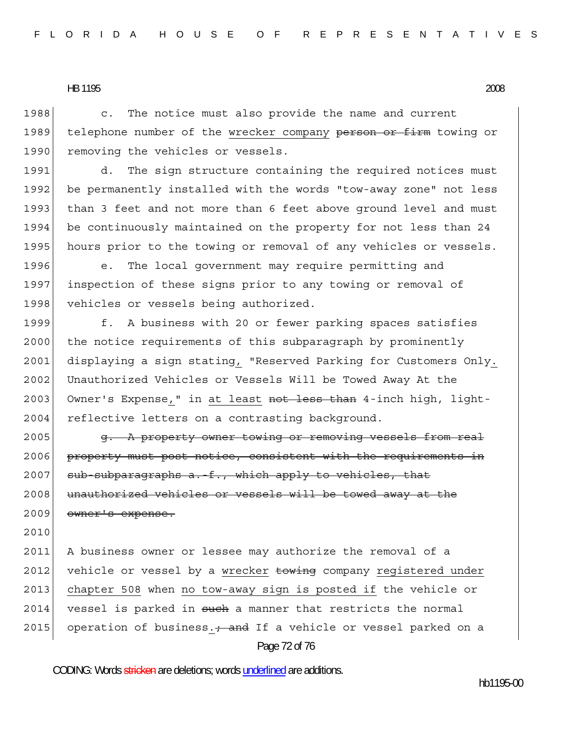c. The notice must also provide the name and current telephone number of the wrecker company ~~person or firm~~ towing or removing the vehicles or vessels.

d. The sign structure containing the required notices must be permanently installed with the words "tow-away zone" not less than 3 feet and not more than 6 feet above ground level and must be continuously maintained on the property for not less than 24 hours prior to the towing or removal of any vehicles or vessels.

e. The local government may require permitting and inspection of these signs prior to any towing or removal of vehicles or vessels being authorized.

f. A business with 20 or fewer parking spaces satisfies the notice requirements of this subparagraph by prominently displaying a sign stating, "Reserved Parking for Customers Only. Unauthorized Vehicles or Vessels Will be Towed Away At the Owner's Expense," in at least ~~not less than~~ 4-inch high, light-reflective letters on a contrasting background.

~~g. A property owner towing or removing vessels from real property must post notice, consistent with the requirements in sub-subparagraphs a.-f., which apply to vehicles, that unauthorized vehicles or vessels will be towed away at the owner's expense.~~

A business owner or lessee may authorize the removal of a vehicle or vessel by a wrecker ~~towing~~ company registered under chapter 508 when no tow-away sign is posted if the vehicle or vessel is parked in ~~such~~ a manner that restricts the normal operation of business.~~; and~~ If a vehicle or vessel parked on a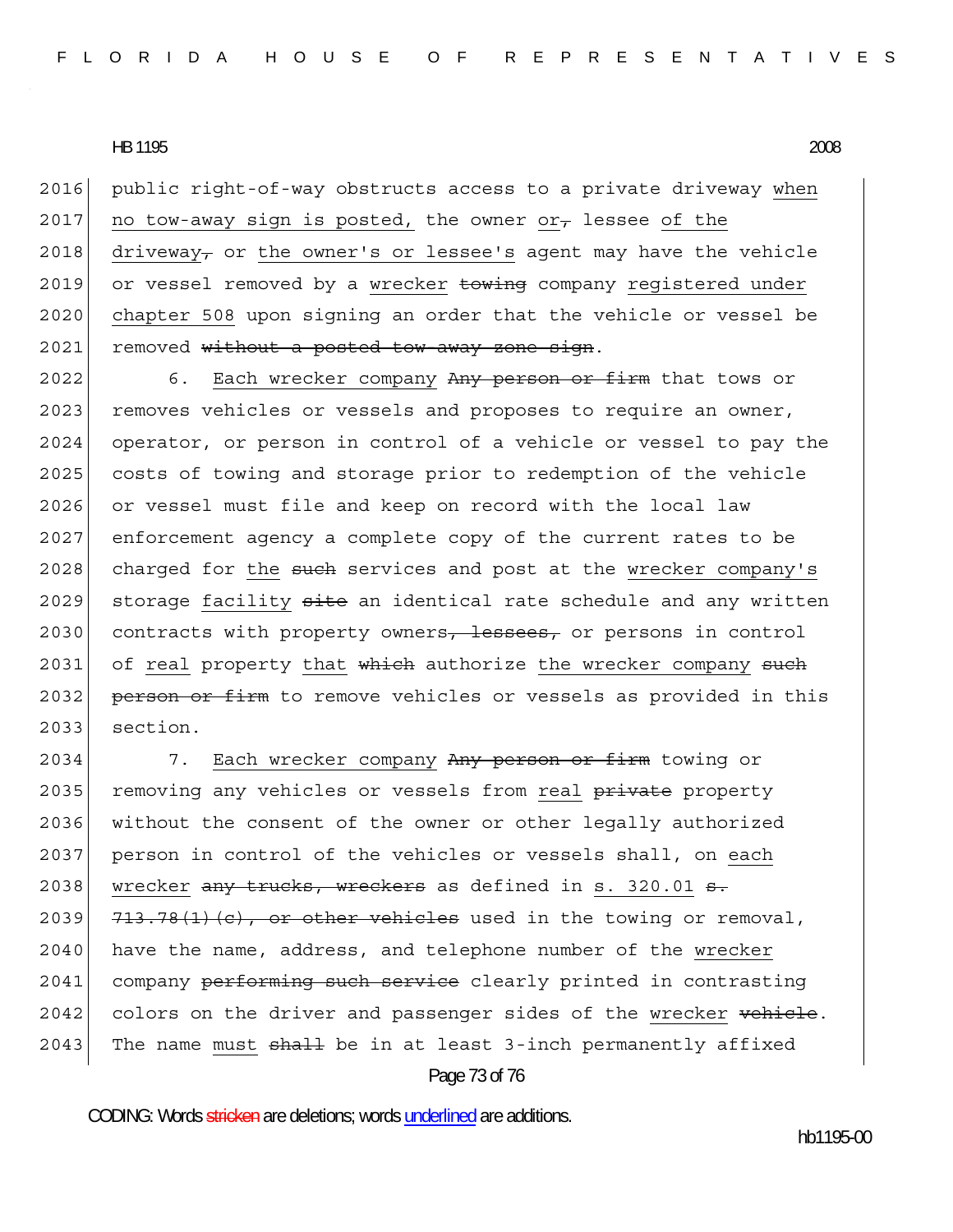public right-of-way obstructs access to a private driveway when no tow-away sign is posted, the owner or, lessee of the driveway, or the owner's or lessee's agent may have the vehicle or vessel removed by a wrecker towing company registered under chapter 508 upon signing an order that the vehicle or vessel be removed without a posted tow-away zone sign.

6. Each wrecker company Any person or firm that tows or removes vehicles or vessels and proposes to require an owner, operator, or person in control of a vehicle or vessel to pay the costs of towing and storage prior to redemption of the vehicle or vessel must file and keep on record with the local law enforcement agency a complete copy of the current rates to be charged for the such services and post at the wrecker company's storage facility site an identical rate schedule and any written contracts with property owners, lessees, or persons in control of real property that which authorize the wrecker company such person or firm to remove vehicles or vessels as provided in this section.

7. Each wrecker company Any person or firm towing or removing any vehicles or vessels from real private property without the consent of the owner or other legally authorized person in control of the vehicles or vessels shall, on each wrecker any trucks, wreckers as defined in s. 320.01 s. 713.78(1)(c), or other vehicles used in the towing or removal, have the name, address, and telephone number of the wrecker company performing such service clearly printed in contrasting colors on the driver and passenger sides of the wrecker vehicle. The name must shall be in at least 3-inch permanently affixed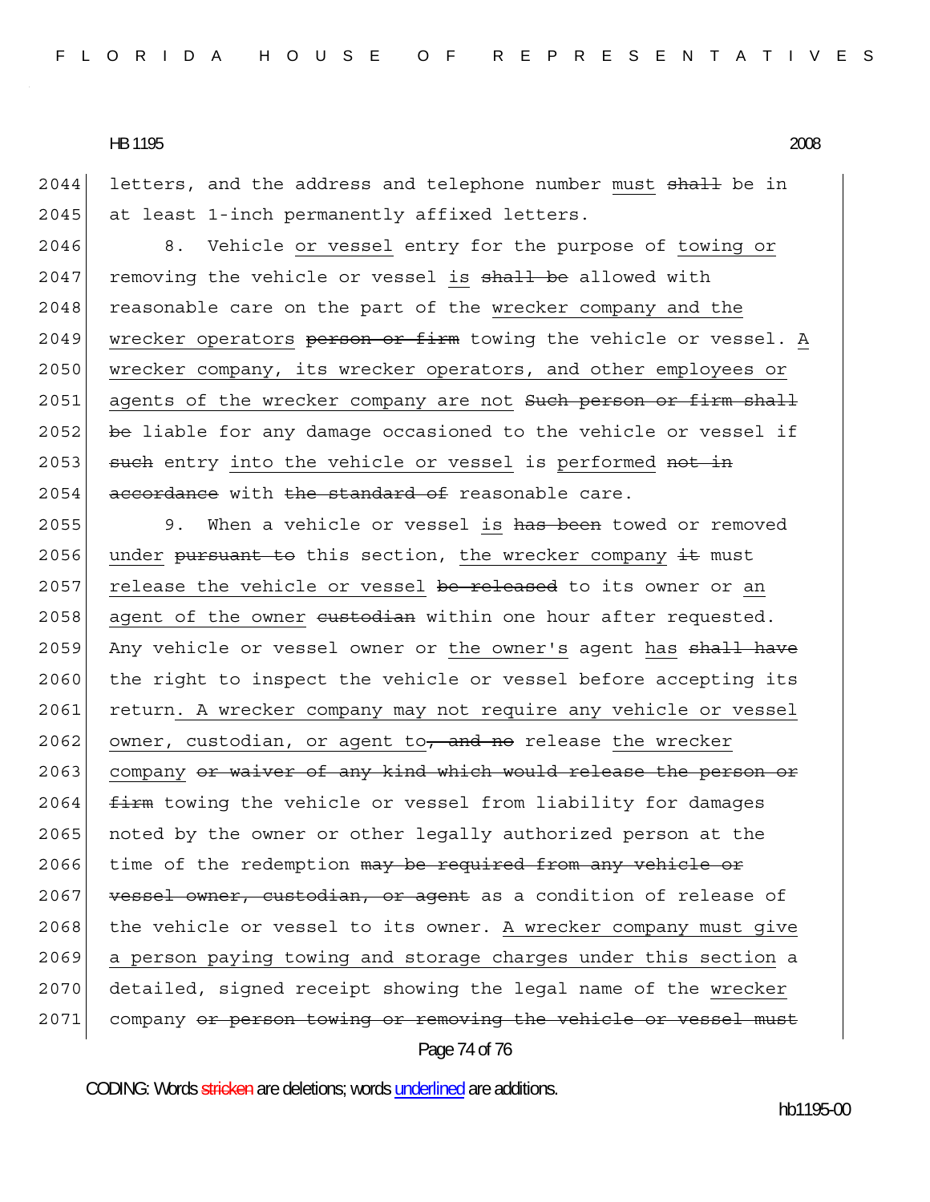letters, and the address and telephone number must ~~shall~~ be in at least 1-inch permanently affixed letters.

8. Vehicle or vessel entry for the purpose of towing or removing the vehicle or vessel is ~~shall be~~ allowed with reasonable care on the part of the wrecker company and the wrecker operators ~~person or firm~~ towing the vehicle or vessel. A wrecker company, its wrecker operators, and other employees or agents of the wrecker company are not ~~Such person or firm shall be~~ liable for any damage occasioned to the vehicle or vessel if ~~such~~ entry into the vehicle or vessel is performed ~~not in accordance~~ with ~~the standard of~~ reasonable care.

9. When a vehicle or vessel is ~~has been~~ towed or removed under ~~pursuant to~~ this section, the wrecker company ~~it~~ must release the vehicle or vessel ~~be released~~ to its owner or an agent of the owner ~~custodian~~ within one hour after requested. Any vehicle or vessel owner or the owner's agent has ~~shall have~~ the right to inspect the vehicle or vessel before accepting its return. A wrecker company may not require any vehicle or vessel owner, custodian, or agent to~~, and no~~ release the wrecker company ~~or waiver of any kind which would release the person or firm~~ towing the vehicle or vessel from liability for damages noted by the owner or other legally authorized person at the time of the redemption ~~may be required from any vehicle or vessel owner, custodian, or agent~~ as a condition of release of the vehicle or vessel to its owner. A wrecker company must give a person paying towing and storage charges under this section a detailed, signed receipt showing the legal name of the wrecker company ~~or person towing or removing the vehicle or vessel must~~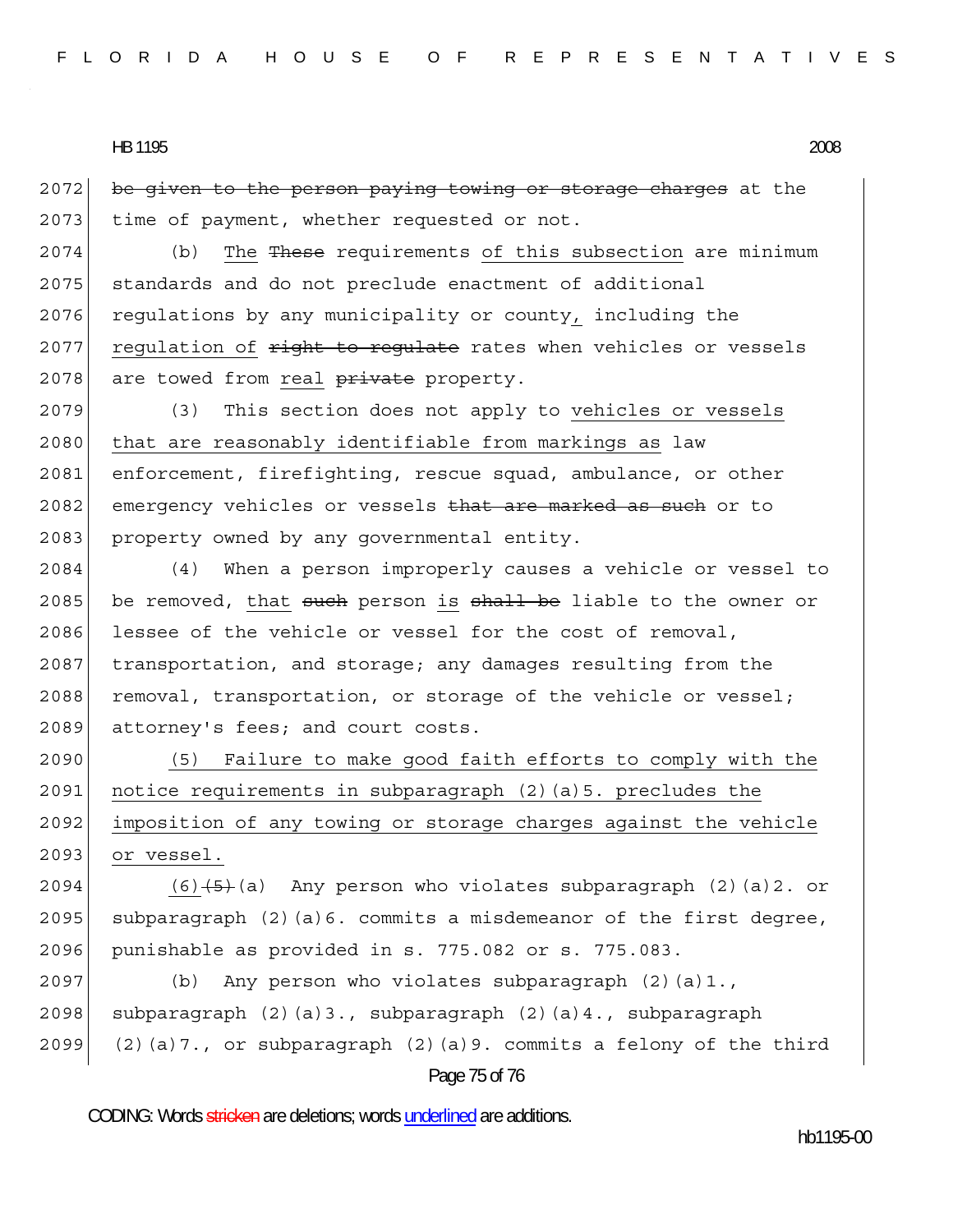be given to the person paying towing or storage charges at the time of payment, whether requested or not.

(b) The These requirements of this subsection are minimum standards and do not preclude enactment of additional regulations by any municipality or county, including the regulation of right to regulate rates when vehicles or vessels are towed from real private property.

(3) This section does not apply to vehicles or vessels that are reasonably identifiable from markings as law enforcement, firefighting, rescue squad, ambulance, or other emergency vehicles or vessels that are marked as such or to property owned by any governmental entity.

(4) When a person improperly causes a vehicle or vessel to be removed, that such person is shall be liable to the owner or lessee of the vehicle or vessel for the cost of removal, transportation, and storage; any damages resulting from the removal, transportation, or storage of the vehicle or vessel; attorney's fees; and court costs.

(5) Failure to make good faith efforts to comply with the notice requirements in subparagraph (2)(a)5. precludes the imposition of any towing or storage charges against the vehicle or vessel.

(6)(5)(a) Any person who violates subparagraph (2)(a)2. or subparagraph (2)(a)6. commits a misdemeanor of the first degree, punishable as provided in s. 775.082 or s. 775.083.

(b) Any person who violates subparagraph (2)(a)1., subparagraph (2)(a)3., subparagraph (2)(a)4., subparagraph (2)(a)7., or subparagraph (2)(a)9. commits a felony of the third

CODING: Words stricken are deletions; words underlined are additions.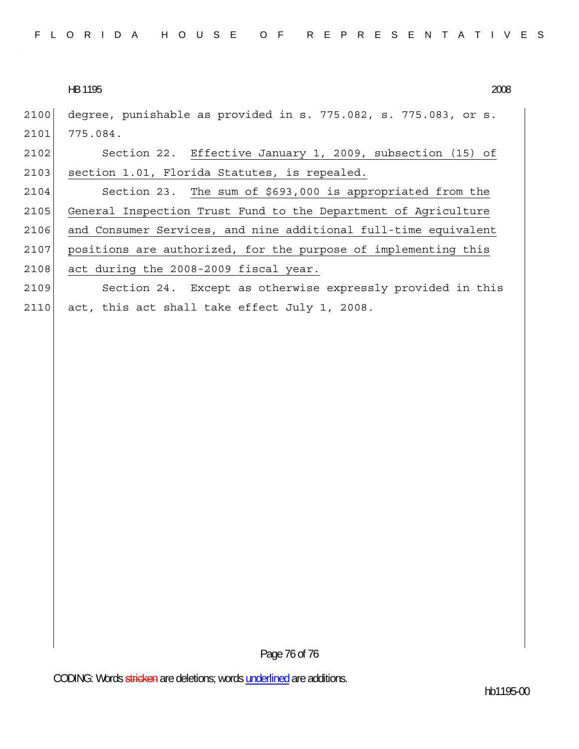degree, punishable as provided in s. 775.082, s. 775.083, or s. 775.084.

Section 22. Effective January 1, 2009, subsection (15) of section 1.01, Florida Statutes, is repealed.

Section 23. The sum of $693,000 is appropriated from the General Inspection Trust Fund to the Department of Agriculture and Consumer Services, and nine additional full-time equivalent positions are authorized, for the purpose of implementing this act during the 2008-2009 fiscal year.

Section 24. Except as otherwise expressly provided in this act, this act shall take effect July 1, 2008.